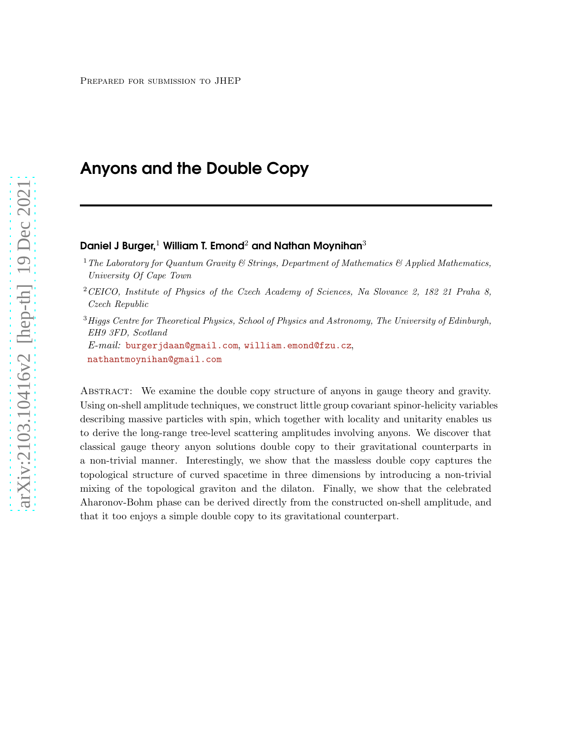Prepared for submission to JHEP

# Anyons and the Double Copy

**Daniel J Burger,**[1] **William T. Emond**[2] **and Nathan Moynihan**[3]

[1] *The Laboratory for Quantum Gravity & Strings, Department of Mathematics & Applied Mathematics, University Of Cape Town*

[2] *CEICO, Institute of Physics of the Czech Academy of Sciences, Na Slovance 2, 182 21 Praha 8, Czech Republic*

[3] *Higgs Centre for Theoretical Physics, School of Physics and Astronomy, The University of Edinburgh, EH9 3FD, Scotland*

*E-mail:* burgerjdaan@gmail.com, william.emond@fzu.cz, nathantmoynihan@gmail.com

Abstract: We examine the double copy structure of anyons in gauge theory and gravity. Using on-shell amplitude techniques, we construct little group covariant spinor-helicity variables describing massive particles with spin, which together with locality and unitarity enables us to derive the long-range tree-level scattering amplitudes involving anyons. We discover that classical gauge theory anyon solutions double copy to their gravitational counterparts in a non-trivial manner. Interestingly, we show that the massless double copy captures the topological structure of curved spacetime in three dimensions by introducing a non-trivial mixing of the topological graviton and the dilaton. Finally, we show that the celebrated Aharonov-Bohm phase can be derived directly from the constructed on-shell amplitude, and that it too enjoys a simple double copy to its gravitational counterpart.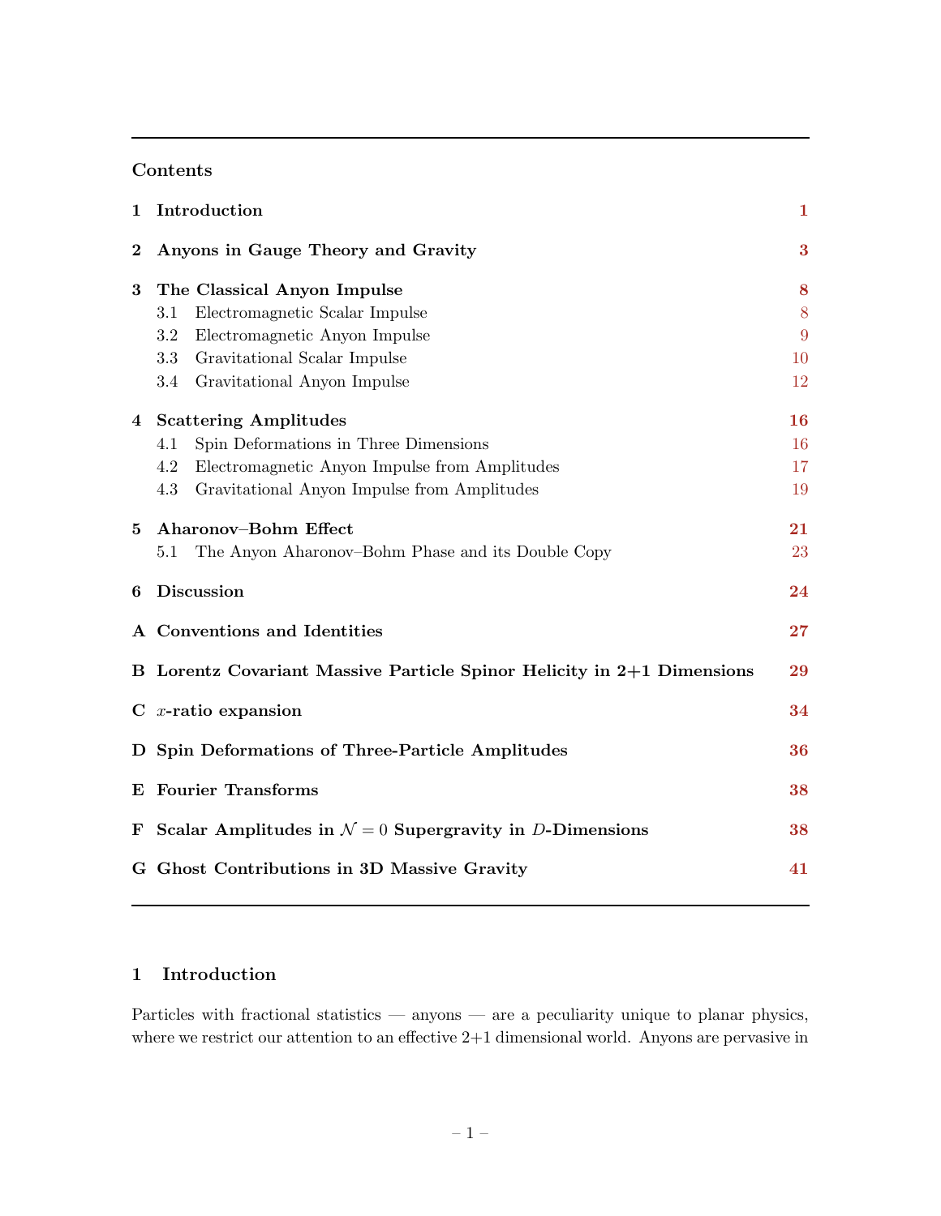## Contents

| | | |
|---|---|---|
| **1** | **Introduction** | **1** |
| **2** | **Anyons in Gauge Theory and Gravity** | **3** |
| **3** | **The Classical Anyon Impulse** | **8** |
| | 3.1 Electromagnetic Scalar Impulse | 8 |
| | 3.2 Electromagnetic Anyon Impulse | 9 |
| | 3.3 Gravitational Scalar Impulse | 10 |
| | 3.4 Gravitational Anyon Impulse | 12 |
| **4** | **Scattering Amplitudes** | **16** |
| | 4.1 Spin Deformations in Three Dimensions | 16 |
| | 4.2 Electromagnetic Anyon Impulse from Amplitudes | 17 |
| | 4.3 Gravitational Anyon Impulse from Amplitudes | 19 |
| **5** | **Aharonov–Bohm Effect** | **21** |
| | 5.1 The Anyon Aharonov–Bohm Phase and its Double Copy | 23 |
| **6** | **Discussion** | **24** |
| **A** | **Conventions and Identities** | **27** |
| **B** | **Lorentz Covariant Massive Particle Spinor Helicity in 2+1 Dimensions** | **29** |
| **C** | **$x$-ratio expansion** | **34** |
| **D** | **Spin Deformations of Three-Particle Amplitudes** | **36** |
| **E** | **Fourier Transforms** | **38** |
| **F** | **Scalar Amplitudes in $\mathcal{N} = 0$ Supergravity in $D$-Dimensions** | **38** |
| **G** | **Ghost Contributions in 3D Massive Gravity** | **41** |

## 1 Introduction

Particles with fractional statistics — anyons — are a peculiarity unique to planar physics, where we restrict our attention to an effective 2+1 dimensional world. Anyons are pervasive in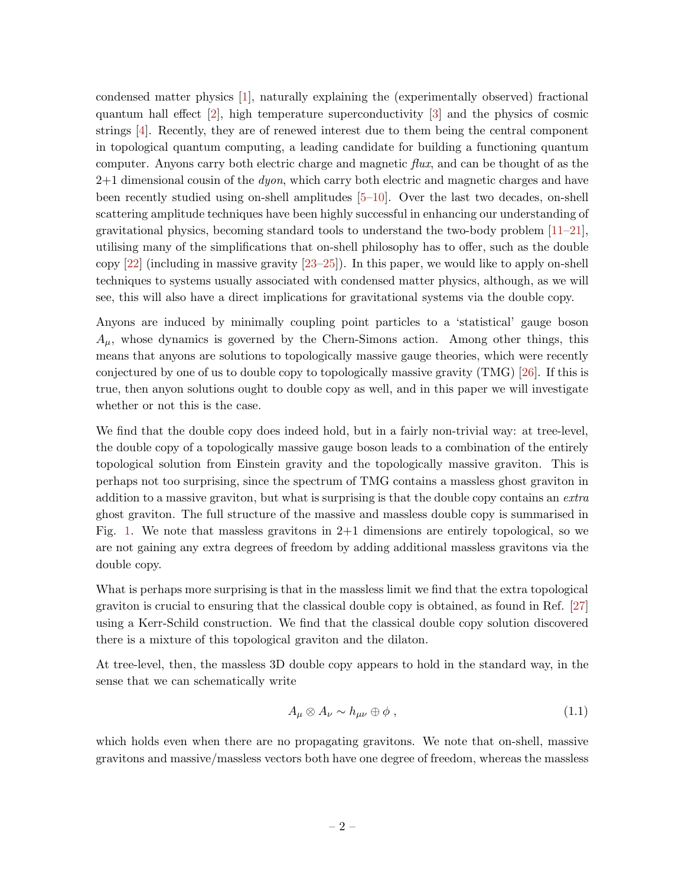condensed matter physics [1], naturally explaining the (experimentally observed) fractional quantum hall effect [2], high temperature superconductivity [3] and the physics of cosmic strings [4]. Recently, they are of renewed interest due to them being the central component in topological quantum computing, a leading candidate for building a functioning quantum computer. Anyons carry both electric charge and magnetic *flux*, and can be thought of as the 2+1 dimensional cousin of the *dyon*, which carry both electric and magnetic charges and have been recently studied using on-shell amplitudes [5–10]. Over the last two decades, on-shell scattering amplitude techniques have been highly successful in enhancing our understanding of gravitational physics, becoming standard tools to understand the two-body problem [11–21], utilising many of the simplifications that on-shell philosophy has to offer, such as the double copy [22] (including in massive gravity [23–25]). In this paper, we would like to apply on-shell techniques to systems usually associated with condensed matter physics, although, as we will see, this will also have a direct implications for gravitational systems via the double copy.

Anyons are induced by minimally coupling point particles to a 'statistical' gauge boson $A_\mu$, whose dynamics is governed by the Chern-Simons action. Among other things, this means that anyons are solutions to topologically massive gauge theories, which were recently conjectured by one of us to double copy to topologically massive gravity (TMG) [26]. If this is true, then anyon solutions ought to double copy as well, and in this paper we will investigate whether or not this is the case.

We find that the double copy does indeed hold, but in a fairly non-trivial way: at tree-level, the double copy of a topologically massive gauge boson leads to a combination of the entirely topological solution from Einstein gravity and the topologically massive graviton. This is perhaps not too surprising, since the spectrum of TMG contains a massless ghost graviton in addition to a massive graviton, but what is surprising is that the double copy contains an *extra* ghost graviton. The full structure of the massive and massless double copy is summarised in Fig. 1. We note that massless gravitons in 2+1 dimensions are entirely topological, so we are not gaining any extra degrees of freedom by adding additional massless gravitons via the double copy.

What is perhaps more surprising is that in the massless limit we find that the extra topological graviton is crucial to ensuring that the classical double copy is obtained, as found in Ref. [27] using a Kerr-Schild construction. We find that the classical double copy solution discovered there is a mixture of this topological graviton and the dilaton.

At tree-level, then, the massless 3D double copy appears to hold in the standard way, in the sense that we can schematically write

$$A_\mu \otimes A_\nu \sim h_{\mu\nu} \oplus \phi \,, \tag{1.1}$$

which holds even when there are no propagating gravitons. We note that on-shell, massive gravitons and massive/massless vectors both have one degree of freedom, whereas the massless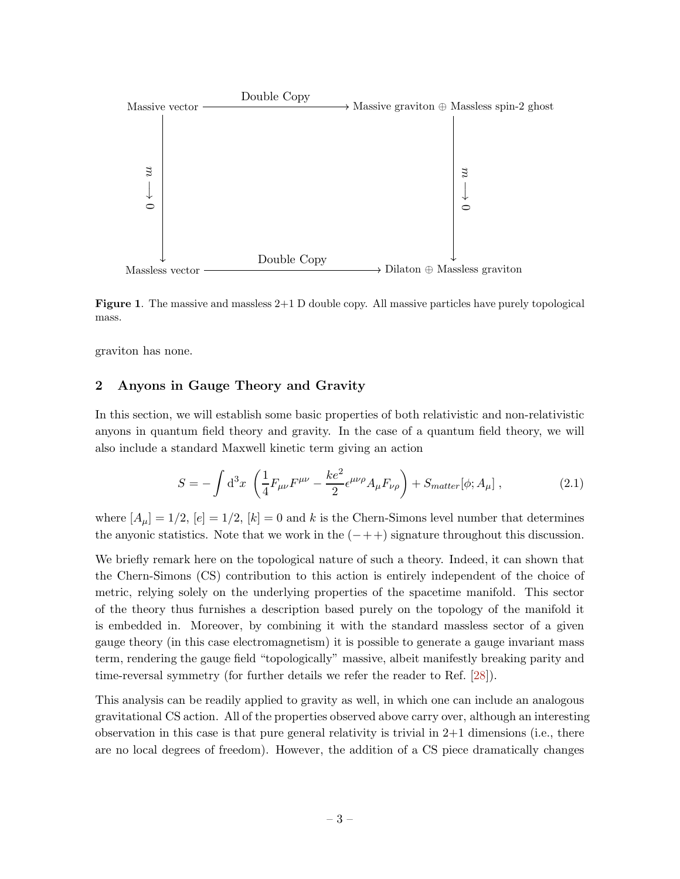Massive vector —— Double Copy ——> Massive graviton ⊕ Massless spin-2 ghost

$m \to 0$ (left and right vertical arrows)

Massless vector —— Double Copy ——> Dilaton ⊕ Massless graviton

**Figure 1**. The massive and massless 2+1 D double copy. All massive particles have purely topological mass.

graviton has none.

## 2 Anyons in Gauge Theory and Gravity

In this section, we will establish some basic properties of both relativistic and non-relativistic anyons in quantum field theory and gravity. In the case of a quantum field theory, we will also include a standard Maxwell kinetic term giving an action

$$S = -\int \mathrm{d}^3x \left( \frac{1}{4} F_{\mu\nu} F^{\mu\nu} - \frac{ke^2}{2} \epsilon^{\mu\nu\rho} A_\mu F_{\nu\rho} \right) + S_{matter}[\phi; A_\mu] \,, \tag{2.1}$$

where $[A_\mu] = 1/2$, $[e] = 1/2$, $[k] = 0$ and $k$ is the Chern-Simons level number that determines the anyonic statistics. Note that we work in the $(-++)$ signature throughout this discussion.

We briefly remark here on the topological nature of such a theory. Indeed, it can shown that the Chern-Simons (CS) contribution to this action is entirely independent of the choice of metric, relying solely on the underlying properties of the spacetime manifold. This sector of the theory thus furnishes a description based purely on the topology of the manifold it is embedded in. Moreover, by combining it with the standard massless sector of a given gauge theory (in this case electromagnetism) it is possible to generate a gauge invariant mass term, rendering the gauge field "topologically" massive, albeit manifestly breaking parity and time-reversal symmetry (for further details we refer the reader to Ref. [28]).

This analysis can be readily applied to gravity as well, in which one can include an analogous gravitational CS action. All of the properties observed above carry over, although an interesting observation in this case is that pure general relativity is trivial in 2+1 dimensions (i.e., there are no local degrees of freedom). However, the addition of a CS piece dramatically changes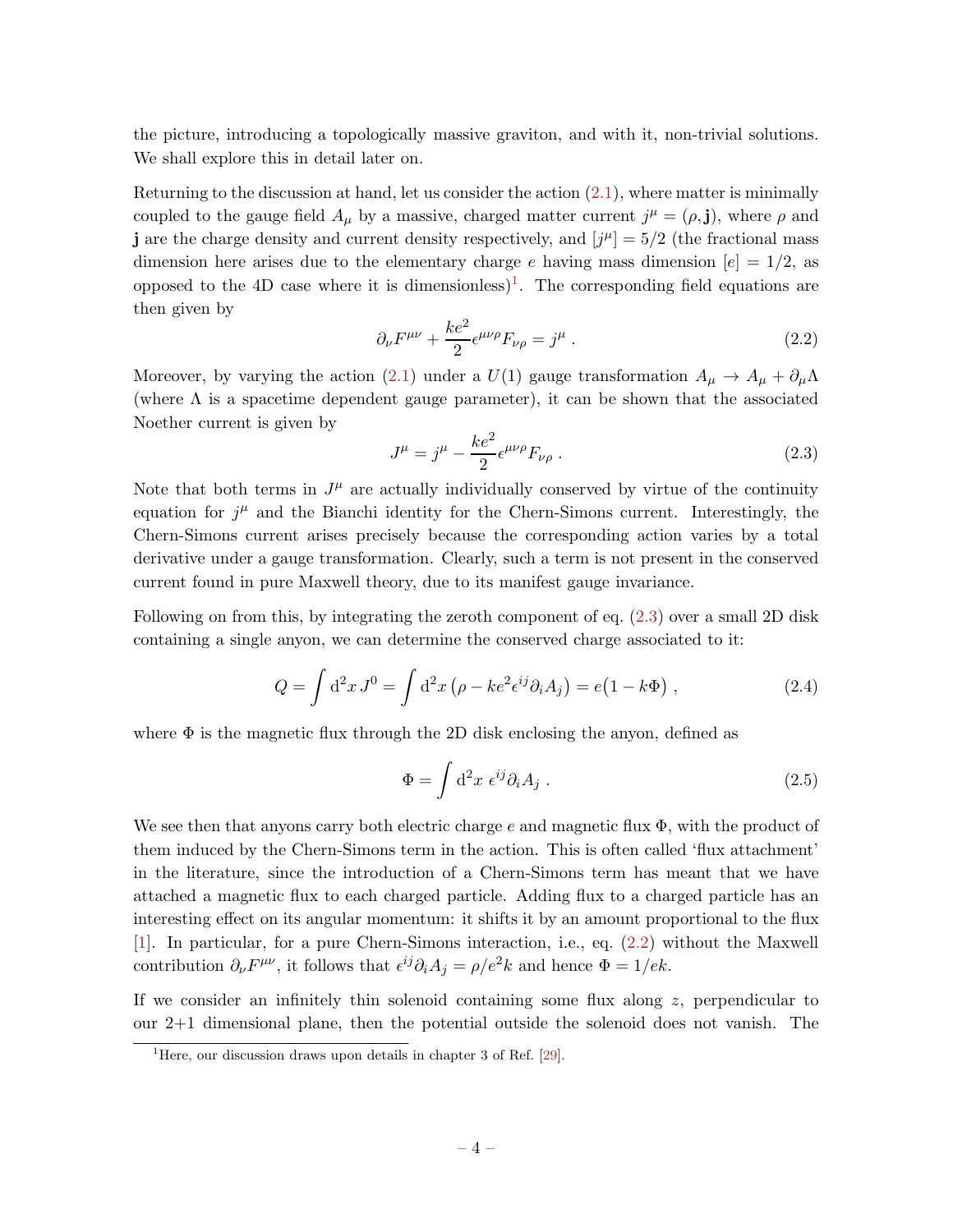the picture, introducing a topologically massive graviton, and with it, non-trivial solutions. We shall explore this in detail later on.

Returning to the discussion at hand, let us consider the action (2.1), where matter is minimally coupled to the gauge field $A_\mu$ by a massive, charged matter current $j^\mu = (\rho, \mathbf{j})$, where $\rho$ and $\mathbf{j}$ are the charge density and current density respectively, and $[j^\mu] = 5/2$ (the fractional mass dimension here arises due to the elementary charge $e$ having mass dimension $[e] = 1/2$, as opposed to the 4D case where it is dimensionless)[1]. The corresponding field equations are then given by

$$\partial_\nu F^{\mu\nu} + \frac{ke^2}{2}\epsilon^{\mu\nu\rho}F_{\nu\rho} = j^\mu \ . \tag{2.2}$$

Moreover, by varying the action (2.1) under a $U(1)$ gauge transformation $A_\mu \to A_\mu + \partial_\mu \Lambda$ (where $\Lambda$ is a spacetime dependent gauge parameter), it can be shown that the associated Noether current is given by

$$J^\mu = j^\mu - \frac{ke^2}{2}\epsilon^{\mu\nu\rho}F_{\nu\rho} \ . \tag{2.3}$$

Note that both terms in $J^\mu$ are actually individually conserved by virtue of the continuity equation for $j^\mu$ and the Bianchi identity for the Chern-Simons current. Interestingly, the Chern-Simons current arises precisely because the corresponding action varies by a total derivative under a gauge transformation. Clearly, such a term is not present in the conserved current found in pure Maxwell theory, due to its manifest gauge invariance.

Following on from this, by integrating the zeroth component of eq. (2.3) over a small 2D disk containing a single anyon, we can determine the conserved charge associated to it:

$$Q = \int \mathrm{d}^2x \, J^0 = \int \mathrm{d}^2x \left(\rho - ke^2\epsilon^{ij}\partial_i A_j\right) = e\big(1 - k\Phi\big) \ , \tag{2.4}$$

where $\Phi$ is the magnetic flux through the 2D disk enclosing the anyon, defined as

$$\Phi = \int \mathrm{d}^2x \ \epsilon^{ij}\partial_i A_j \ . \tag{2.5}$$

We see then that anyons carry both electric charge $e$ and magnetic flux $\Phi$, with the product of them induced by the Chern-Simons term in the action. This is often called 'flux attachment' in the literature, since the introduction of a Chern-Simons term has meant that we have attached a magnetic flux to each charged particle. Adding flux to a charged particle has an interesting effect on its angular momentum: it shifts it by an amount proportional to the flux [1]. In particular, for a pure Chern-Simons interaction, i.e., eq. (2.2) without the Maxwell contribution $\partial_\nu F^{\mu\nu}$, it follows that $\epsilon^{ij}\partial_i A_j = \rho/e^2 k$ and hence $\Phi = 1/ek$.

If we consider an infinitely thin solenoid containing some flux along $z$, perpendicular to our 2+1 dimensional plane, then the potential outside the solenoid does not vanish. The

[1] Here, our discussion draws upon details in chapter 3 of Ref. [29].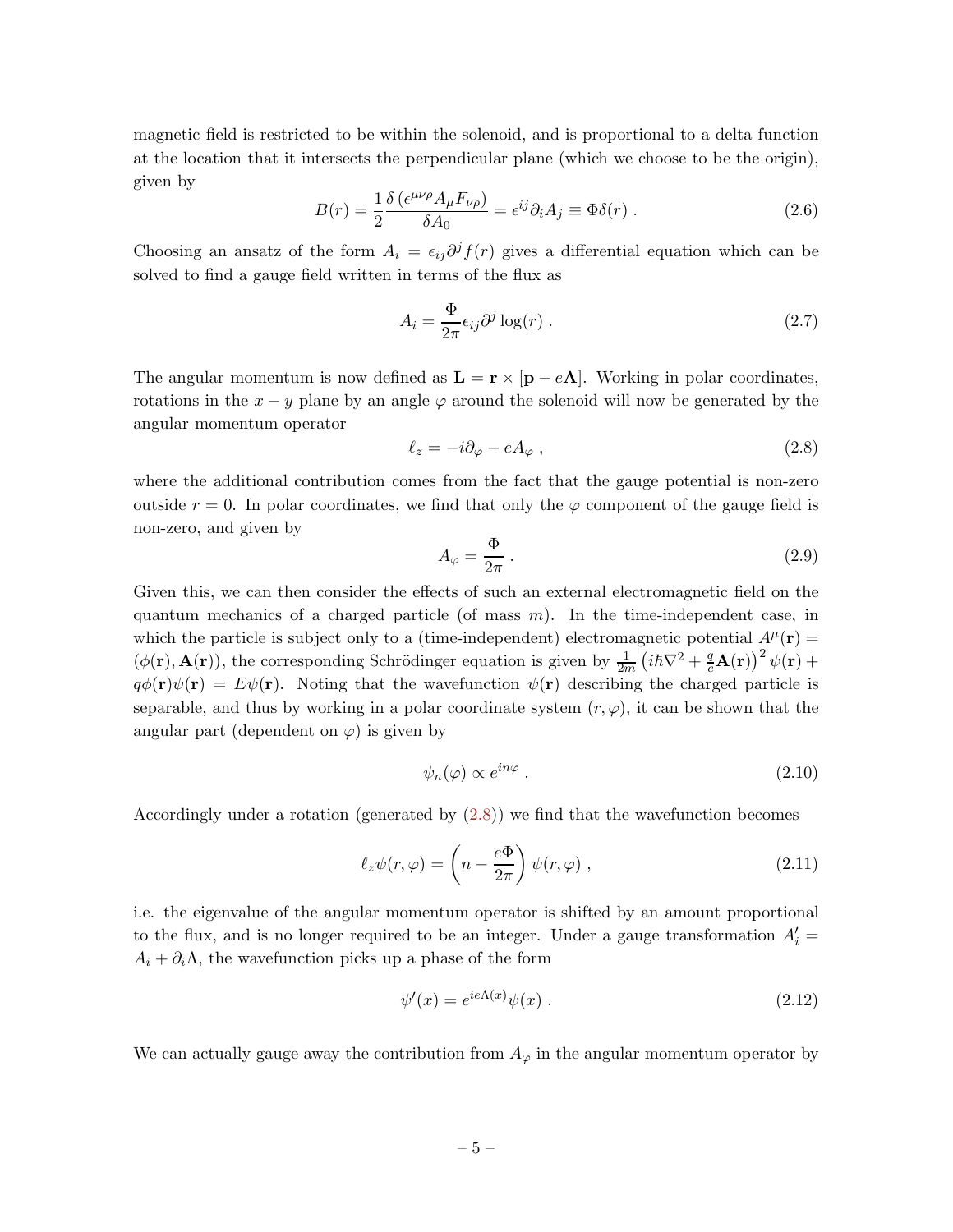magnetic field is restricted to be within the solenoid, and is proportional to a delta function at the location that it intersects the perpendicular plane (which we choose to be the origin), given by

$$B(r) = \frac{1}{2}\frac{\delta\left(\epsilon^{\mu\nu\rho}A_\mu F_{\nu\rho}\right)}{\delta A_0} = \epsilon^{ij}\partial_i A_j \equiv \Phi\delta(r) \; . \tag{2.6}$$

Choosing an ansatz of the form $A_i = \epsilon_{ij}\partial^j f(r)$ gives a differential equation which can be solved to find a gauge field written in terms of the flux as

$$A_i = \frac{\Phi}{2\pi}\epsilon_{ij}\partial^j \log(r) \; . \tag{2.7}$$

The angular momentum is now defined as $\mathbf{L} = \mathbf{r} \times [\mathbf{p} - e\mathbf{A}]$. Working in polar coordinates, rotations in the $x-y$ plane by an angle $\varphi$ around the solenoid will now be generated by the angular momentum operator

$$\ell_z = -i\partial_\varphi - eA_\varphi \; , \tag{2.8}$$

where the additional contribution comes from the fact that the gauge potential is non-zero outside $r = 0$. In polar coordinates, we find that only the $\varphi$ component of the gauge field is non-zero, and given by

$$A_\varphi = \frac{\Phi}{2\pi} \; . \tag{2.9}$$

Given this, we can then consider the effects of such an external electromagnetic field on the quantum mechanics of a charged particle (of mass $m$). In the time-independent case, in which the particle is subject only to a (time-independent) electromagnetic potential $A^\mu(\mathbf{r}) = (\phi(\mathbf{r}), \mathbf{A}(\mathbf{r}))$, the corresponding Schrödinger equation is given by $\frac{1}{2m}\left(i\hbar\nabla^2 + \frac{q}{c}\mathbf{A}(\mathbf{r})\right)^2\psi(\mathbf{r}) + q\phi(\mathbf{r})\psi(\mathbf{r}) = E\psi(\mathbf{r})$. Noting that the wavefunction $\psi(\mathbf{r})$ describing the charged particle is separable, and thus by working in a polar coordinate system $(r,\varphi)$, it can be shown that the angular part (dependent on $\varphi$) is given by

$$\psi_n(\varphi) \propto e^{in\varphi} \; . \tag{2.10}$$

Accordingly under a rotation (generated by (2.8)) we find that the wavefunction becomes

$$\ell_z\psi(r,\varphi) = \left(n - \frac{e\Phi}{2\pi}\right)\psi(r,\varphi) \; , \tag{2.11}$$

i.e. the eigenvalue of the angular momentum operator is shifted by an amount proportional to the flux, and is no longer required to be an integer. Under a gauge transformation $A_i' = A_i + \partial_i\Lambda$, the wavefunction picks up a phase of the form

$$\psi'(x) = e^{ie\Lambda(x)}\psi(x) \; . \tag{2.12}$$

We can actually gauge away the contribution from $A_\varphi$ in the angular momentum operator by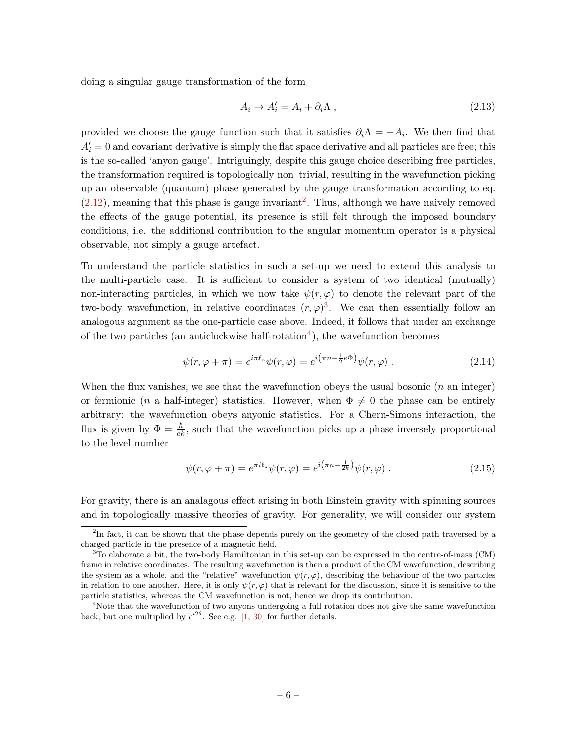doing a singular gauge transformation of the form

$$A_i \to A_i' = A_i + \partial_i \Lambda \ , \tag{2.13}$$

provided we choose the gauge function such that it satisfies $\partial_i \Lambda = -A_i$. We then find that $A_i' = 0$ and covariant derivative is simply the flat space derivative and all particles are free; this is the so-called 'anyon gauge'. Intriguingly, despite this gauge choice describing free particles, the transformation required is topologically non–trivial, resulting in the wavefunction picking up an observable (quantum) phase generated by the gauge transformation according to eq. (2.12), meaning that this phase is gauge invariant[2]. Thus, although we have naively removed the effects of the gauge potential, its presence is still felt through the imposed boundary conditions, i.e. the additional contribution to the angular momentum operator is a physical observable, not simply a gauge artefact.

To understand the particle statistics in such a set-up we need to extend this analysis to the multi-particle case. It is sufficient to consider a system of two identical (mutually) non-interacting particles, in which we now take $\psi(r, \varphi)$ to denote the relevant part of the two-body wavefunction, in relative coordinates $(r, \varphi)$[3]. We can then essentially follow an analogous argument as the one-particle case above. Indeed, it follows that under an exchange of the two particles (an anticlockwise half-rotation[4]), the wavefunction becomes

$$\psi(r, \varphi + \pi) = e^{i\pi \ell_z} \psi(r, \varphi) = e^{i\left(\pi n - \frac{1}{2} e \Phi\right)} \psi(r, \varphi) \ . \tag{2.14}$$

When the flux vanishes, we see that the wavefunction obeys the usual bosonic ($n$ an integer) or fermionic ($n$ a half-integer) statistics. However, when $\Phi \neq 0$ the phase can be entirely arbitrary: the wavefunction obeys anyonic statistics. For a Chern-Simons interaction, the flux is given by $\Phi = \frac{\hbar}{ek}$, such that the wavefunction picks up a phase inversely proportional to the level number

$$\psi(r, \varphi + \pi) = e^{\pi i \ell_z} \psi(r, \varphi) = e^{i\left(\pi n - \frac{1}{2k}\right)} \psi(r, \varphi) \ . \tag{2.15}$$

For gravity, there is an analagous effect arising in both Einstein gravity with spinning sources and in topologically massive theories of gravity. For generality, we will consider our system

[2] In fact, it can be shown that the phase depends purely on the geometry of the closed path traversed by a charged particle in the presence of a magnetic field.

[3] To elaborate a bit, the two-body Hamiltonian in this set-up can be expressed in the centre-of-mass (CM) frame in relative coordinates. The resulting wavefunction is then a product of the CM wavefunction, describing the system as a whole, and the "relative" wavefunction $\psi(r, \varphi)$, describing the behaviour of the two particles in relation to one another. Here, it is only $\psi(r, \varphi)$ that is relevant for the discussion, since it is sensitive to the particle statistics, whereas the CM wavefunction is not, hence we drop its contribution.

[4] Note that the wavefunction of two anyons undergoing a full rotation does not give the same wavefunction back, but one multiplied by $e^{i2\theta}$. See e.g. [1, 30] for further details.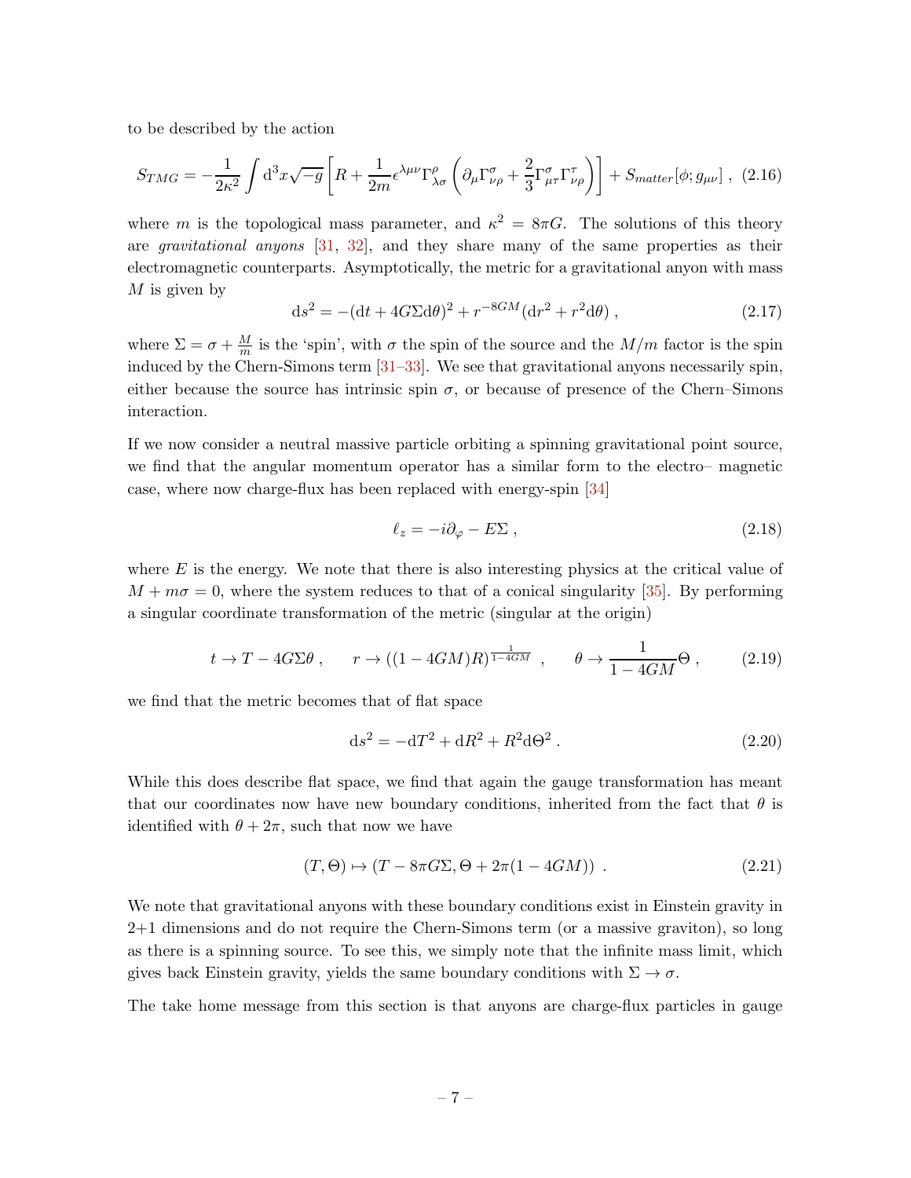to be described by the action

$$S_{TMG} = -\frac{1}{2\kappa^2}\int \mathrm{d}^3x\sqrt{-g}\left[R + \frac{1}{2m}\epsilon^{\lambda\mu\nu}\Gamma^{\rho}_{\lambda\sigma}\left(\partial_\mu\Gamma^{\sigma}_{\nu\rho} + \frac{2}{3}\Gamma^{\sigma}_{\mu\tau}\Gamma^{\tau}_{\nu\rho}\right)\right] + S_{matter}[\phi; g_{\mu\nu}] \; , \tag{2.16}$$

where $m$ is the topological mass parameter, and $\kappa^2 = 8\pi G$. The solutions of this theory are *gravitational anyons* [31, 32], and they share many of the same properties as their electromagnetic counterparts. Asymptotically, the metric for a gravitational anyon with mass $M$ is given by

$$\mathrm{d}s^2 = -(\mathrm{d}t + 4G\Sigma\mathrm{d}\theta)^2 + r^{-8GM}(\mathrm{d}r^2 + r^2\mathrm{d}\theta) \; , \tag{2.17}$$

where $\Sigma = \sigma + \frac{M}{m}$ is the 'spin', with $\sigma$ the spin of the source and the $M/m$ factor is the spin induced by the Chern-Simons term [31–33]. We see that gravitational anyons necessarily spin, either because the source has intrinsic spin $\sigma$, or because of presence of the Chern–Simons interaction.

If we now consider a neutral massive particle orbiting a spinning gravitational point source, we find that the angular momentum operator has a similar form to the electro– magnetic case, where now charge-flux has been replaced with energy-spin [34]

$$\ell_z = -i\partial_\varphi - E\Sigma \; , \tag{2.18}$$

where $E$ is the energy. We note that there is also interesting physics at the critical value of $M + m\sigma = 0$, where the system reduces to that of a conical singularity [35]. By performing a singular coordinate transformation of the metric (singular at the origin)

$$t \to T - 4G\Sigma\theta \; , \qquad r \to ((1-4GM)R)^{\frac{1}{1-4GM}} \;\; , \qquad \theta \to \frac{1}{1-4GM}\Theta \; , \tag{2.19}$$

we find that the metric becomes that of flat space

$$\mathrm{d}s^2 = -\mathrm{d}T^2 + \mathrm{d}R^2 + R^2\mathrm{d}\Theta^2 \; . \tag{2.20}$$

While this does describe flat space, we find that again the gauge transformation has meant that our coordinates now have new boundary conditions, inherited from the fact that $\theta$ is identified with $\theta + 2\pi$, such that now we have

$$(T, \Theta) \mapsto (T - 8\pi G\Sigma, \Theta + 2\pi(1-4GM)) \; . \tag{2.21}$$

We note that gravitational anyons with these boundary conditions exist in Einstein gravity in 2+1 dimensions and do not require the Chern-Simons term (or a massive graviton), so long as there is a spinning source. To see this, we simply note that the infinite mass limit, which gives back Einstein gravity, yields the same boundary conditions with $\Sigma \to \sigma$.

The take home message from this section is that anyons are charge-flux particles in gauge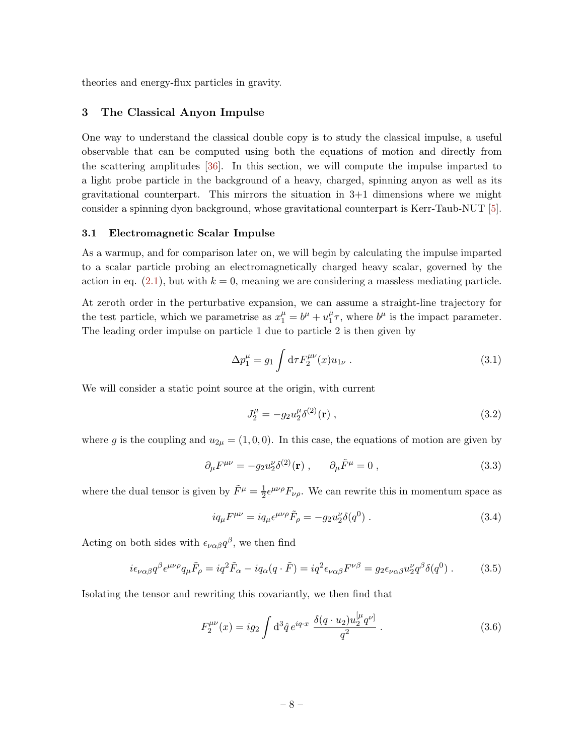theories and energy-flux particles in gravity.

## 3 The Classical Anyon Impulse

One way to understand the classical double copy is to study the classical impulse, a useful observable that can be computed using both the equations of motion and directly from the scattering amplitudes [36]. In this section, we will compute the impulse imparted to a light probe particle in the background of a heavy, charged, spinning anyon as well as its gravitational counterpart. This mirrors the situation in 3+1 dimensions where we might consider a spinning dyon background, whose gravitational counterpart is Kerr-Taub-NUT [5].

### 3.1 Electromagnetic Scalar Impulse

As a warmup, and for comparison later on, we will begin by calculating the impulse imparted to a scalar particle probing an electromagnetically charged heavy scalar, governed by the action in eq. (2.1), but with $k = 0$, meaning we are considering a massless mediating particle.

At zeroth order in the perturbative expansion, we can assume a straight-line trajectory for the test particle, which we parametrise as $x_1^\mu = b^\mu + u_1^\mu \tau$, where $b^\mu$ is the impact parameter. The leading order impulse on particle 1 due to particle 2 is then given by

$$\Delta p_1^\mu = g_1 \int \mathrm{d}\tau F_2^{\mu\nu}(x) u_{1\nu} \; . \tag{3.1}$$

We will consider a static point source at the origin, with current

$$J_2^\mu = -g_2 u_2^\mu \delta^{(2)}(\mathbf{r}) \; , \tag{3.2}$$

where $g$ is the coupling and $u_{2\mu} = (1, 0, 0)$. In this case, the equations of motion are given by

$$\partial_\mu F^{\mu\nu} = -g_2 u_2^\nu \delta^{(2)}(\mathbf{r}) \; , \qquad \partial_\mu \tilde{F}^\mu = 0 \; , \tag{3.3}$$

where the dual tensor is given by $\tilde{F}^\mu = \frac{1}{2}\epsilon^{\mu\nu\rho}F_{\nu\rho}$. We can rewrite this in momentum space as

$$iq_\mu F^{\mu\nu} = iq_\mu \epsilon^{\mu\nu\rho}\tilde{F}_\rho = -g_2 u_2^\nu \delta(q^0) \; . \tag{3.4}$$

Acting on both sides with $\epsilon_{\nu\alpha\beta}q^\beta$, we then find

$$i\epsilon_{\nu\alpha\beta}q^\beta \epsilon^{\mu\nu\rho}q_\mu \tilde{F}_\rho = iq^2 \tilde{F}_\alpha - iq_\alpha(q \cdot \tilde{F}) = iq^2 \epsilon_{\nu\alpha\beta}F^{\nu\beta} = g_2 \epsilon_{\nu\alpha\beta}u_2^\nu q^\beta \delta(q^0) \; . \tag{3.5}$$

Isolating the tensor and rewriting this covariantly, we then find that

$$F_2^{\mu\nu}(x) = ig_2 \int \mathrm{d}^3\hat{q}\, e^{iq\cdot x}\, \frac{\delta(q \cdot u_2) u_2^{[\mu} q^{\nu]}}{q^2} \; . \tag{3.6}$$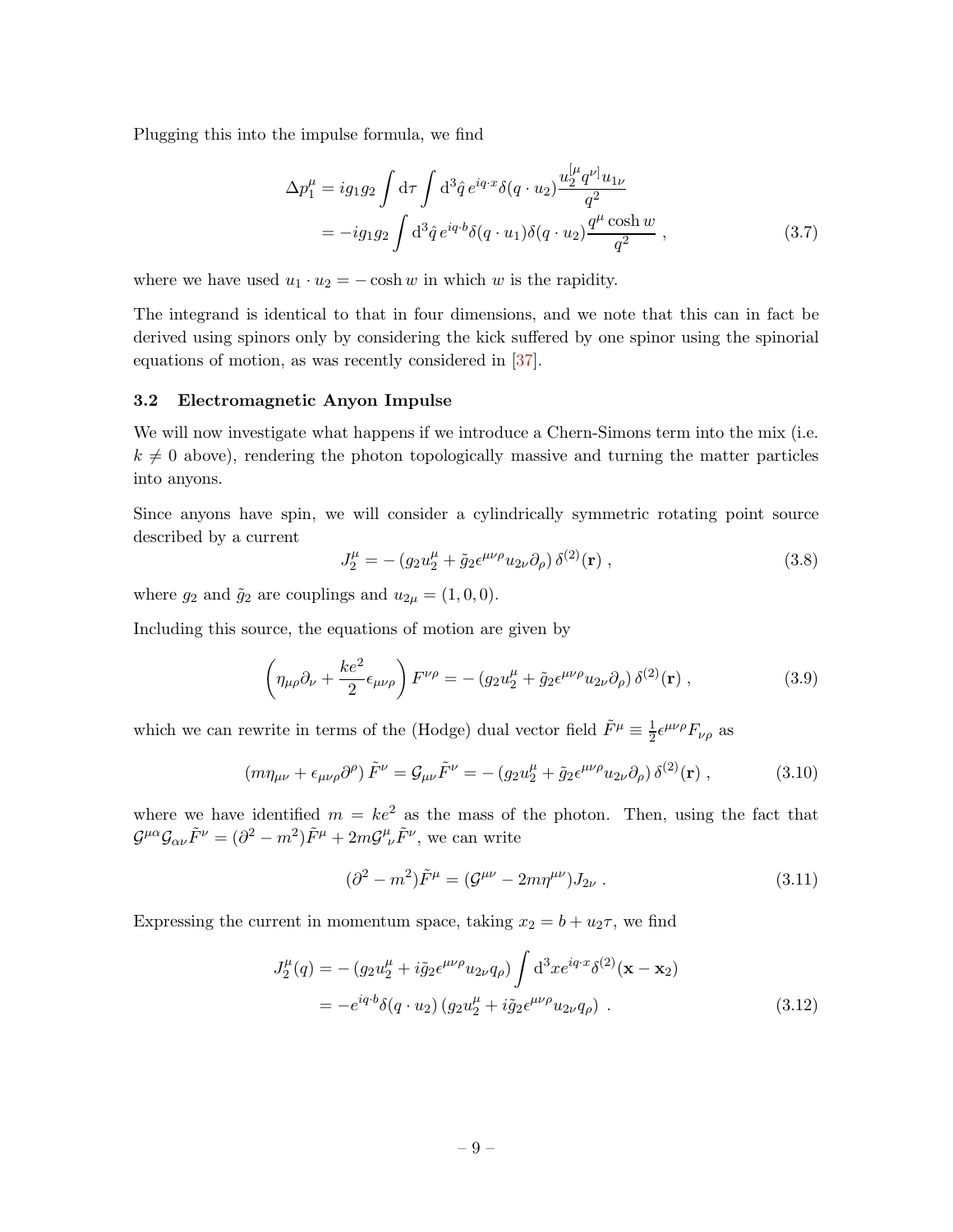Plugging this into the impulse formula, we find

$$
\begin{aligned}
\Delta p_1^\mu &= i g_1 g_2 \int \mathrm{d}\tau \int \mathrm{d}^3\hat{q}\, e^{iq\cdot x} \delta(q\cdot u_2) \frac{u_2^{[\mu} q^{\nu]} u_{1\nu}}{q^2} \\
&= -i g_1 g_2 \int \mathrm{d}^3\hat{q}\, e^{iq\cdot b} \delta(q\cdot u_1)\delta(q\cdot u_2) \frac{q^\mu \cosh w}{q^2} ,
\end{aligned}
\tag{3.7}
$$

where we have used $u_1 \cdot u_2 = -\cosh w$ in which $w$ is the rapidity.

The integrand is identical to that in four dimensions, and we note that this can in fact be derived using spinors only by considering the kick suffered by one spinor using the spinorial equations of motion, as was recently considered in [37].

### 3.2 Electromagnetic Anyon Impulse

We will now investigate what happens if we introduce a Chern-Simons term into the mix (i.e. $k \neq 0$ above), rendering the photon topologically massive and turning the matter particles into anyons.

Since anyons have spin, we will consider a cylindrically symmetric rotating point source described by a current

$$
J_2^\mu = -\left(g_2 u_2^\mu + \tilde{g}_2 \epsilon^{\mu\nu\rho} u_{2\nu} \partial_\rho\right) \delta^{(2)}(\mathbf{r}) ,
\tag{3.8}
$$

where $g_2$ and $\tilde{g}_2$ are couplings and $u_{2\mu} = (1, 0, 0)$.

Including this source, the equations of motion are given by

$$
\left(\eta_{\mu\rho}\partial_\nu + \frac{ke^2}{2}\epsilon_{\mu\nu\rho}\right) F^{\nu\rho} = -\left(g_2 u_2^\mu + \tilde{g}_2 \epsilon^{\mu\nu\rho} u_{2\nu}\partial_\rho\right) \delta^{(2)}(\mathbf{r}) ,
\tag{3.9}
$$

which we can rewrite in terms of the (Hodge) dual vector field $\tilde{F}^\mu \equiv \frac{1}{2}\epsilon^{\mu\nu\rho}F_{\nu\rho}$ as

$$
\left(m\eta_{\mu\nu} + \epsilon_{\mu\nu\rho}\partial^\rho\right) \tilde{F}^\nu = \mathcal{G}_{\mu\nu}\tilde{F}^\nu = -\left(g_2 u_2^\mu + \tilde{g}_2 \epsilon^{\mu\nu\rho} u_{2\nu}\partial_\rho\right) \delta^{(2)}(\mathbf{r}) ,
\tag{3.10}
$$

where we have identified $m = ke^2$ as the mass of the photon. Then, using the fact that $\mathcal{G}^{\mu\alpha}\mathcal{G}_{\alpha\nu}\tilde{F}^\nu = (\partial^2 - m^2)\tilde{F}^\mu + 2m\mathcal{G}^\mu{}_\nu\tilde{F}^\nu$, we can write

$$
(\partial^2 - m^2)\tilde{F}^\mu = (\mathcal{G}^{\mu\nu} - 2m\eta^{\mu\nu})J_{2\nu} .
\tag{3.11}
$$

Expressing the current in momentum space, taking $x_2 = b + u_2\tau$, we find

$$
\begin{aligned}
J_2^\mu(q) &= -\left(g_2 u_2^\mu + i\tilde{g}_2 \epsilon^{\mu\nu\rho} u_{2\nu} q_\rho\right) \int \mathrm{d}^3x e^{iq\cdot x} \delta^{(2)}(\mathbf{x} - \mathbf{x}_2) \\
&= -e^{iq\cdot b}\delta(q\cdot u_2)\left(g_2 u_2^\mu + i\tilde{g}_2 \epsilon^{\mu\nu\rho} u_{2\nu} q_\rho\right) .
\end{aligned}
\tag{3.12}
$$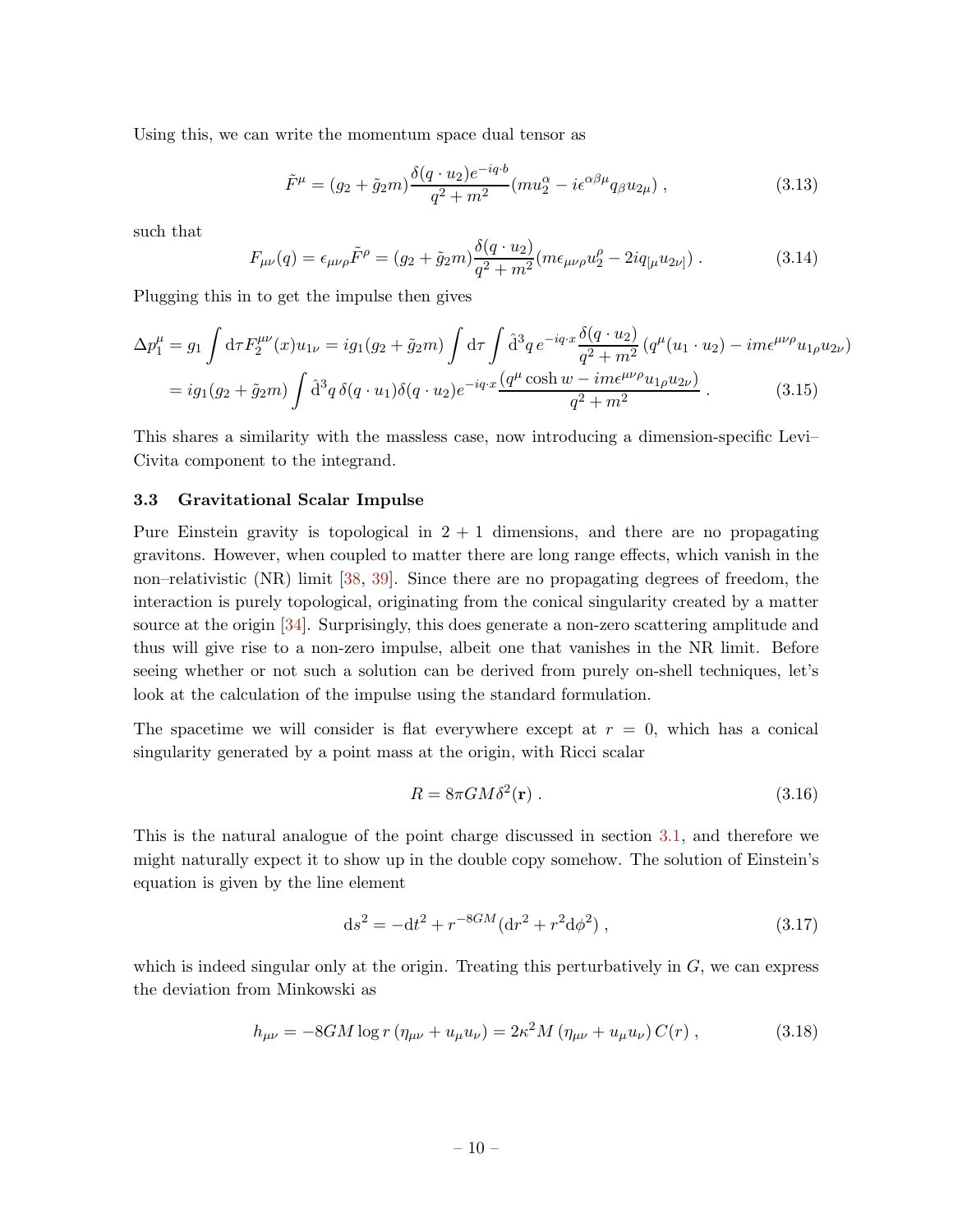Using this, we can write the momentum space dual tensor as

$$\tilde{F}^{\mu} = (g_2 + \tilde{g}_2 m)\frac{\delta(q\cdot u_2)e^{-iq\cdot b}}{q^2+m^2}(m u_2^{\alpha} - i\epsilon^{\alpha\beta\mu}q_{\beta}u_{2\mu}) , \tag{3.13}$$

such that

$$F_{\mu\nu}(q) = \epsilon_{\mu\nu\rho}\tilde{F}^{\rho} = (g_2 + \tilde{g}_2 m)\frac{\delta(q\cdot u_2)}{q^2+m^2}(m\epsilon_{\mu\nu\rho}u_2^{\rho} - 2iq_{[\mu}u_{2\nu]}) . \tag{3.14}$$

Plugging this in to get the impulse then gives

$$\begin{aligned}
\Delta p_1^{\mu} &= g_1\int \mathrm{d}\tau F_2^{\mu\nu}(x)u_{1\nu} = ig_1(g_2+\tilde{g}_2 m)\int \mathrm{d}\tau \int \hat{\mathrm{d}}^3 q\, e^{-iq\cdot x}\frac{\delta(q\cdot u_2)}{q^2+m^2}\left(q^{\mu}(u_1\cdot u_2) - im\epsilon^{\mu\nu\rho}u_{1\rho}u_{2\nu}\right) \\
&= ig_1(g_2+\tilde{g}_2 m)\int \hat{\mathrm{d}}^3 q\, \delta(q\cdot u_1)\delta(q\cdot u_2)e^{-iq\cdot x}\frac{(q^{\mu}\cosh w - im\epsilon^{\mu\nu\rho}u_{1\rho}u_{2\nu})}{q^2+m^2} .
\end{aligned} \tag{3.15}$$

This shares a similarity with the massless case, now introducing a dimension-specific Levi–Civita component to the integrand.

### 3.3 Gravitational Scalar Impulse

Pure Einstein gravity is topological in 2 + 1 dimensions, and there are no propagating gravitons. However, when coupled to matter there are long range effects, which vanish in the non–relativistic (NR) limit [38, 39]. Since there are no propagating degrees of freedom, the interaction is purely topological, originating from the conical singularity created by a matter source at the origin [34]. Surprisingly, this does generate a non-zero scattering amplitude and thus will give rise to a non-zero impulse, albeit one that vanishes in the NR limit. Before seeing whether or not such a solution can be derived from purely on-shell techniques, let's look at the calculation of the impulse using the standard formulation.

The spacetime we will consider is flat everywhere except at $r = 0$, which has a conical singularity generated by a point mass at the origin, with Ricci scalar

$$R = 8\pi GM\delta^2(\mathbf{r}) . \tag{3.16}$$

This is the natural analogue of the point charge discussed in section 3.1, and therefore we might naturally expect it to show up in the double copy somehow. The solution of Einstein's equation is given by the line element

$$\mathrm{d}s^2 = -\mathrm{d}t^2 + r^{-8GM}(\mathrm{d}r^2 + r^2\mathrm{d}\phi^2) , \tag{3.17}$$

which is indeed singular only at the origin. Treating this perturbatively in $G$, we can express the deviation from Minkowski as

$$h_{\mu\nu} = -8GM\log r\,(\eta_{\mu\nu} + u_{\mu}u_{\nu}) = 2\kappa^2 M\,(\eta_{\mu\nu} + u_{\mu}u_{\nu})\,C(r) , \tag{3.18}$$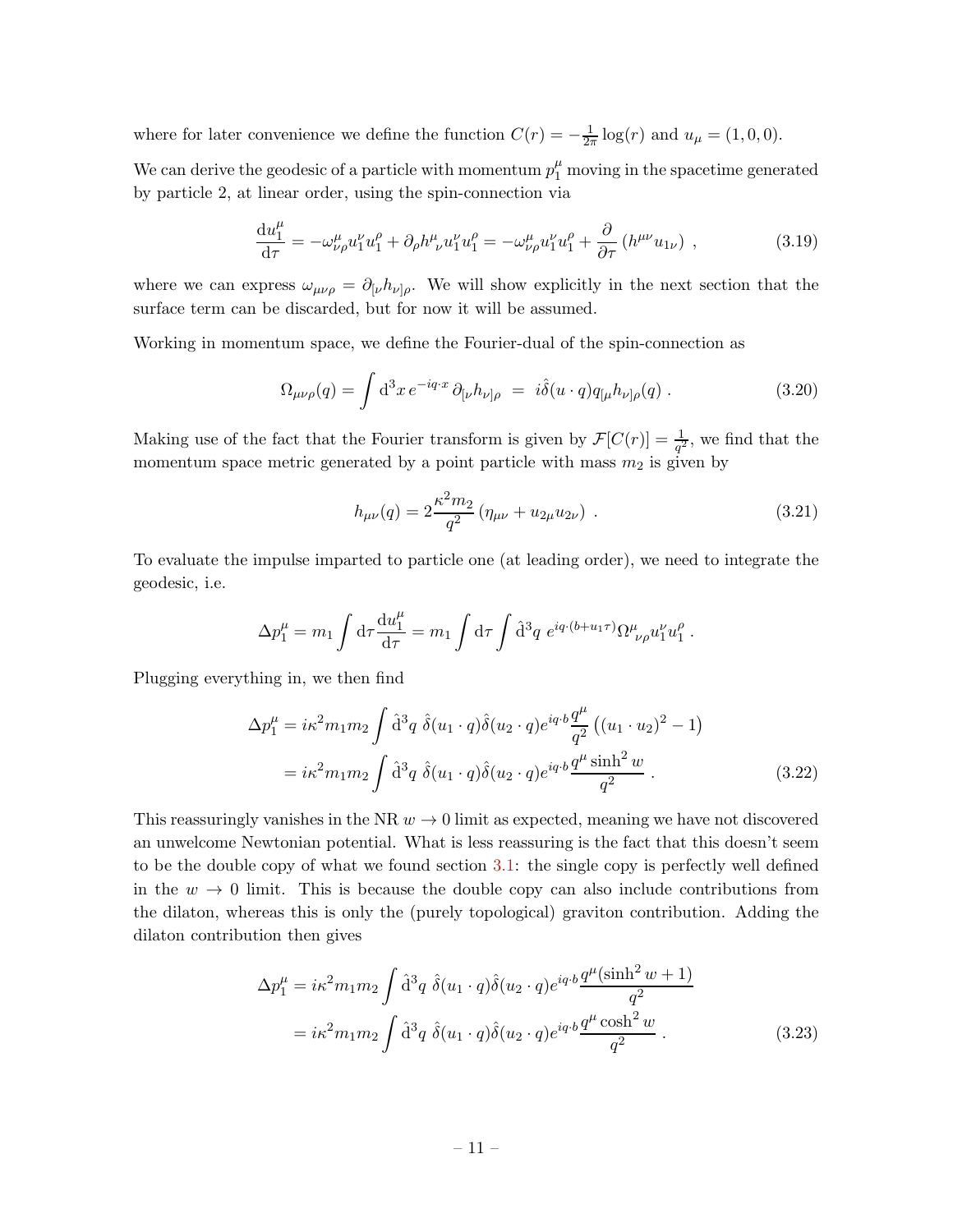where for later convenience we define the function $C(r) = -\frac{1}{2\pi}\log(r)$ and $u_\mu = (1, 0, 0)$.

We can derive the geodesic of a particle with momentum $p_1^\mu$ moving in the spacetime generated by particle 2, at linear order, using the spin-connection via

$$
\frac{\mathrm{d}u_1^\mu}{\mathrm{d}\tau} = -\omega^\mu_{\nu\rho} u_1^\nu u_1^\rho + \partial_\rho h^\mu{}_\nu u_1^\nu u_1^\rho = -\omega^\mu_{\nu\rho} u_1^\nu u_1^\rho + \frac{\partial}{\partial\tau}\left(h^{\mu\nu} u_{1\nu}\right) , \tag{3.19}
$$

where we can express $\omega_{\mu\nu\rho} = \partial_{[\nu} h_{\nu]\rho}$. We will show explicitly in the next section that the surface term can be discarded, but for now it will be assumed.

Working in momentum space, we define the Fourier-dual of the spin-connection as

$$
\Omega_{\mu\nu\rho}(q) = \int \mathrm{d}^3 x\, e^{-iq\cdot x}\, \partial_{[\nu} h_{\nu]\rho} \;=\; i\hat{\delta}(u\cdot q) q_{[\mu} h_{\nu]\rho}(q) \,. \tag{3.20}
$$

Making use of the fact that the Fourier transform is given by $\mathcal{F}[C(r)] = \frac{1}{q^2}$, we find that the momentum space metric generated by a point particle with mass $m_2$ is given by

$$
h_{\mu\nu}(q) = 2\frac{\kappa^2 m_2}{q^2}\left(\eta_{\mu\nu} + u_{2\mu} u_{2\nu}\right) \,. \tag{3.21}
$$

To evaluate the impulse imparted to particle one (at leading order), we need to integrate the geodesic, i.e.

$$
\Delta p_1^\mu = m_1 \int \mathrm{d}\tau \frac{\mathrm{d}u_1^\mu}{\mathrm{d}\tau} = m_1 \int \mathrm{d}\tau \int \hat{\mathrm{d}}^3 q\; e^{iq\cdot(b + u_1\tau)} \Omega^\mu{}_{\nu\rho} u_1^\nu u_1^\rho \,.
$$

Plugging everything in, we then find

$$
\begin{aligned}
\Delta p_1^\mu &= i\kappa^2 m_1 m_2 \int \hat{\mathrm{d}}^3 q\; \hat{\delta}(u_1\cdot q)\hat{\delta}(u_2\cdot q) e^{iq\cdot b} \frac{q^\mu}{q^2}\left((u_1\cdot u_2)^2 - 1\right) \\
&= i\kappa^2 m_1 m_2 \int \hat{\mathrm{d}}^3 q\; \hat{\delta}(u_1\cdot q)\hat{\delta}(u_2\cdot q) e^{iq\cdot b} \frac{q^\mu \sinh^2 w}{q^2} \,.
\end{aligned} \tag{3.22}
$$

This reassuringly vanishes in the NR $w \to 0$ limit as expected, meaning we have not discovered an unwelcome Newtonian potential. What is less reassuring is the fact that this doesn't seem to be the double copy of what we found section 3.1: the single copy is perfectly well defined in the $w \to 0$ limit. This is because the double copy can also include contributions from the dilaton, whereas this is only the (purely topological) graviton contribution. Adding the dilaton contribution then gives

$$
\begin{aligned}
\Delta p_1^\mu &= i\kappa^2 m_1 m_2 \int \hat{\mathrm{d}}^3 q\; \hat{\delta}(u_1\cdot q)\hat{\delta}(u_2\cdot q) e^{iq\cdot b} \frac{q^\mu(\sinh^2 w + 1)}{q^2} \\
&= i\kappa^2 m_1 m_2 \int \hat{\mathrm{d}}^3 q\; \hat{\delta}(u_1\cdot q)\hat{\delta}(u_2\cdot q) e^{iq\cdot b} \frac{q^\mu \cosh^2 w}{q^2} \,.
\end{aligned} \tag{3.23}
$$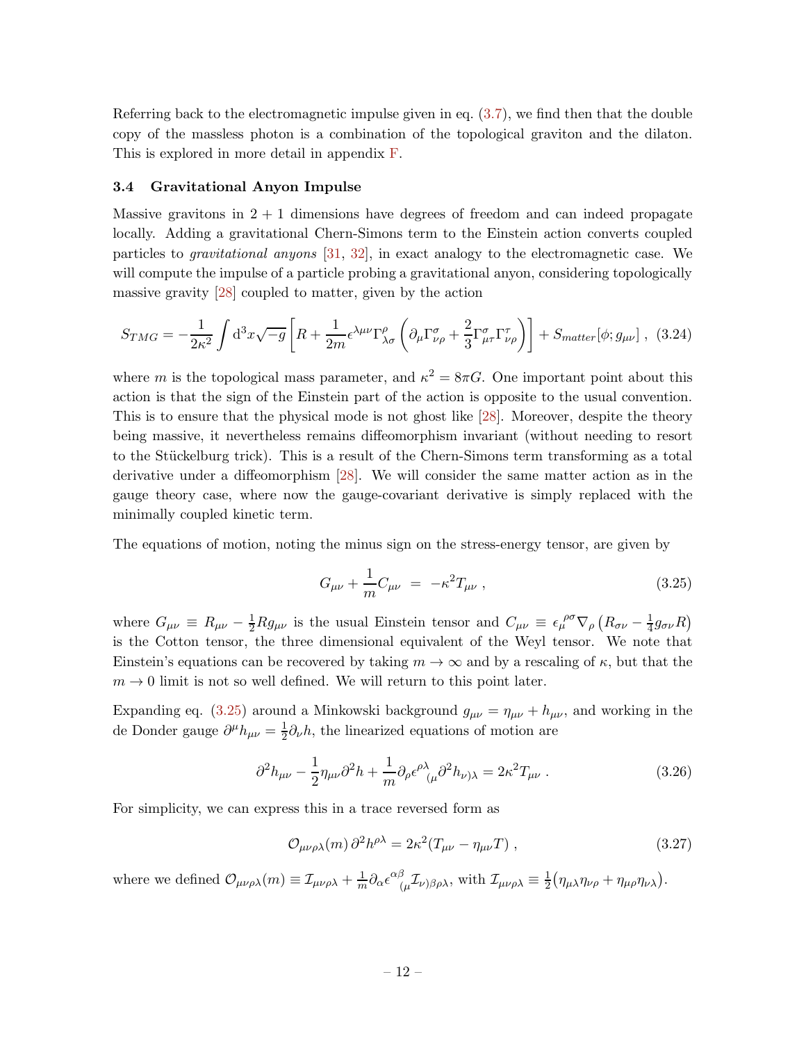Referring back to the electromagnetic impulse given in eq. (3.7), we find then that the double copy of the massless photon is a combination of the topological graviton and the dilaton. This is explored in more detail in appendix F.

### 3.4 Gravitational Anyon Impulse

Massive gravitons in $2+1$ dimensions have degrees of freedom and can indeed propagate locally. Adding a gravitational Chern-Simons term to the Einstein action converts coupled particles to *gravitational anyons* [31, 32], in exact analogy to the electromagnetic case. We will compute the impulse of a particle probing a gravitational anyon, considering topologically massive gravity [28] coupled to matter, given by the action

$$S_{TMG} = -\frac{1}{2\kappa^2}\int \mathrm{d}^3x\sqrt{-g}\left[R + \frac{1}{2m}\epsilon^{\lambda\mu\nu}\Gamma^{\rho}_{\lambda\sigma}\left(\partial_\mu\Gamma^{\sigma}_{\nu\rho} + \frac{2}{3}\Gamma^{\sigma}_{\mu\tau}\Gamma^{\tau}_{\nu\rho}\right)\right] + S_{matter}[\phi; g_{\mu\nu}]\ , \tag{3.24}$$

where $m$ is the topological mass parameter, and $\kappa^2 = 8\pi G$. One important point about this action is that the sign of the Einstein part of the action is opposite to the usual convention. This is to ensure that the physical mode is not ghost like [28]. Moreover, despite the theory being massive, it nevertheless remains diffeomorphism invariant (without needing to resort to the Stückelburg trick). This is a result of the Chern-Simons term transforming as a total derivative under a diffeomorphism [28]. We will consider the same matter action as in the gauge theory case, where now the gauge-covariant derivative is simply replaced with the minimally coupled kinetic term.

The equations of motion, noting the minus sign on the stress-energy tensor, are given by

$$G_{\mu\nu} + \frac{1}{m}C_{\mu\nu} \ = \ -\kappa^2 T_{\mu\nu}\ , \tag{3.25}$$

where $G_{\mu\nu} \equiv R_{\mu\nu} - \frac{1}{2}Rg_{\mu\nu}$ is the usual Einstein tensor and $C_{\mu\nu} \equiv \epsilon_{\mu}{}^{\rho\sigma}\nabla_\rho\left(R_{\sigma\nu} - \frac{1}{4}g_{\sigma\nu}R\right)$ is the Cotton tensor, the three dimensional equivalent of the Weyl tensor. We note that Einstein's equations can be recovered by taking $m \to \infty$ and by a rescaling of $\kappa$, but that the $m \to 0$ limit is not so well defined. We will return to this point later.

Expanding eq. (3.25) around a Minkowski background $g_{\mu\nu} = \eta_{\mu\nu} + h_{\mu\nu}$, and working in the de Donder gauge $\partial^\mu h_{\mu\nu} = \frac{1}{2}\partial_\nu h$, the linearized equations of motion are

$$\partial^2 h_{\mu\nu} - \frac{1}{2}\eta_{\mu\nu}\partial^2 h + \frac{1}{m}\partial_\rho\epsilon^{\rho\lambda}{}_{(\mu}\partial^2 h_{\nu)\lambda} = 2\kappa^2 T_{\mu\nu}\ . \tag{3.26}$$

For simplicity, we can express this in a trace reversed form as

$$\mathcal{O}_{\mu\nu\rho\lambda}(m)\,\partial^2 h^{\rho\lambda} = 2\kappa^2(T_{\mu\nu} - \eta_{\mu\nu}T)\ , \tag{3.27}$$

where we defined $\mathcal{O}_{\mu\nu\rho\lambda}(m) \equiv \mathcal{I}_{\mu\nu\rho\lambda} + \frac{1}{m}\partial_\alpha\epsilon^{\alpha\beta}{}_{(\mu}\mathcal{I}_{\nu)\beta\rho\lambda}$, with $\mathcal{I}_{\mu\nu\rho\lambda} \equiv \frac{1}{2}\big(\eta_{\mu\lambda}\eta_{\nu\rho} + \eta_{\mu\rho}\eta_{\nu\lambda}\big)$.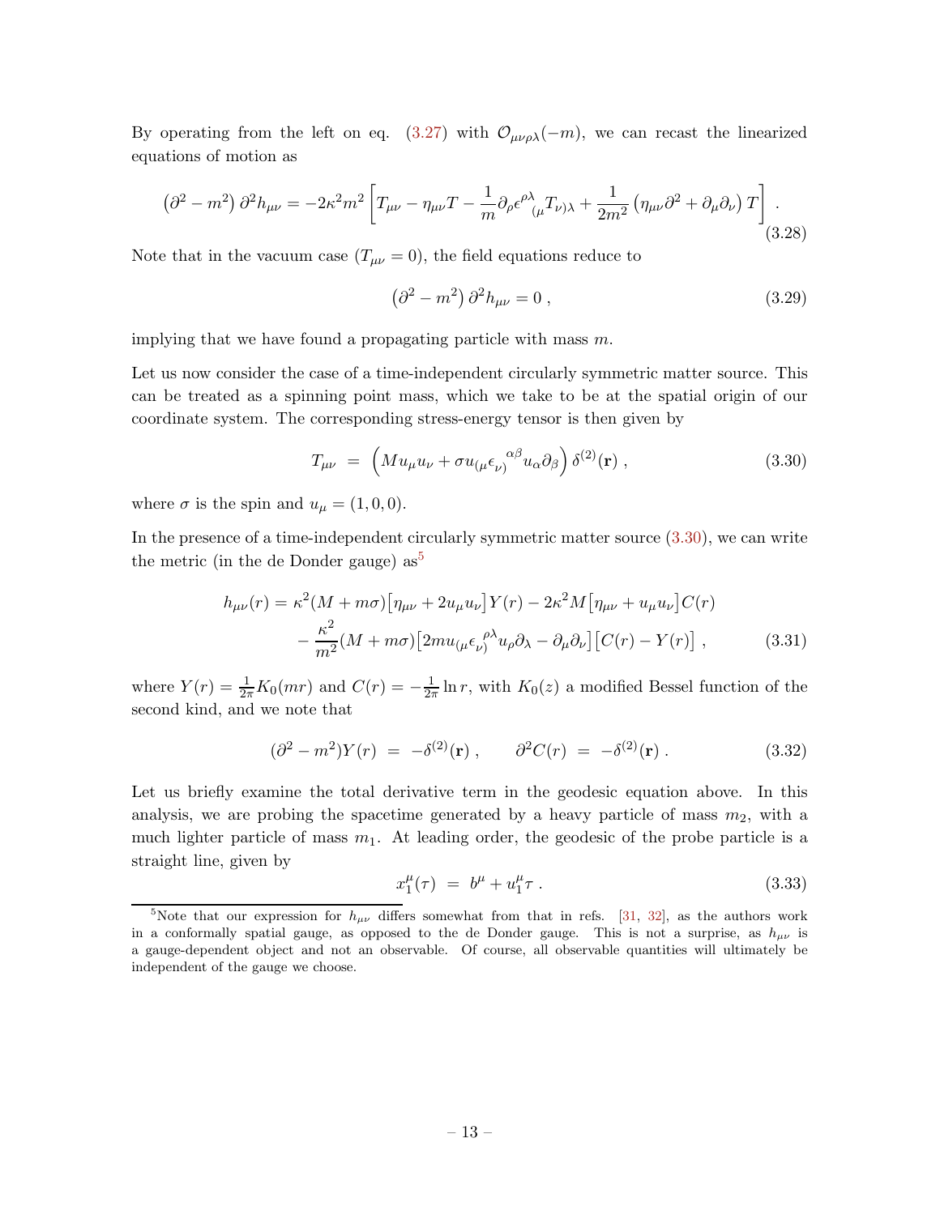By operating from the left on eq. (3.27) with $\mathcal{O}_{\mu\nu\rho\lambda}(-m)$, we can recast the linearized equations of motion as

$$\left(\partial^2 - m^2\right)\partial^2 h_{\mu\nu} = -2\kappa^2 m^2 \left[T_{\mu\nu} - \eta_{\mu\nu}T - \frac{1}{m}\partial_\rho \epsilon^{\rho\lambda}{}_{(\mu}T_{\nu)\lambda} + \frac{1}{2m^2}\left(\eta_{\mu\nu}\partial^2 + \partial_\mu\partial_\nu\right)T\right] . \tag{3.28}$$

Note that in the vacuum case ($T_{\mu\nu} = 0$), the field equations reduce to

$$\left(\partial^2 - m^2\right)\partial^2 h_{\mu\nu} = 0 , \tag{3.29}$$

implying that we have found a propagating particle with mass $m$.

Let us now consider the case of a time-independent circularly symmetric matter source. This can be treated as a spinning point mass, which we take to be at the spatial origin of our coordinate system. The corresponding stress-energy tensor is then given by

$$T_{\mu\nu} \;=\; \left(M u_\mu u_\nu + \sigma u_{(\mu}\epsilon_{\nu)}{}^{\alpha\beta}u_\alpha \partial_\beta\right)\delta^{(2)}(\mathbf{r}) , \tag{3.30}$$

where $\sigma$ is the spin and $u_\mu = (1, 0, 0)$.

In the presence of a time-independent circularly symmetric matter source (3.30), we can write the metric (in the de Donder gauge) as[5]

$$\begin{aligned} h_{\mu\nu}(r) = {}& \kappa^2(M + m\sigma)\left[\eta_{\mu\nu} + 2u_\mu u_\nu\right]Y(r) - 2\kappa^2 M\left[\eta_{\mu\nu} + u_\mu u_\nu\right]C(r) \\ & - \frac{\kappa^2}{m^2}(M + m\sigma)\left[2m u_{(\mu}\epsilon_{\nu)}{}^{\rho\lambda}u_\rho\partial_\lambda - \partial_\mu\partial_\nu\right]\left[C(r) - Y(r)\right] , \end{aligned} \tag{3.31}$$

where $Y(r) = \frac{1}{2\pi}K_0(mr)$ and $C(r) = -\frac{1}{2\pi}\ln r$, with $K_0(z)$ a modified Bessel function of the second kind, and we note that

$$(\partial^2 - m^2)Y(r) \;=\; -\delta^{(2)}(\mathbf{r}) , \qquad \partial^2 C(r) \;=\; -\delta^{(2)}(\mathbf{r}) . \tag{3.32}$$

Let us briefly examine the total derivative term in the geodesic equation above. In this analysis, we are probing the spacetime generated by a heavy particle of mass $m_2$, with a much lighter particle of mass $m_1$. At leading order, the geodesic of the probe particle is a straight line, given by

$$x_1^\mu(\tau) \;=\; b^\mu + u_1^\mu \tau . \tag{3.33}$$

[5] Note that our expression for $h_{\mu\nu}$ differs somewhat from that in refs. [31, 32], as the authors work in a conformally spatial gauge, as opposed to the de Donder gauge. This is not a surprise, as $h_{\mu\nu}$ is a gauge-dependent object and not an observable. Of course, all observable quantities will ultimately be independent of the gauge we choose.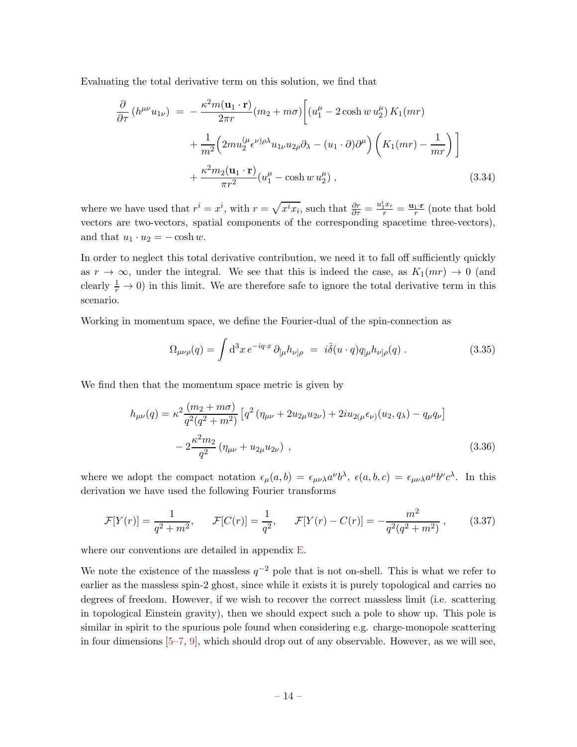Evaluating the total derivative term on this solution, we find that

$$
\begin{aligned}
\frac{\partial}{\partial \tau}\left(h^{\mu\nu}u_{1\nu}\right) \;=\; &-\frac{\kappa^2 m(\mathbf{u}_1\cdot\mathbf{r})}{2\pi r}(m_2+m\sigma)\bigg[\left(u_1^\mu - 2\cosh w\, u_2^\mu\right)K_1(mr) \\
&+\frac{1}{m^2}\Big(2m u_2^{(\mu}\epsilon^{\nu)\rho\lambda}u_{1\nu}u_{2\rho}\partial_\lambda - (u_1\cdot\partial)\partial^\mu\Big)\left(K_1(mr)-\frac{1}{mr}\right)\bigg] \\
&+\frac{\kappa^2 m_2(\mathbf{u}_1\cdot\mathbf{r})}{\pi r^2}\left(u_1^\mu - \cosh w\, u_2^\mu\right)\,,
\end{aligned}
\tag{3.34}
$$

where we have used that $r^i = x^i$, with $r=\sqrt{x^i x_i}$, such that $\frac{\partial r}{\partial \tau} = \frac{u_1^i x_i}{r} = \frac{\mathbf{u}_1\cdot\mathbf{r}}{r}$ (note that bold vectors are two-vectors, spatial components of the corresponding spacetime three-vectors), and that $u_1\cdot u_2 = -\cosh w$.

In order to neglect this total derivative contribution, we need it to fall off sufficiently quickly as $r\to\infty$, under the integral. We see that this is indeed the case, as $K_1(mr)\to 0$ (and clearly $\frac{1}{r}\to 0$) in this limit. We are therefore safe to ignore the total derivative term in this scenario.

Working in momentum space, we define the Fourier-dual of the spin-connection as

$$
\Omega_{\mu\nu\rho}(q) = \int \mathrm{d}^3x\, e^{-iq\cdot x}\,\partial_{[\mu}h_{\nu]\rho} \;=\; i\hat{\delta}(u\cdot q)q_{[\mu}h_{\nu]\rho}(q)\,. \tag{3.35}
$$

We find then that the momentum space metric is given by

$$
\begin{aligned}
h_{\mu\nu}(q) = &\,\kappa^2\frac{(m_2+m\sigma)}{q^2(q^2+m^2)}\left[q^2\left(\eta_{\mu\nu}+2u_{2\mu}u_{2\nu}\right)+2iu_{2(\mu}\epsilon_{\nu)}(u_2,q_\lambda)-q_\mu q_\nu\right] \\
&-2\frac{\kappa^2 m_2}{q^2}\left(\eta_{\mu\nu}+u_{2\mu}u_{2\nu}\right)\,,
\end{aligned}
\tag{3.36}
$$

where we adopt the compact notation $\epsilon_\mu(a,b) = \epsilon_{\mu\nu\lambda}a^\nu b^\lambda$, $\epsilon(a,b,c) = \epsilon_{\mu\nu\lambda}a^\mu b^\nu c^\lambda$. In this derivation we have used the following Fourier transforms

$$
\mathcal{F}[Y(r)] = \frac{1}{q^2+m^2}, \qquad \mathcal{F}[C(r)] = \frac{1}{q^2}, \qquad \mathcal{F}[Y(r)-C(r)] = -\frac{m^2}{q^2(q^2+m^2)}\,, \tag{3.37}
$$

where our conventions are detailed in appendix E.

We note the existence of the massless $q^{-2}$ pole that is not on-shell. This is what we refer to earlier as the massless spin-2 ghost, since while it exists it is purely topological and carries no degrees of freedom. However, if we wish to recover the correct massless limit (i.e. scattering in topological Einstein gravity), then we should expect such a pole to show up. This pole is similar in spirit to the spurious pole found when considering e.g. charge-monopole scattering in four dimensions [5–7, 9], which should drop out of any observable. However, as we will see,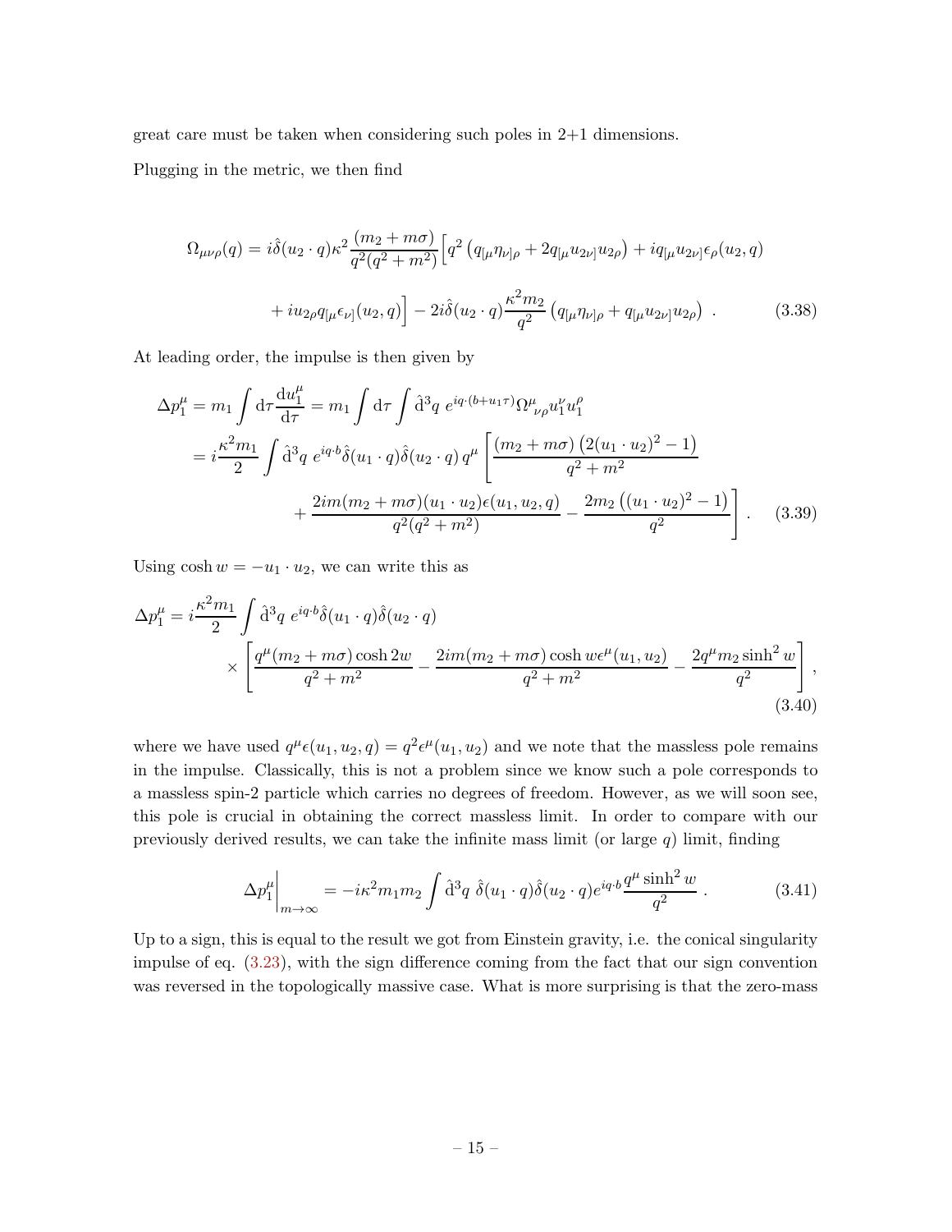great care must be taken when considering such poles in 2+1 dimensions.

Plugging in the metric, we then find

$$
\begin{aligned}
\Omega_{\mu\nu\rho}(q) = i\hat{\delta}(u_2\cdot q)\kappa^2\frac{(m_2+m\sigma)}{q^2(q^2+m^2)}\Big[&q^2\left(q_{[\mu}\eta_{\nu]\rho}+2q_{[\mu}u_{2\nu]}u_{2\rho}\right)+iq_{[\mu}u_{2\nu]}\epsilon_\rho(u_2,q)\\
&+iu_{2\rho}q_{[\mu}\epsilon_{\nu]}(u_2,q)\Big]-2i\hat{\delta}(u_2\cdot q)\frac{\kappa^2 m_2}{q^2}\left(q_{[\mu}\eta_{\nu]\rho}+q_{[\mu}u_{2\nu]}u_{2\rho}\right)\,. \qquad (3.38)
\end{aligned}
$$

At leading order, the impulse is then given by

$$
\begin{aligned}
\Delta p_1^\mu &= m_1\int \mathrm{d}\tau\frac{\mathrm{d}u_1^\mu}{\mathrm{d}\tau} = m_1\int \mathrm{d}\tau\int \hat{\mathrm{d}}^3q\; e^{iq\cdot(b+u_1\tau)}\Omega^\mu{}_{\nu\rho}u_1^\nu u_1^\rho\\
&= i\frac{\kappa^2 m_1}{2}\int \hat{\mathrm{d}}^3q\; e^{iq\cdot b}\hat{\delta}(u_1\cdot q)\hat{\delta}(u_2\cdot q)\,q^\mu\left[\frac{(m_2+m\sigma)\left(2(u_1\cdot u_2)^2-1\right)}{q^2+m^2}\right.\\
&\qquad\left.+\frac{2im(m_2+m\sigma)(u_1\cdot u_2)\epsilon(u_1,u_2,q)}{q^2(q^2+m^2)}-\frac{2m_2\left((u_1\cdot u_2)^2-1\right)}{q^2}\right]\,. \qquad (3.39)
\end{aligned}
$$

Using $\cosh w = -u_1\cdot u_2$, we can write this as

$$
\begin{aligned}
\Delta p_1^\mu = i\frac{\kappa^2 m_1}{2}&\int \hat{\mathrm{d}}^3q\; e^{iq\cdot b}\hat{\delta}(u_1\cdot q)\hat{\delta}(u_2\cdot q)\\
&\times\left[\frac{q^\mu(m_2+m\sigma)\cosh 2w}{q^2+m^2}-\frac{2im(m_2+m\sigma)\cosh w\,\epsilon^\mu(u_1,u_2)}{q^2+m^2}-\frac{2q^\mu m_2\sinh^2 w}{q^2}\right], \qquad (3.40)
\end{aligned}
$$

where we have used $q^\mu\epsilon(u_1,u_2,q)=q^2\epsilon^\mu(u_1,u_2)$ and we note that the massless pole remains in the impulse. Classically, this is not a problem since we know such a pole corresponds to a massless spin-2 particle which carries no degrees of freedom. However, as we will soon see, this pole is crucial in obtaining the correct massless limit. In order to compare with our previously derived results, we can take the infinite mass limit (or large $q$) limit, finding

$$
\Delta p_1^\mu\Big|_{m\to\infty} = -i\kappa^2 m_1 m_2\int \hat{\mathrm{d}}^3q\;\hat{\delta}(u_1\cdot q)\hat{\delta}(u_2\cdot q)e^{iq\cdot b}\frac{q^\mu\sinh^2 w}{q^2}\,. \qquad (3.41)
$$

Up to a sign, this is equal to the result we got from Einstein gravity, i.e. the conical singularity impulse of eq. (3.23), with the sign difference coming from the fact that our sign convention was reversed in the topologically massive case. What is more surprising is that the zero-mass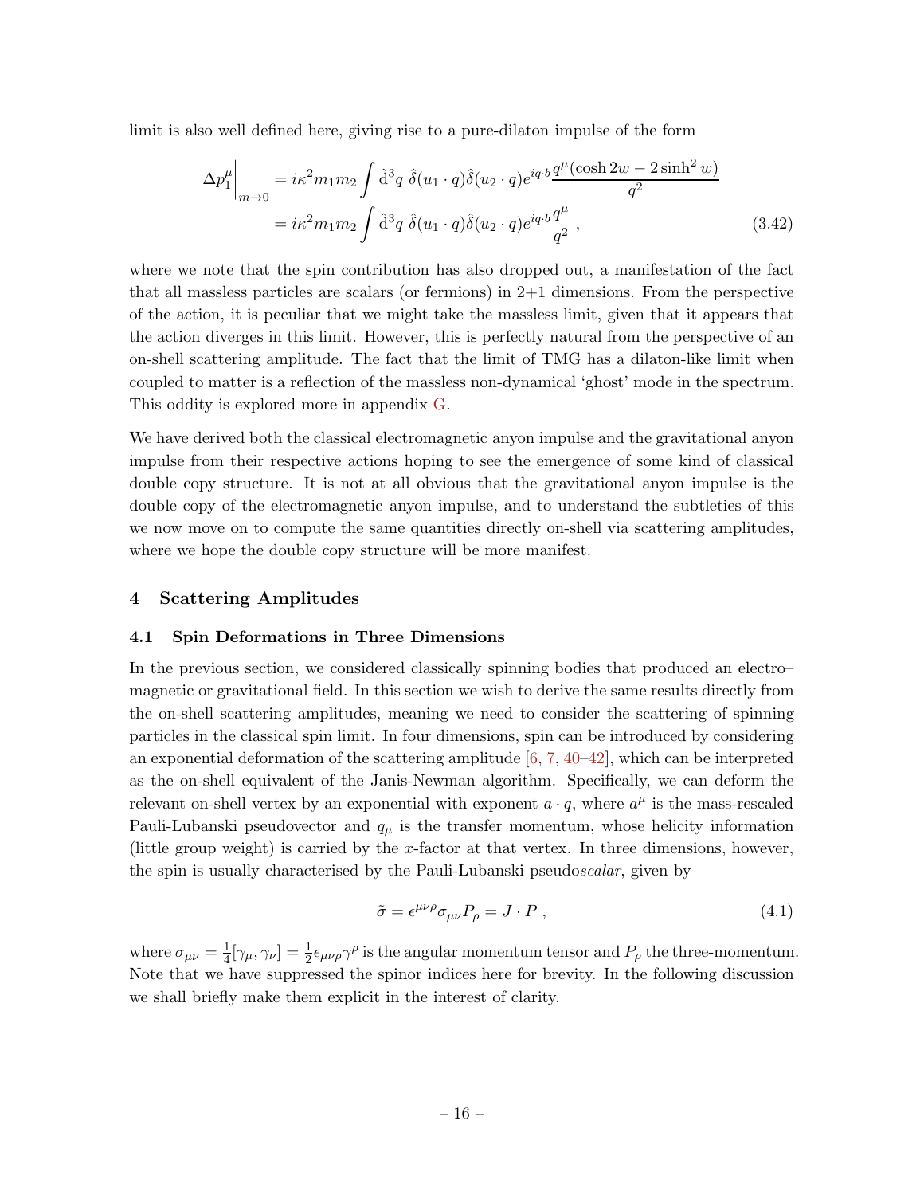limit is also well defined here, giving rise to a pure-dilaton impulse of the form

$$
\begin{aligned}
\Delta p_1^\mu\Big|_{m\to 0} &= i\kappa^2 m_1 m_2 \int \hat{\mathrm{d}}^3 q \; \hat{\delta}(u_1\cdot q)\hat{\delta}(u_2\cdot q) e^{iq\cdot b}\frac{q^\mu(\cosh 2w - 2\sinh^2 w)}{q^2} \\
&= i\kappa^2 m_1 m_2 \int \hat{\mathrm{d}}^3 q \; \hat{\delta}(u_1\cdot q)\hat{\delta}(u_2\cdot q) e^{iq\cdot b}\frac{q^\mu}{q^2}\,,
\end{aligned}
\tag{3.42}
$$

where we note that the spin contribution has also dropped out, a manifestation of the fact that all massless particles are scalars (or fermions) in 2+1 dimensions. From the perspective of the action, it is peculiar that we might take the massless limit, given that it appears that the action diverges in this limit. However, this is perfectly natural from the perspective of an on-shell scattering amplitude. The fact that the limit of TMG has a dilaton-like limit when coupled to matter is a reflection of the massless non-dynamical 'ghost' mode in the spectrum. This oddity is explored more in appendix G.

We have derived both the classical electromagnetic anyon impulse and the gravitational anyon impulse from their respective actions hoping to see the emergence of some kind of classical double copy structure. It is not at all obvious that the gravitational anyon impulse is the double copy of the electromagnetic anyon impulse, and to understand the subtleties of this we now move on to compute the same quantities directly on-shell via scattering amplitudes, where we hope the double copy structure will be more manifest.

## 4 Scattering Amplitudes

### 4.1 Spin Deformations in Three Dimensions

In the previous section, we considered classically spinning bodies that produced an electro–magnetic or gravitational field. In this section we wish to derive the same results directly from the on-shell scattering amplitudes, meaning we need to consider the scattering of spinning particles in the classical spin limit. In four dimensions, spin can be introduced by considering an exponential deformation of the scattering amplitude [6, 7, 40–42], which can be interpreted as the on-shell equivalent of the Janis-Newman algorithm. Specifically, we can deform the relevant on-shell vertex by an exponential with exponent $a\cdot q$, where $a^\mu$ is the mass-rescaled Pauli-Lubanski pseudovector and $q_\mu$ is the transfer momentum, whose helicity information (little group weight) is carried by the $x$-factor at that vertex. In three dimensions, however, the spin is usually characterised by the Pauli-Lubanski pseudo*scalar*, given by

$$
\tilde{\sigma} = \epsilon^{\mu\nu\rho}\sigma_{\mu\nu}P_\rho = J\cdot P\,,
\tag{4.1}
$$

where $\sigma_{\mu\nu} = \frac{1}{4}[\gamma_\mu,\gamma_\nu] = \frac{1}{2}\epsilon_{\mu\nu\rho}\gamma^\rho$ is the angular momentum tensor and $P_\rho$ the three-momentum. Note that we have suppressed the spinor indices here for brevity. In the following discussion we shall briefly make them explicit in the interest of clarity.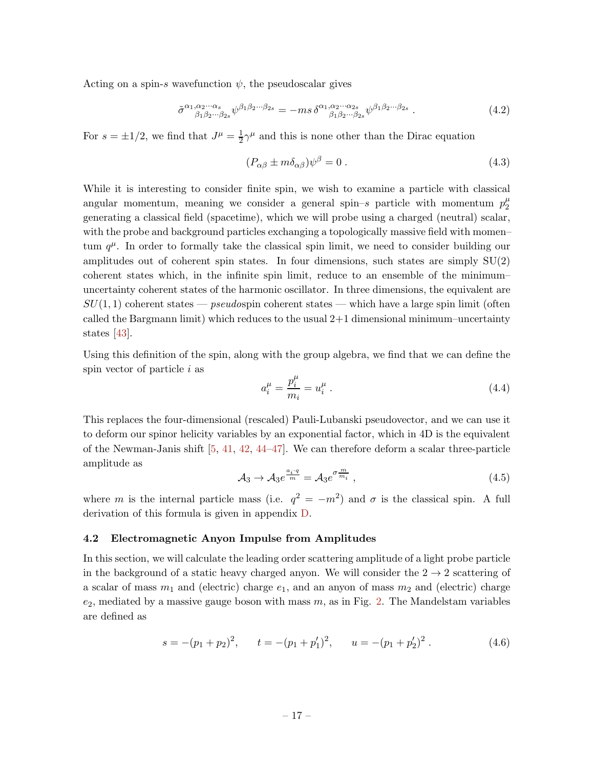Acting on a spin-$s$ wavefunction $\psi$, the pseudoscalar gives

$$
\tilde{\sigma}^{\alpha_1,\alpha_2\cdots\alpha_s}{}_{\beta_1\beta_2\cdots\beta_{2s}}\,\psi^{\beta_1\beta_2\cdots\beta_{2s}} = -ms\,\delta^{\alpha_1,\alpha_2\cdots\alpha_{2s}}{}_{\beta_1\beta_2\cdots\beta_{2s}}\,\psi^{\beta_1\beta_2\cdots\beta_{2s}}\ . \tag{4.2}
$$

For $s = \pm 1/2$, we find that $J^\mu = \frac{1}{2}\gamma^\mu$ and this is none other than the Dirac equation

$$
(P_{\alpha\beta} \pm m\delta_{\alpha\beta})\psi^\beta = 0\ . \tag{4.3}
$$

While it is interesting to consider finite spin, we wish to examine a particle with classical angular momentum, meaning we consider a general spin–$s$ particle with momentum $p_2^\mu$ generating a classical field (spacetime), which we will probe using a charged (neutral) scalar, with the probe and background particles exchanging a topologically massive field with momentum $q^\mu$. In order to formally take the classical spin limit, we need to consider building our amplitudes out of coherent spin states. In four dimensions, such states are simply SU(2) coherent states which, in the infinite spin limit, reduce to an ensemble of the minimum–uncertainty coherent states of the harmonic oscillator. In three dimensions, the equivalent are $SU(1,1)$ coherent states — *pseudo*spin coherent states — which have a large spin limit (often called the Bargmann limit) which reduces to the usual 2+1 dimensional minimum–uncertainty states [43].

Using this definition of the spin, along with the group algebra, we find that we can define the spin vector of particle $i$ as

$$
a_i^\mu = \frac{p_i^\mu}{m_i} = u_i^\mu\ . \tag{4.4}
$$

This replaces the four-dimensional (rescaled) Pauli-Lubanski pseudovector, and we can use it to deform our spinor helicity variables by an exponential factor, which in 4D is the equivalent of the Newman-Janis shift [5, 41, 42, 44–47]. We can therefore deform a scalar three-particle amplitude as

$$
\mathcal{A}_3 \to \mathcal{A}_3 e^{\frac{a_i\cdot q}{m}} = \mathcal{A}_3 e^{\sigma\frac{m}{m_i}}\ , \tag{4.5}
$$

where $m$ is the internal particle mass (i.e. $q^2 = -m^2$) and $\sigma$ is the classical spin. A full derivation of this formula is given in appendix D.

### 4.2 Electromagnetic Anyon Impulse from Amplitudes

In this section, we will calculate the leading order scattering amplitude of a light probe particle in the background of a static heavy charged anyon. We will consider the $2 \to 2$ scattering of a scalar of mass $m_1$ and (electric) charge $e_1$, and an anyon of mass $m_2$ and (electric) charge $e_2$, mediated by a massive gauge boson with mass $m$, as in Fig. 2. The Mandelstam variables are defined as

$$
s = -(p_1 + p_2)^2, \qquad t = -(p_1 + p_1')^2, \qquad u = -(p_1 + p_2')^2\ . \tag{4.6}
$$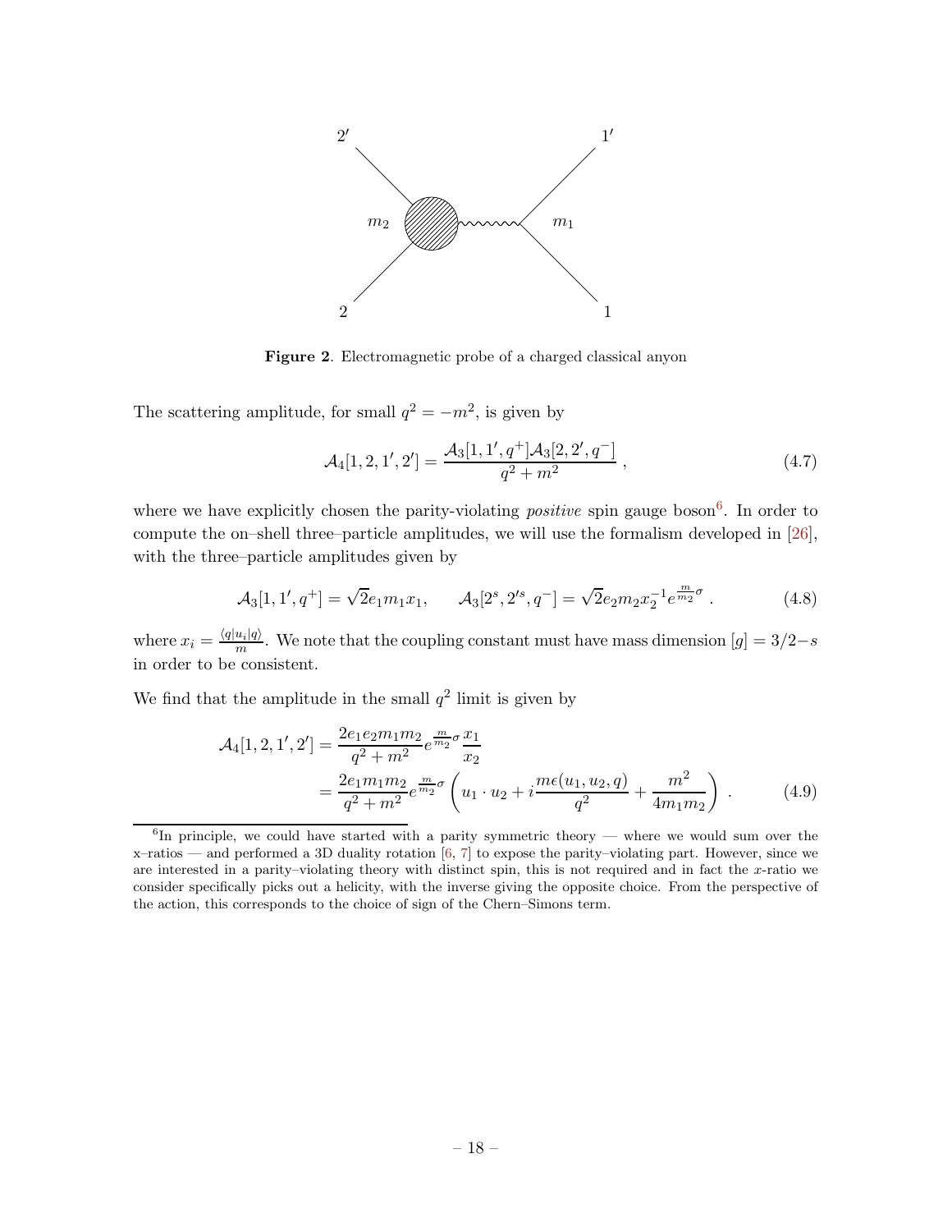2′ 1′

$m_2$ $m_1$

2 1

**Figure 2**. Electromagnetic probe of a charged classical anyon

The scattering amplitude, for small $q^2 = -m^2$, is given by

$$\mathcal{A}_4[1, 2, 1', 2'] = \frac{\mathcal{A}_3[1, 1', q^+]\mathcal{A}_3[2, 2', q^-]}{q^2 + m^2} , \tag{4.7}$$

where we have explicitly chosen the parity-violating *positive* spin gauge boson[6]. In order to compute the on–shell three–particle amplitudes, we will use the formalism developed in [26], with the three–particle amplitudes given by

$$\mathcal{A}_3[1, 1', q^+] = \sqrt{2}e_1 m_1 x_1, \qquad \mathcal{A}_3[2^s, 2'^s, q^-] = \sqrt{2}e_2 m_2 x_2^{-1} e^{\frac{m}{m_2}\sigma} . \tag{4.8}$$

where $x_i = \frac{\langle q|u_i|q\rangle}{m}$. We note that the coupling constant must have mass dimension $[g] = 3/2 - s$ in order to be consistent.

We find that the amplitude in the small $q^2$ limit is given by

$$\begin{aligned}\mathcal{A}_4[1, 2, 1', 2'] &= \frac{2e_1 e_2 m_1 m_2}{q^2 + m^2} e^{\frac{m}{m_2}\sigma} \frac{x_1}{x_2} \\ &= \frac{2e_1 m_1 m_2}{q^2 + m^2} e^{\frac{m}{m_2}\sigma} \left( u_1 \cdot u_2 + i\frac{m\epsilon(u_1, u_2, q)}{q^2} + \frac{m^2}{4m_1 m_2} \right) .\end{aligned} \tag{4.9}$$

[6] In principle, we could have started with a parity symmetric theory — where we would sum over the x–ratios — and performed a 3D duality rotation [6, 7] to expose the parity–violating part. However, since we are interested in a parity–violating theory with distinct spin, this is not required and in fact the $x$-ratio we consider specifically picks out a helicity, with the inverse giving the opposite choice. From the perspective of the action, this corresponds to the choice of sign of the Chern–Simons term.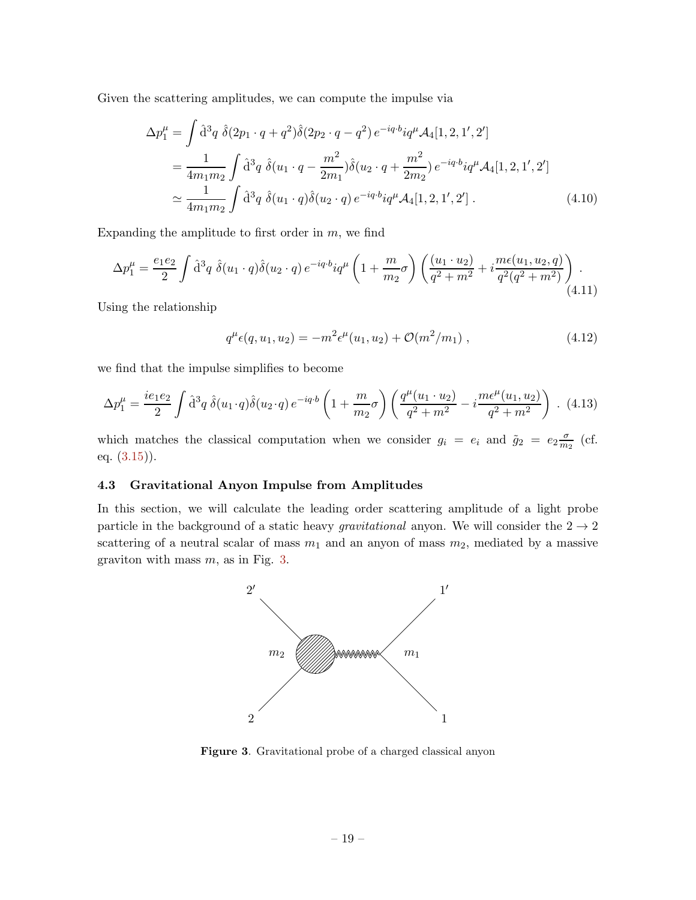Given the scattering amplitudes, we can compute the impulse via

$$
\begin{aligned}
\Delta p_1^\mu &= \int \hat{\mathrm{d}}^3 q \; \hat{\delta}(2p_1 \cdot q + q^2)\hat{\delta}(2p_2 \cdot q - q^2)\, e^{-iq\cdot b} iq^\mu \mathcal{A}_4[1,2,1',2'] \\
&= \frac{1}{4m_1 m_2} \int \hat{\mathrm{d}}^3 q \; \hat{\delta}(u_1 \cdot q - \frac{m^2}{2m_1})\hat{\delta}(u_2 \cdot q + \frac{m^2}{2m_2})\, e^{-iq\cdot b} iq^\mu \mathcal{A}_4[1,2,1',2'] \\
&\simeq \frac{1}{4m_1 m_2} \int \hat{\mathrm{d}}^3 q \; \hat{\delta}(u_1 \cdot q)\hat{\delta}(u_2 \cdot q)\, e^{-iq\cdot b} iq^\mu \mathcal{A}_4[1,2,1',2'] \,.
\end{aligned} \tag{4.10}
$$

Expanding the amplitude to first order in $m$, we find

$$
\Delta p_1^\mu = \frac{e_1 e_2}{2} \int \hat{\mathrm{d}}^3 q \; \hat{\delta}(u_1 \cdot q)\hat{\delta}(u_2 \cdot q)\, e^{-iq\cdot b} iq^\mu \left(1 + \frac{m}{m_2}\sigma\right)\left(\frac{(u_1 \cdot u_2)}{q^2 + m^2} + i\frac{m\epsilon(u_1, u_2, q)}{q^2(q^2+m^2)}\right) . \tag{4.11}
$$

Using the relationship

$$
q^\mu \epsilon(q, u_1, u_2) = -m^2 \epsilon^\mu(u_1, u_2) + \mathcal{O}(m^2/m_1) \,, \tag{4.12}
$$

we find that the impulse simplifies to become

$$
\Delta p_1^\mu = \frac{ie_1 e_2}{2} \int \hat{\mathrm{d}}^3 q \; \hat{\delta}(u_1 \cdot q)\hat{\delta}(u_2 \cdot q)\, e^{-iq\cdot b} \left(1 + \frac{m}{m_2}\sigma\right)\left(\frac{q^\mu (u_1 \cdot u_2)}{q^2 + m^2} - i\frac{m\epsilon^\mu(u_1, u_2)}{q^2+m^2}\right) . \tag{4.13}
$$

which matches the classical computation when we consider $g_i = e_i$ and $\tilde{g}_2 = e_2 \frac{\sigma}{m_2}$ (cf. eq. (3.15)).

### 4.3 Gravitational Anyon Impulse from Amplitudes

In this section, we will calculate the leading order scattering amplitude of a light probe particle in the background of a static heavy *gravitational* anyon. We will consider the $2 \to 2$ scattering of a neutral scalar of mass $m_1$ and an anyon of mass $m_2$, mediated by a massive graviton with mass $m$, as in Fig. 3.

2′
1′
$m_2$
$m_1$
2
1

**Figure 3**. Gravitational probe of a charged classical anyon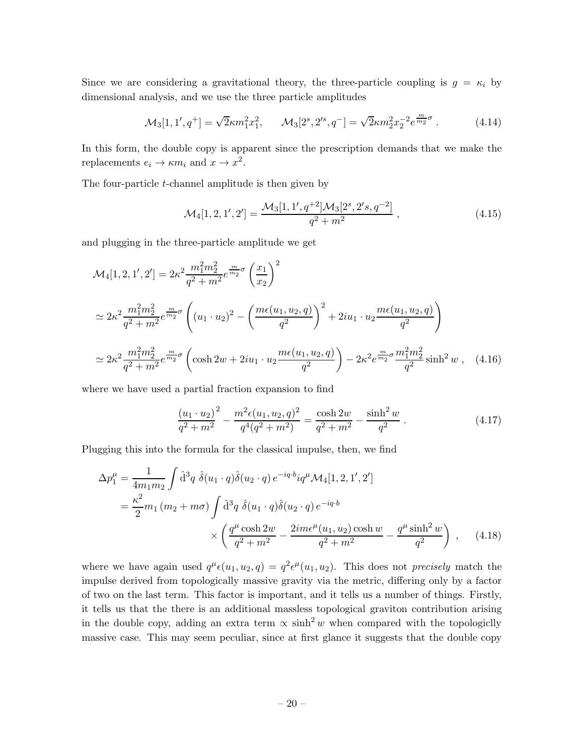Since we are considering a gravitational theory, the three-particle coupling is $g = \kappa_i$ by dimensional analysis, and we use the three particle amplitudes

$$\mathcal{M}_3[1, 1', q^+] = \sqrt{2}\kappa m_1^2 x_1^2, \qquad \mathcal{M}_3[2^s, 2'^s, q^-] = \sqrt{2}\kappa m_2^2 x_2^{-2} e^{\frac{m}{m_2}\sigma} . \tag{4.14}$$

In this form, the double copy is apparent since the prescription demands that we make the replacements $e_i \to \kappa m_i$ and $x \to x^2$.

The four-particle $t$-channel amplitude is then given by

$$\mathcal{M}_4[1, 2, 1', 2'] = \frac{\mathcal{M}_3[1, 1', q^{+2}]\mathcal{M}_3[2^s, 2's, q^{-2}]}{q^2 + m^2} , \tag{4.15}$$

and plugging in the three-particle amplitude we get

$$\begin{aligned}
\mathcal{M}_4[1, 2, 1', 2'] &= 2\kappa^2 \frac{m_1^2 m_2^2}{q^2 + m^2} e^{\frac{m}{m_2}\sigma} \left(\frac{x_1}{x_2}\right)^2 \\
&\simeq 2\kappa^2 \frac{m_1^2 m_2^2}{q^2 + m^2} e^{\frac{m}{m_2}\sigma} \left((u_1 \cdot u_2)^2 - \left(\frac{m\epsilon(u_1, u_2, q)}{q^2}\right)^2 + 2iu_1 \cdot u_2 \frac{m\epsilon(u_1, u_2, q)}{q^2}\right) \\
&\simeq 2\kappa^2 \frac{m_1^2 m_2^2}{q^2 + m^2} e^{\frac{m}{m_2}\sigma} \left(\cosh 2w + 2iu_1 \cdot u_2 \frac{m\epsilon(u_1, u_2, q)}{q^2}\right) - 2\kappa^2 e^{\frac{m}{m_2}\sigma} \frac{m_1^2 m_2^2}{q^2} \sinh^2 w , 
\end{aligned} \tag{4.16}$$

where we have used a partial fraction expansion to find

$$\frac{(u_1 \cdot u_2)^2}{q^2 + m^2} - \frac{m^2 \epsilon(u_1, u_2, q)^2}{q^4(q^2 + m^2)} = \frac{\cosh 2w}{q^2 + m^2} - \frac{\sinh^2 w}{q^2} . \tag{4.17}$$

Plugging this into the formula for the classical impulse, then, we find

$$\begin{aligned}
\Delta p_1^\mu &= \frac{1}{4m_1 m_2} \int \hat{\mathrm{d}}^3 q \ \hat{\delta}(u_1 \cdot q)\hat{\delta}(u_2 \cdot q)\, e^{-iq\cdot b} iq^\mu \mathcal{M}_4[1, 2, 1', 2'] \\
&= \frac{\kappa^2}{2} m_1 \left(m_2 + m\sigma\right) \int \hat{\mathrm{d}}^3 q \ \hat{\delta}(u_1 \cdot q)\hat{\delta}(u_2 \cdot q)\, e^{-iq\cdot b} \\
&\qquad \times \left(\frac{q^\mu \cosh 2w}{q^2 + m^2} - \frac{2im\epsilon^\mu(u_1, u_2) \cosh w}{q^2 + m^2} - \frac{q^\mu \sinh^2 w}{q^2}\right) ,
\end{aligned} \tag{4.18}$$

where we have again used $q^\mu \epsilon(u_1, u_2, q) = q^2 \epsilon^\mu(u_1, u_2)$. This does not *precisely* match the impulse derived from topologically massive gravity via the metric, differing only by a factor of two on the last term. This factor is important, and it tells us a number of things. Firstly, it tells us that the there is an additional massless topological graviton contribution arising in the double copy, adding an extra term $\propto \sinh^2 w$ when compared with the topologiclly massive case. This may seem peculiar, since at first glance it suggests that the double copy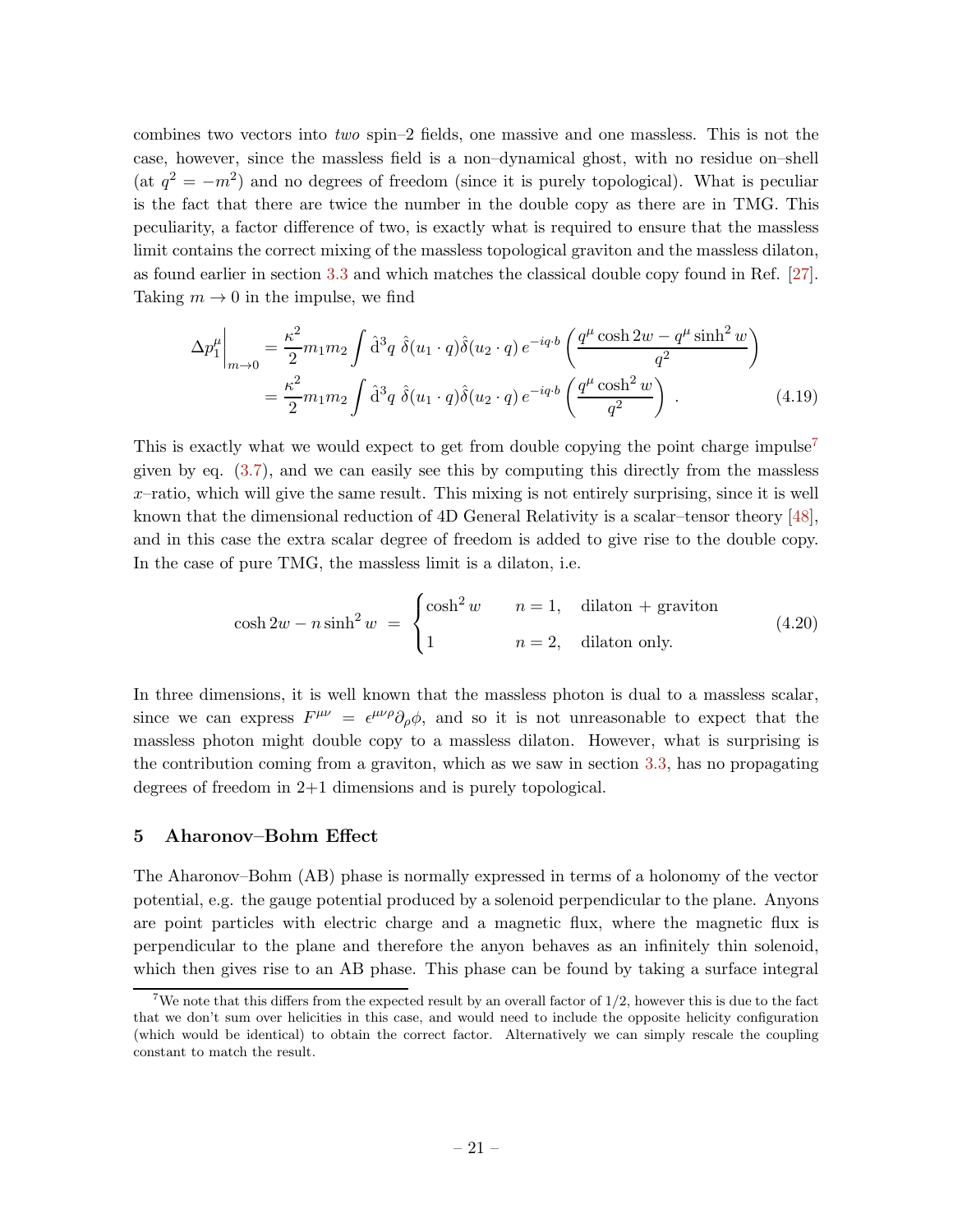combines two vectors into *two* spin–2 fields, one massive and one massless. This is not the case, however, since the massless field is a non–dynamical ghost, with no residue on–shell (at $q^2 = -m^2$) and no degrees of freedom (since it is purely topological). What is peculiar is the fact that there are twice the number in the double copy as there are in TMG. This peculiarity, a factor difference of two, is exactly what is required to ensure that the massless limit contains the correct mixing of the massless topological graviton and the massless dilaton, as found earlier in section 3.3 and which matches the classical double copy found in Ref. [27]. Taking $m \to 0$ in the impulse, we find

$$
\begin{aligned}
\Delta p_1^\mu\Big|_{m\to 0} &= \frac{\kappa^2}{2} m_1 m_2 \int \hat{\mathrm{d}}^3 q \; \hat{\delta}(u_1\cdot q)\hat{\delta}(u_2\cdot q)\, e^{-iq\cdot b}\left(\frac{q^\mu \cosh 2w - q^\mu \sinh^2 w}{q^2}\right) \\
&= \frac{\kappa^2}{2} m_1 m_2 \int \hat{\mathrm{d}}^3 q \; \hat{\delta}(u_1\cdot q)\hat{\delta}(u_2\cdot q)\, e^{-iq\cdot b}\left(\frac{q^\mu \cosh^2 w}{q^2}\right) \; .
\end{aligned} \tag{4.19}
$$

This is exactly what we would expect to get from double copying the point charge impulse[7] given by eq. (3.7), and we can easily see this by computing this directly from the massless $x$–ratio, which will give the same result. This mixing is not entirely surprising, since it is well known that the dimensional reduction of 4D General Relativity is a scalar–tensor theory [48], and in this case the extra scalar degree of freedom is added to give rise to the double copy. In the case of pure TMG, the massless limit is a dilaton, i.e.

$$
\cosh 2w - n \sinh^2 w \;=\; \begin{cases} \cosh^2 w & n = 1, \quad \text{dilaton + graviton} \\ 1 & n = 2, \quad \text{dilaton only.} \end{cases} \tag{4.20}
$$

In three dimensions, it is well known that the massless photon is dual to a massless scalar, since we can express $F^{\mu\nu} = \epsilon^{\mu\nu\rho}\partial_\rho \phi$, and so it is not unreasonable to expect that the massless photon might double copy to a massless dilaton. However, what is surprising is the contribution coming from a graviton, which as we saw in section 3.3, has no propagating degrees of freedom in 2+1 dimensions and is purely topological.

## 5 Aharonov–Bohm Effect

The Aharonov–Bohm (AB) phase is normally expressed in terms of a holonomy of the vector potential, e.g. the gauge potential produced by a solenoid perpendicular to the plane. Anyons are point particles with electric charge and a magnetic flux, where the magnetic flux is perpendicular to the plane and therefore the anyon behaves as an infinitely thin solenoid, which then gives rise to an AB phase. This phase can be found by taking a surface integral

[7] We note that this differs from the expected result by an overall factor of 1/2, however this is due to the fact that we don't sum over helicities in this case, and would need to include the opposite helicity configuration (which would be identical) to obtain the correct factor. Alternatively we can simply rescale the coupling constant to match the result.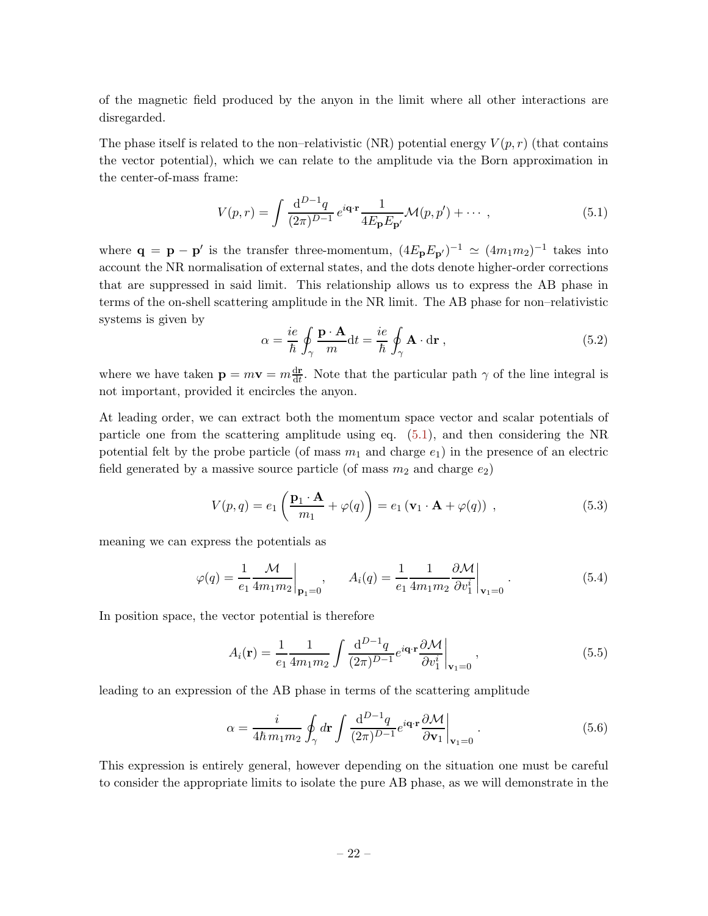of the magnetic field produced by the anyon in the limit where all other interactions are disregarded.

The phase itself is related to the non–relativistic (NR) potential energy $V(p,r)$ (that contains the vector potential), which we can relate to the amplitude via the Born approximation in the center-of-mass frame:

$$V(p,r) = \int \frac{\mathrm{d}^{D-1}q}{(2\pi)^{D-1}}\, e^{i\mathbf{q}\cdot\mathbf{r}} \frac{1}{4E_{\mathbf{p}}E_{\mathbf{p}'}} \mathcal{M}(p,p') + \cdots \,, \tag{5.1}$$

where $\mathbf{q} = \mathbf{p} - \mathbf{p}'$ is the transfer three-momentum, $(4E_{\mathbf{p}}E_{\mathbf{p}'})^{-1} \simeq (4m_1m_2)^{-1}$ takes into account the NR normalisation of external states, and the dots denote higher-order corrections that are suppressed in said limit. This relationship allows us to express the AB phase in terms of the on-shell scattering amplitude in the NR limit. The AB phase for non–relativistic systems is given by

$$\alpha = \frac{ie}{\hbar} \oint_\gamma \frac{\mathbf{p}\cdot\mathbf{A}}{m}\mathrm{d}t = \frac{ie}{\hbar}\oint_\gamma \mathbf{A}\cdot \mathrm{d}\mathbf{r} \,, \tag{5.2}$$

where we have taken $\mathbf{p} = m\mathbf{v} = m\frac{\mathrm{d}\mathbf{r}}{\mathrm{d}t}$. Note that the particular path $\gamma$ of the line integral is not important, provided it encircles the anyon.

At leading order, we can extract both the momentum space vector and scalar potentials of particle one from the scattering amplitude using eq. (5.1), and then considering the NR potential felt by the probe particle (of mass $m_1$ and charge $e_1$) in the presence of an electric field generated by a massive source particle (of mass $m_2$ and charge $e_2$)

$$V(p,q) = e_1\left(\frac{\mathbf{p}_1\cdot\mathbf{A}}{m_1} + \varphi(q)\right) = e_1\left(\mathbf{v}_1\cdot\mathbf{A} + \varphi(q)\right)\,, \tag{5.3}$$

meaning we can express the potentials as

$$\varphi(q) = \frac{1}{e_1}\frac{\mathcal{M}}{4m_1m_2}\bigg|_{\mathbf{p}_1=0}, \qquad A_i(q) = \frac{1}{e_1}\frac{1}{4m_1m_2}\frac{\partial\mathcal{M}}{\partial v_1^i}\bigg|_{\mathbf{v}_1=0}. \tag{5.4}$$

In position space, the vector potential is therefore

$$A_i(\mathbf{r}) = \frac{1}{e_1}\frac{1}{4m_1m_2}\int \frac{\mathrm{d}^{D-1}q}{(2\pi)^{D-1}} e^{i\mathbf{q}\cdot\mathbf{r}}\frac{\partial\mathcal{M}}{\partial v_1^i}\bigg|_{\mathbf{v}_1=0}, \tag{5.5}$$

leading to an expression of the AB phase in terms of the scattering amplitude

$$\alpha = \frac{i}{4\hbar m_1m_2}\oint_\gamma d\mathbf{r}\int \frac{\mathrm{d}^{D-1}q}{(2\pi)^{D-1}} e^{i\mathbf{q}\cdot\mathbf{r}}\frac{\partial\mathcal{M}}{\partial\mathbf{v}_1}\bigg|_{\mathbf{v}_1=0}. \tag{5.6}$$

This expression is entirely general, however depending on the situation one must be careful to consider the appropriate limits to isolate the pure AB phase, as we will demonstrate in the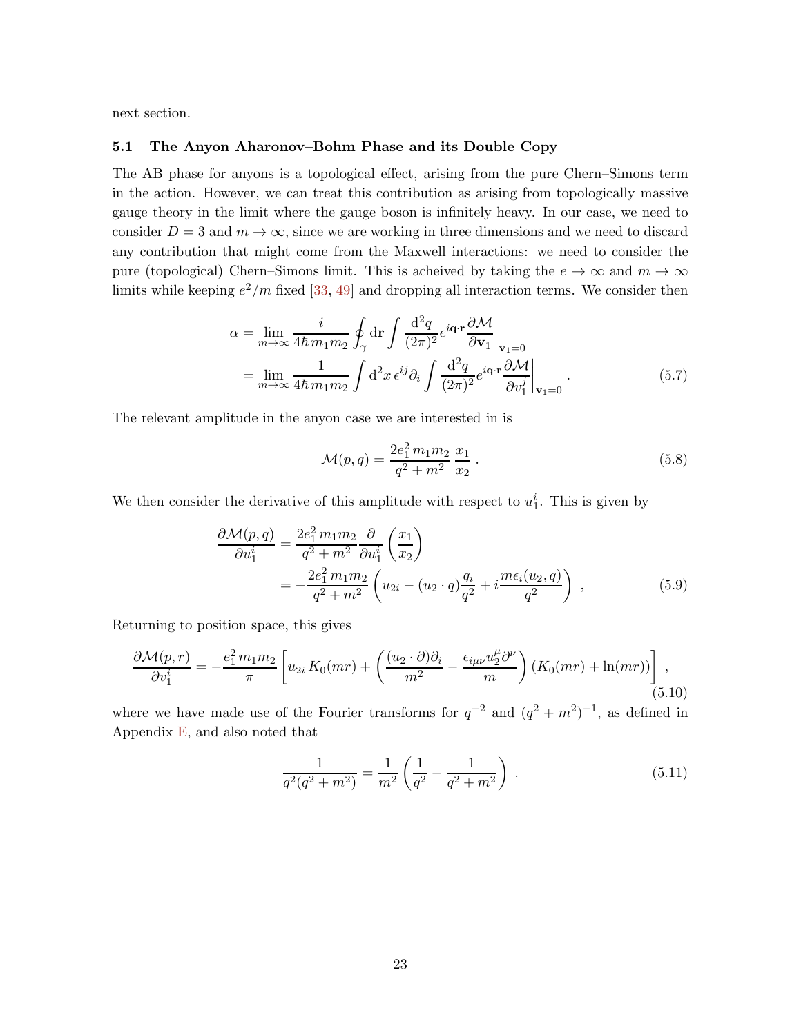next section.

### 5.1 The Anyon Aharonov–Bohm Phase and its Double Copy

The AB phase for anyons is a topological effect, arising from the pure Chern–Simons term in the action. However, we can treat this contribution as arising from topologically massive gauge theory in the limit where the gauge boson is infinitely heavy. In our case, we need to consider $D = 3$ and $m \to \infty$, since we are working in three dimensions and we need to discard any contribution that might come from the Maxwell interactions: we need to consider the pure (topological) Chern–Simons limit. This is acheived by taking the $e \to \infty$ and $m \to \infty$ limits while keeping $e^2/m$ fixed [33, 49] and dropping all interaction terms. We consider then

$$
\begin{aligned}
\alpha &= \lim_{m\to\infty} \frac{i}{4\hbar\, m_1 m_2} \oint_\gamma \mathrm{d}\mathbf{r} \int \frac{\mathrm{d}^2 q}{(2\pi)^2} e^{i\mathbf{q}\cdot\mathbf{r}} \frac{\partial \mathcal{M}}{\partial \mathbf{v}_1}\bigg|_{\mathbf{v}_1=0} \\
&= \lim_{m\to\infty} \frac{1}{4\hbar\, m_1 m_2} \int \mathrm{d}^2 x\, \epsilon^{ij} \partial_i \int \frac{\mathrm{d}^2 q}{(2\pi)^2} e^{i\mathbf{q}\cdot\mathbf{r}} \frac{\partial \mathcal{M}}{\partial v_1^j}\bigg|_{\mathbf{v}_1=0} .
\end{aligned}
\tag{5.7}
$$

The relevant amplitude in the anyon case we are interested in is

$$
\mathcal{M}(p, q) = \frac{2e_1^2\, m_1 m_2}{q^2 + m^2}\, \frac{x_1}{x_2} . \tag{5.8}
$$

We then consider the derivative of this amplitude with respect to $u_1^i$. This is given by

$$
\begin{aligned}
\frac{\partial \mathcal{M}(p,q)}{\partial u_1^i} &= \frac{2e_1^2\, m_1 m_2}{q^2 + m^2} \frac{\partial}{\partial u_1^i} \left(\frac{x_1}{x_2}\right) \\
&= -\frac{2e_1^2\, m_1 m_2}{q^2 + m^2} \left( u_{2i} - (u_2 \cdot q) \frac{q_i}{q^2} + i \frac{m \epsilon_i(u_2, q)}{q^2} \right) ,
\end{aligned}
\tag{5.9}
$$

Returning to position space, this gives

$$
\frac{\partial \mathcal{M}(p, r)}{\partial v_1^i} = -\frac{e_1^2\, m_1 m_2}{\pi} \left[ u_{2i}\, K_0(mr) + \left( \frac{(u_2 \cdot \partial)\partial_i}{m^2} - \frac{\epsilon_{i\mu\nu} u_2^\mu \partial^\nu}{m} \right) \left( K_0(mr) + \ln(mr) \right) \right] , \tag{5.10}
$$

where we have made use of the Fourier transforms for $q^{-2}$ and $(q^2 + m^2)^{-1}$, as defined in Appendix E, and also noted that

$$
\frac{1}{q^2(q^2 + m^2)} = \frac{1}{m^2} \left( \frac{1}{q^2} - \frac{1}{q^2 + m^2} \right) . \tag{5.11}
$$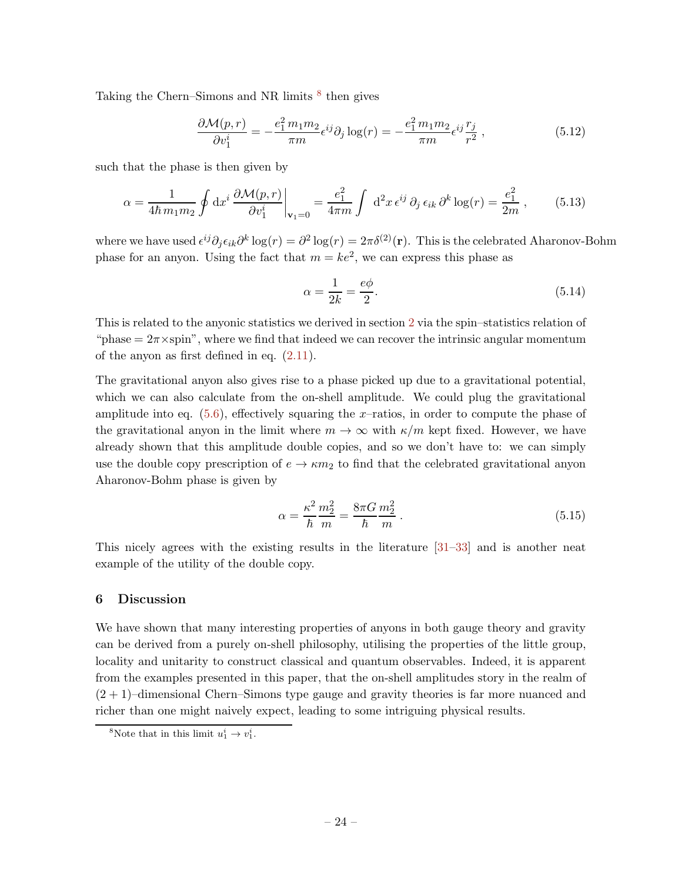Taking the Chern–Simons and NR limits [8] then gives

$$
\frac{\partial \mathcal{M}(p,r)}{\partial v_1^i} = -\frac{e_1^2\, m_1 m_2}{\pi m}\epsilon^{ij}\partial_j \log(r) = -\frac{e_1^2\, m_1 m_2}{\pi m}\epsilon^{ij}\frac{r_j}{r^2}\,, \tag{5.12}
$$

such that the phase is then given by

$$
\alpha = \frac{1}{4\hbar\, m_1 m_2}\oint \mathrm{d}x^i\, \frac{\partial \mathcal{M}(p,r)}{\partial v_1^i}\bigg|_{\mathbf{v}_1=0} = \frac{e_1^2}{4\pi m}\int\, \mathrm{d}^2x\, \epsilon^{ij}\,\partial_j\,\epsilon_{ik}\,\partial^k \log(r) = \frac{e_1^2}{2m}\,, \tag{5.13}
$$

where we have used $\epsilon^{ij}\partial_j\epsilon_{ik}\partial^k\log(r) = \partial^2\log(r) = 2\pi\delta^{(2)}(\mathbf{r})$. This is the celebrated Aharonov-Bohm phase for an anyon. Using the fact that $m = ke^2$, we can express this phase as

$$
\alpha = \frac{1}{2k} = \frac{e\phi}{2}. \tag{5.14}
$$

This is related to the anyonic statistics we derived in section 2 via the spin–statistics relation of "phase $= 2\pi\times$spin", where we find that indeed we can recover the intrinsic angular momentum of the anyon as first defined in eq. (2.11).

The gravitational anyon also gives rise to a phase picked up due to a gravitational potential, which we can also calculate from the on-shell amplitude. We could plug the gravitational amplitude into eq. (5.6), effectively squaring the $x$–ratios, in order to compute the phase of the gravitational anyon in the limit where $m \to \infty$ with $\kappa/m$ kept fixed. However, we have already shown that this amplitude double copies, and so we don't have to: we can simply use the double copy prescription of $e \to \kappa m_2$ to find that the celebrated gravitational anyon Aharonov-Bohm phase is given by

$$
\alpha = \frac{\kappa^2}{\hbar}\frac{m_2^2}{m} = \frac{8\pi G}{\hbar}\frac{m_2^2}{m}\,. \tag{5.15}
$$

This nicely agrees with the existing results in the literature [31–33] and is another neat example of the utility of the double copy.

## 6 Discussion

We have shown that many interesting properties of anyons in both gauge theory and gravity can be derived from a purely on-shell philosophy, utilising the properties of the little group, locality and unitarity to construct classical and quantum observables. Indeed, it is apparent from the examples presented in this paper, that the on-shell amplitudes story in the realm of $(2+1)$–dimensional Chern–Simons type gauge and gravity theories is far more nuanced and richer than one might naively expect, leading to some intriguing physical results.

[8] Note that in this limit $u_1^i \to v_1^i$.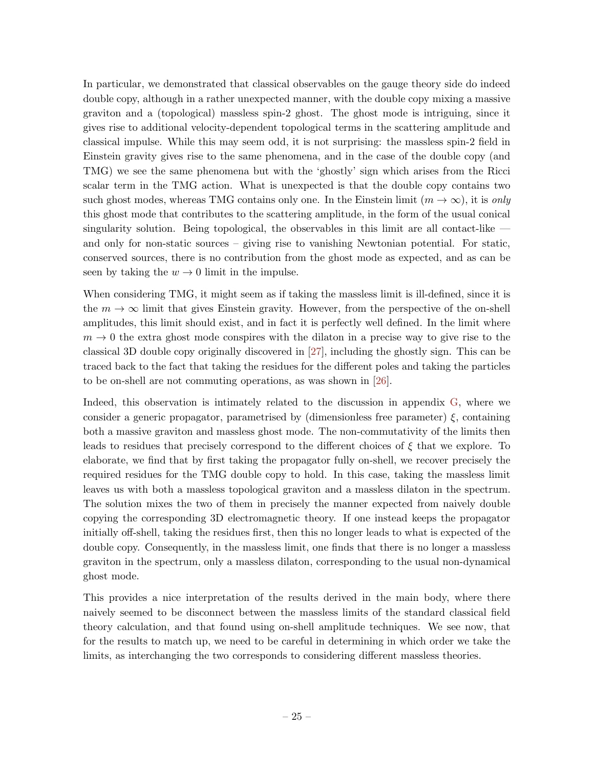In particular, we demonstrated that classical observables on the gauge theory side do indeed double copy, although in a rather unexpected manner, with the double copy mixing a massive graviton and a (topological) massless spin-2 ghost. The ghost mode is intriguing, since it gives rise to additional velocity-dependent topological terms in the scattering amplitude and classical impulse. While this may seem odd, it is not surprising: the massless spin-2 field in Einstein gravity gives rise to the same phenomena, and in the case of the double copy (and TMG) we see the same phenomena but with the 'ghostly' sign which arises from the Ricci scalar term in the TMG action. What is unexpected is that the double copy contains two such ghost modes, whereas TMG contains only one. In the Einstein limit ($m \to \infty$), it is *only* this ghost mode that contributes to the scattering amplitude, in the form of the usual conical singularity solution. Being topological, the observables in this limit are all contact-like — and only for non-static sources – giving rise to vanishing Newtonian potential. For static, conserved sources, there is no contribution from the ghost mode as expected, and as can be seen by taking the $w \to 0$ limit in the impulse.

When considering TMG, it might seem as if taking the massless limit is ill-defined, since it is the $m \to \infty$ limit that gives Einstein gravity. However, from the perspective of the on-shell amplitudes, this limit should exist, and in fact it is perfectly well defined. In the limit where $m \to 0$ the extra ghost mode conspires with the dilaton in a precise way to give rise to the classical 3D double copy originally discovered in [27], including the ghostly sign. This can be traced back to the fact that taking the residues for the different poles and taking the particles to be on-shell are not commuting operations, as was shown in [26].

Indeed, this observation is intimately related to the discussion in appendix G, where we consider a generic propagator, parametrised by (dimensionless free parameter) $\xi$, containing both a massive graviton and massless ghost mode. The non-commutativity of the limits then leads to residues that precisely correspond to the different choices of $\xi$ that we explore. To elaborate, we find that by first taking the propagator fully on-shell, we recover precisely the required residues for the TMG double copy to hold. In this case, taking the massless limit leaves us with both a massless topological graviton and a massless dilaton in the spectrum. The solution mixes the two of them in precisely the manner expected from naively double copying the corresponding 3D electromagnetic theory. If one instead keeps the propagator initially off-shell, taking the residues first, then this no longer leads to what is expected of the double copy. Consequently, in the massless limit, one finds that there is no longer a massless graviton in the spectrum, only a massless dilaton, corresponding to the usual non-dynamical ghost mode.

This provides a nice interpretation of the results derived in the main body, where there naively seemed to be disconnect between the massless limits of the standard classical field theory calculation, and that found using on-shell amplitude techniques. We see now, that for the results to match up, we need to be careful in determining in which order we take the limits, as interchanging the two corresponds to considering different massless theories.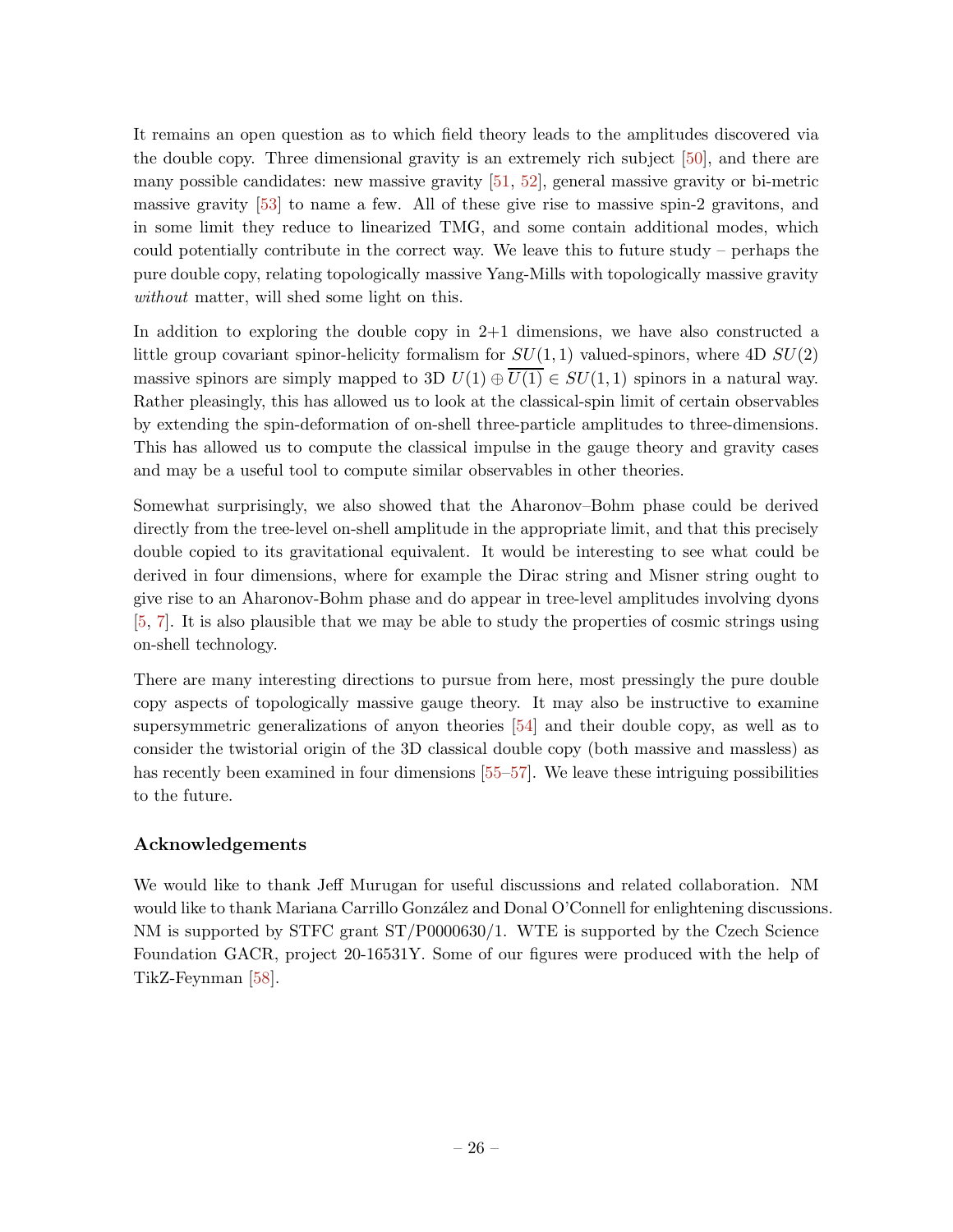It remains an open question as to which field theory leads to the amplitudes discovered via the double copy. Three dimensional gravity is an extremely rich subject [50], and there are many possible candidates: new massive gravity [51, 52], general massive gravity or bi-metric massive gravity [53] to name a few. All of these give rise to massive spin-2 gravitons, and in some limit they reduce to linearized TMG, and some contain additional modes, which could potentially contribute in the correct way. We leave this to future study – perhaps the pure double copy, relating topologically massive Yang-Mills with topologically massive gravity *without* matter, will shed some light on this.

In addition to exploring the double copy in 2+1 dimensions, we have also constructed a little group covariant spinor-helicity formalism for $SU(1,1)$ valued-spinors, where 4D $SU(2)$ massive spinors are simply mapped to 3D $U(1) \oplus \overline{U(1)} \in SU(1,1)$ spinors in a natural way. Rather pleasingly, this has allowed us to look at the classical-spin limit of certain observables by extending the spin-deformation of on-shell three-particle amplitudes to three-dimensions. This has allowed us to compute the classical impulse in the gauge theory and gravity cases and may be a useful tool to compute similar observables in other theories.

Somewhat surprisingly, we also showed that the Aharonov–Bohm phase could be derived directly from the tree-level on-shell amplitude in the appropriate limit, and that this precisely double copied to its gravitational equivalent. It would be interesting to see what could be derived in four dimensions, where for example the Dirac string and Misner string ought to give rise to an Aharonov-Bohm phase and do appear in tree-level amplitudes involving dyons [5, 7]. It is also plausible that we may be able to study the properties of cosmic strings using on-shell technology.

There are many interesting directions to pursue from here, most pressingly the pure double copy aspects of topologically massive gauge theory. It may also be instructive to examine supersymmetric generalizations of anyon theories [54] and their double copy, as well as to consider the twistorial origin of the 3D classical double copy (both massive and massless) as has recently been examined in four dimensions [55–57]. We leave these intriguing possibilities to the future.

## Acknowledgements

We would like to thank Jeff Murugan for useful discussions and related collaboration. NM would like to thank Mariana Carrillo González and Donal O'Connell for enlightening discussions. NM is supported by STFC grant ST/P0000630/1. WTE is supported by the Czech Science Foundation GACR, project 20-16531Y. Some of our figures were produced with the help of TikZ-Feynman [58].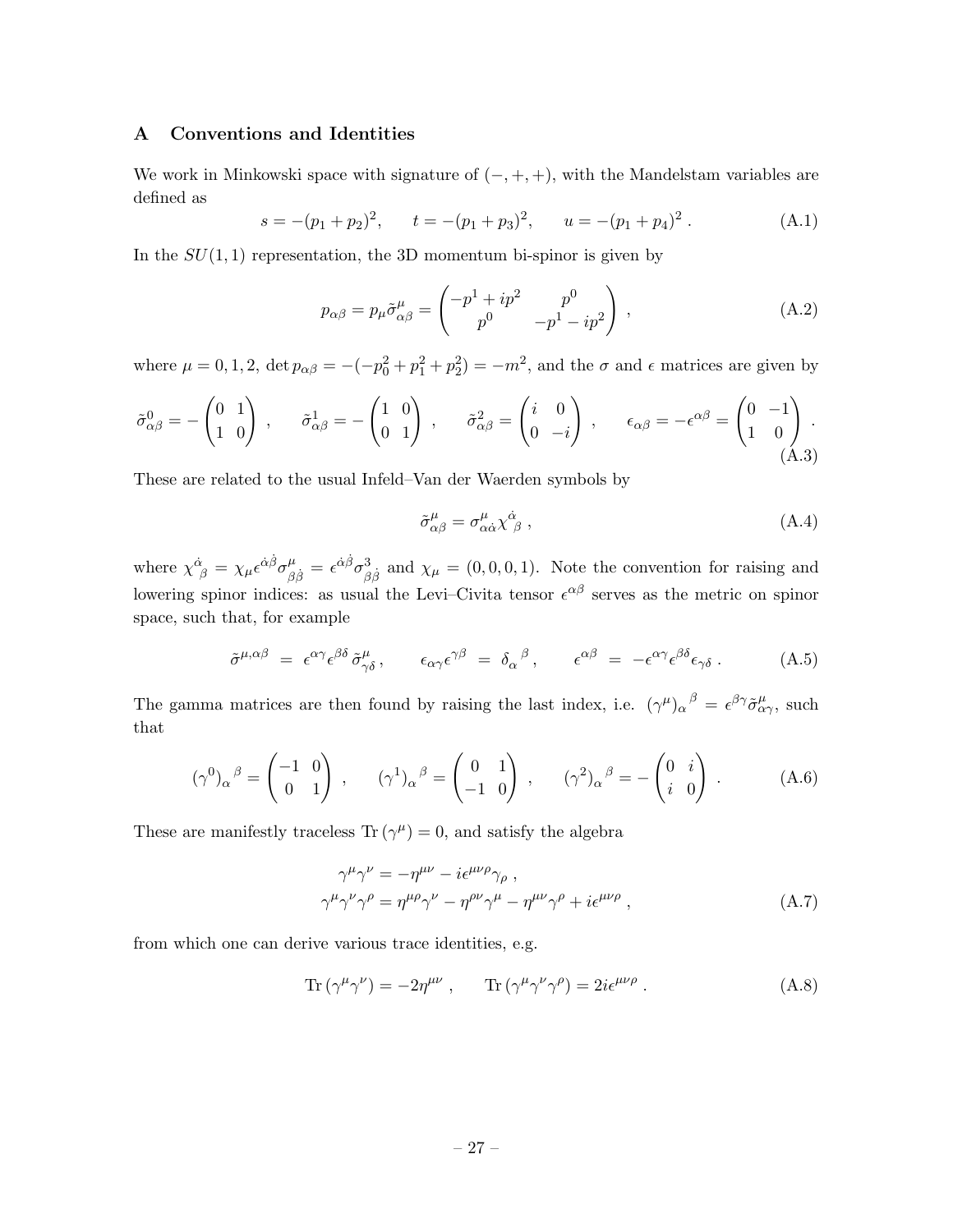## A Conventions and Identities

We work in Minkowski space with signature of $(-,+,+)$, with the Mandelstam variables are defined as

$$s = -(p_1 + p_2)^2, \qquad t = -(p_1 + p_3)^2, \qquad u = -(p_1 + p_4)^2 \,. \tag{A.1}$$

In the $SU(1,1)$ representation, the 3D momentum bi-spinor is given by

$$p_{\alpha\beta} = p_\mu \tilde{\sigma}^\mu_{\alpha\beta} = \begin{pmatrix} -p^1 + ip^2 & p^0 \\ p^0 & -p^1 - ip^2 \end{pmatrix} \,, \tag{A.2}$$

where $\mu = 0,1,2$, $\det p_{\alpha\beta} = -(-p_0^2 + p_1^2 + p_2^2) = -m^2$, and the $\sigma$ and $\epsilon$ matrices are given by

$$\tilde{\sigma}^0_{\alpha\beta} = -\begin{pmatrix} 0 & 1 \\ 1 & 0 \end{pmatrix} \,, \qquad \tilde{\sigma}^1_{\alpha\beta} = -\begin{pmatrix} 1 & 0 \\ 0 & 1 \end{pmatrix} \,, \qquad \tilde{\sigma}^2_{\alpha\beta} = \begin{pmatrix} i & 0 \\ 0 & -i \end{pmatrix} \,, \qquad \epsilon_{\alpha\beta} = -\epsilon^{\alpha\beta} = \begin{pmatrix} 0 & -1 \\ 1 & 0 \end{pmatrix} \,. \tag{A.3}$$

These are related to the usual Infeld–Van der Waerden symbols by

$$\tilde{\sigma}^\mu_{\alpha\beta} = \sigma^\mu_{\alpha\dot{\alpha}} \chi^{\dot{\alpha}}{}_\beta \,, \tag{A.4}$$

where $\chi^{\dot{\alpha}}{}_\beta = \chi_\mu \epsilon^{\dot{\alpha}\dot{\beta}} \sigma^\mu_{\beta\dot{\beta}} = \epsilon^{\dot{\alpha}\dot{\beta}} \sigma^3_{\beta\dot{\beta}}$ and $\chi_\mu = (0,0,0,1)$. Note the convention for raising and lowering spinor indices: as usual the Levi–Civita tensor $\epsilon^{\alpha\beta}$ serves as the metric on spinor space, such that, for example

$$\tilde{\sigma}^{\mu,\alpha\beta} \;=\; \epsilon^{\alpha\gamma}\epsilon^{\beta\delta}\tilde{\sigma}^\mu_{\gamma\delta} \,, \qquad \epsilon_{\alpha\gamma}\epsilon^{\gamma\beta} \;=\; \delta_\alpha{}^\beta \,, \qquad \epsilon^{\alpha\beta} \;=\; -\epsilon^{\alpha\gamma}\epsilon^{\beta\delta}\epsilon_{\gamma\delta} \,. \tag{A.5}$$

The gamma matrices are then found by raising the last index, i.e. $(\gamma^\mu)_\alpha{}^\beta = \epsilon^{\beta\gamma}\tilde{\sigma}^\mu_{\alpha\gamma}$, such that

$$(\gamma^0)_\alpha{}^\beta = \begin{pmatrix} -1 & 0 \\ 0 & 1 \end{pmatrix} \,, \qquad (\gamma^1)_\alpha{}^\beta = \begin{pmatrix} 0 & 1 \\ -1 & 0 \end{pmatrix} \,, \qquad (\gamma^2)_\alpha{}^\beta = -\begin{pmatrix} 0 & i \\ i & 0 \end{pmatrix} \,. \tag{A.6}$$

These are manifestly traceless $\mathrm{Tr}\,(\gamma^\mu) = 0$, and satisfy the algebra

$$\begin{aligned} \gamma^\mu\gamma^\nu &= -\eta^{\mu\nu} - i\epsilon^{\mu\nu\rho}\gamma_\rho \,, \\ \gamma^\mu\gamma^\nu\gamma^\rho &= \eta^{\mu\rho}\gamma^\nu - \eta^{\rho\nu}\gamma^\mu - \eta^{\mu\nu}\gamma^\rho + i\epsilon^{\mu\nu\rho} \,, \end{aligned} \tag{A.7}$$

from which one can derive various trace identities, e.g.

$$\mathrm{Tr}\,(\gamma^\mu\gamma^\nu) = -2\eta^{\mu\nu} \,, \qquad \mathrm{Tr}\,(\gamma^\mu\gamma^\nu\gamma^\rho) = 2i\epsilon^{\mu\nu\rho} \,. \tag{A.8}$$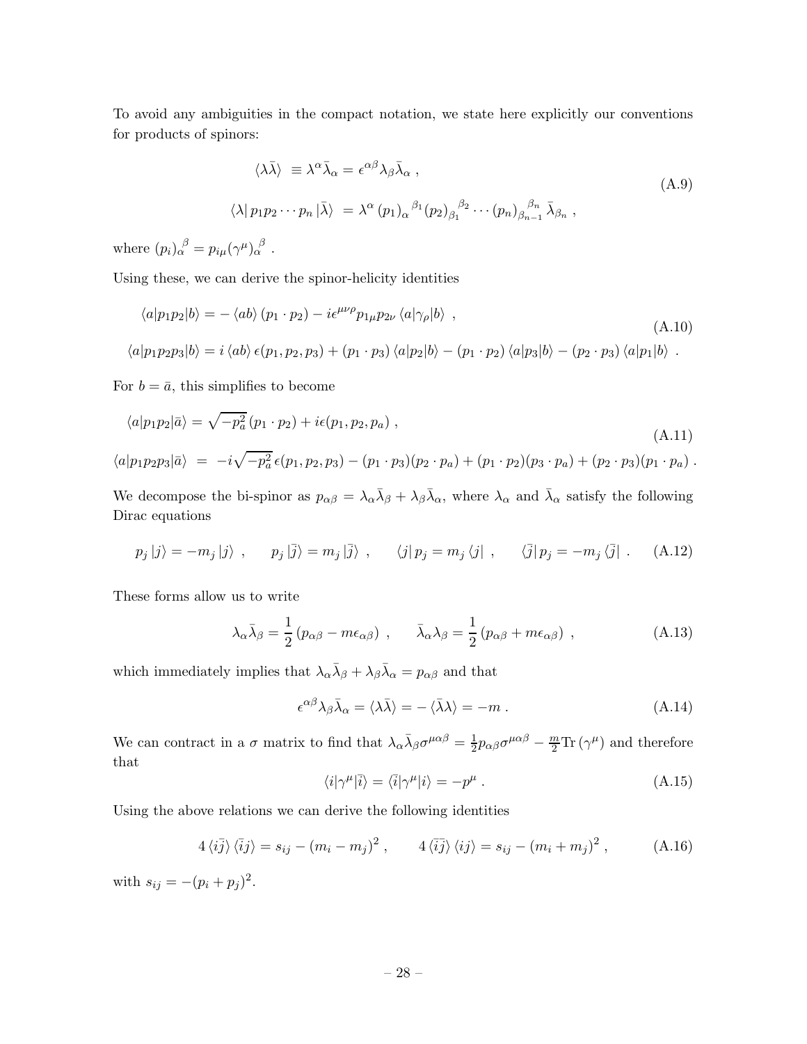To avoid any ambiguities in the compact notation, we state here explicitly our conventions for products of spinors:

$$
\begin{aligned}
\langle \lambda \bar{\lambda} \rangle \; &\equiv \lambda^{\alpha} \bar{\lambda}_{\alpha} = \epsilon^{\alpha\beta} \lambda_{\beta} \bar{\lambda}_{\alpha} \; , \\
\langle \lambda | \, p_1 p_2 \cdots p_n \, | \bar{\lambda} \rangle \; &= \lambda^{\alpha} \, (p_1)_{\alpha}{}^{\beta_1} (p_2)_{\beta_1}{}^{\beta_2} \cdots (p_n)_{\beta_{n-1}}{}^{\beta_n} \, \bar{\lambda}_{\beta_n} \; ,
\end{aligned}
\tag{A.9}
$$

where $(p_i)_{\alpha}{}^{\beta} = p_{i\mu} (\gamma^{\mu})_{\alpha}{}^{\beta}$ .

Using these, we can derive the spinor-helicity identities

$$
\begin{aligned}
\langle a | p_1 p_2 | b \rangle &= - \langle ab \rangle \, (p_1 \cdot p_2) - i \epsilon^{\mu\nu\rho} p_{1\mu} p_{2\nu} \, \langle a | \gamma_{\rho} | b \rangle \;\; , \\
\langle a | p_1 p_2 p_3 | b \rangle &= i \, \langle ab \rangle \, \epsilon(p_1, p_2, p_3) + (p_1 \cdot p_3) \, \langle a | p_2 | b \rangle - (p_1 \cdot p_2) \, \langle a | p_3 | b \rangle - (p_2 \cdot p_3) \, \langle a | p_1 | b \rangle \;\; .
\end{aligned}
\tag{A.10}
$$

For $b = \bar{a}$, this simplifies to become

$$
\begin{aligned}
\langle a | p_1 p_2 | \bar{a} \rangle &= \sqrt{-p_a^2} \, (p_1 \cdot p_2) + i \epsilon(p_1, p_2, p_a) \; , \\
\langle a | p_1 p_2 p_3 | \bar{a} \rangle \;\; &= \;\; -i \sqrt{-p_a^2} \, \epsilon(p_1, p_2, p_3) - (p_1 \cdot p_3)(p_2 \cdot p_a) + (p_1 \cdot p_2)(p_3 \cdot p_a) + (p_2 \cdot p_3)(p_1 \cdot p_a) \; .
\end{aligned}
\tag{A.11}
$$

We decompose the bi-spinor as $p_{\alpha\beta} = \lambda_{\alpha} \bar{\lambda}_{\beta} + \lambda_{\beta} \bar{\lambda}_{\alpha}$, where $\lambda_{\alpha}$ and $\bar{\lambda}_{\alpha}$ satisfy the following Dirac equations

$$
p_j \, | j \rangle = - m_j \, | j \rangle \;\; , \qquad p_j \, | \bar{j} \rangle = m_j \, | \bar{j} \rangle \;\; , \qquad \langle j | \, p_j = m_j \, \langle j | \;\; , \qquad \langle \bar{j} | \, p_j = - m_j \, \langle \bar{j} | \;\; . \tag{A.12}
$$

These forms allow us to write

$$
\lambda_{\alpha} \bar{\lambda}_{\beta} = \frac{1}{2} \left( p_{\alpha\beta} - m \epsilon_{\alpha\beta} \right) \;\; , \qquad \bar{\lambda}_{\alpha} \lambda_{\beta} = \frac{1}{2} \left( p_{\alpha\beta} + m \epsilon_{\alpha\beta} \right) \;\; , \tag{A.13}
$$

which immediately implies that $\lambda_{\alpha} \bar{\lambda}_{\beta} + \lambda_{\beta} \bar{\lambda}_{\alpha} = p_{\alpha\beta}$ and that

$$
\epsilon^{\alpha\beta} \lambda_{\beta} \bar{\lambda}_{\alpha} = \langle \lambda \bar{\lambda} \rangle = - \langle \bar{\lambda} \lambda \rangle = - m \; . \tag{A.14}
$$

We can contract in a $\sigma$ matrix to find that $\lambda_{\alpha} \bar{\lambda}_{\beta} \sigma^{\mu\alpha\beta} = \frac{1}{2} p_{\alpha\beta} \sigma^{\mu\alpha\beta} - \frac{m}{2} \mathrm{Tr} \left( \gamma^{\mu} \right)$ and therefore that

$$
\langle i | \gamma^{\mu} | \bar{i} \rangle = \langle \bar{i} | \gamma^{\mu} | i \rangle = - p^{\mu} \; . \tag{A.15}
$$

Using the above relations we can derive the following identities

$$
4 \, \langle i \bar{j} \rangle \, \langle \bar{i} j \rangle = s_{ij} - (m_i - m_j)^2 \; , \qquad 4 \, \langle \bar{i} \bar{j} \rangle \, \langle ij \rangle = s_{ij} - (m_i + m_j)^2 \; , \tag{A.16}
$$

with $s_{ij} = -(p_i + p_j)^2$.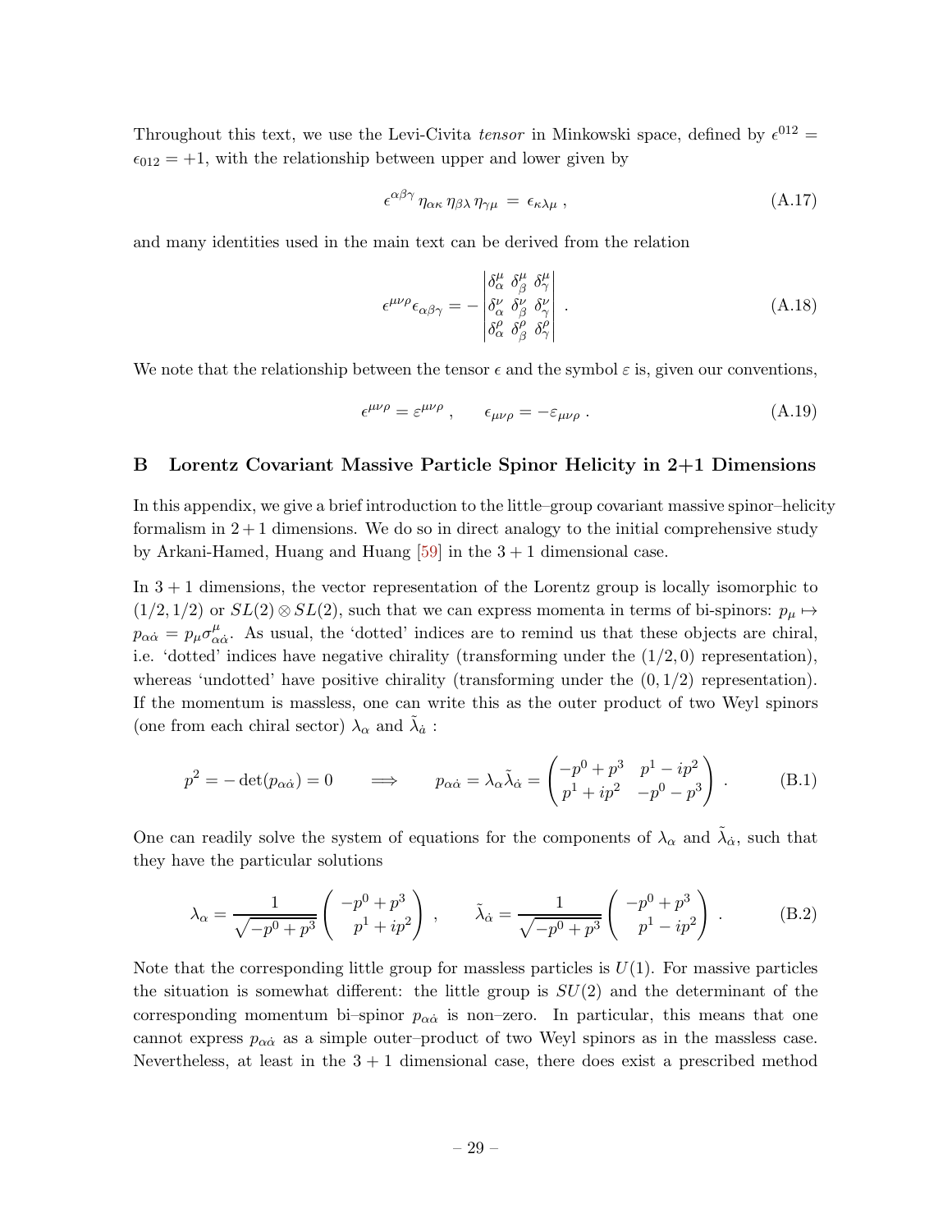Throughout this text, we use the Levi-Civita *tensor* in Minkowski space, defined by $\epsilon^{012} = \epsilon_{012} = +1$, with the relationship between upper and lower given by

$$\epsilon^{\alpha\beta\gamma}\,\eta_{\alpha\kappa}\,\eta_{\beta\lambda}\,\eta_{\gamma\mu} \,=\, \epsilon_{\kappa\lambda\mu}\ , \tag{A.17}$$

and many identities used in the main text can be derived from the relation

$$\epsilon^{\mu\nu\rho}\epsilon_{\alpha\beta\gamma} = -\begin{vmatrix} \delta^{\mu}_{\alpha} & \delta^{\mu}_{\beta} & \delta^{\mu}_{\gamma} \\ \delta^{\nu}_{\alpha} & \delta^{\nu}_{\beta} & \delta^{\nu}_{\gamma} \\ \delta^{\rho}_{\alpha} & \delta^{\rho}_{\beta} & \delta^{\rho}_{\gamma} \end{vmatrix}\ . \tag{A.18}$$

We note that the relationship between the tensor $\epsilon$ and the symbol $\varepsilon$ is, given our conventions,

$$\epsilon^{\mu\nu\rho} = \varepsilon^{\mu\nu\rho}\ , \qquad \epsilon_{\mu\nu\rho} = -\varepsilon_{\mu\nu\rho}\ . \tag{A.19}$$

## B Lorentz Covariant Massive Particle Spinor Helicity in 2+1 Dimensions

In this appendix, we give a brief introduction to the little–group covariant massive spinor–helicity formalism in $2+1$ dimensions. We do so in direct analogy to the initial comprehensive study by Arkani-Hamed, Huang and Huang [59] in the $3+1$ dimensional case.

In $3+1$ dimensions, the vector representation of the Lorentz group is locally isomorphic to $(1/2, 1/2)$ or $SL(2)\otimes SL(2)$, such that we can express momenta in terms of bi-spinors: $p_\mu \mapsto p_{\alpha\dot\alpha} = p_\mu \sigma^\mu_{\alpha\dot\alpha}$. As usual, the 'dotted' indices are to remind us that these objects are chiral, i.e. 'dotted' indices have negative chirality (transforming under the $(1/2, 0)$ representation), whereas 'undotted' have positive chirality (transforming under the $(0, 1/2)$ representation). If the momentum is massless, one can write this as the outer product of two Weyl spinors (one from each chiral sector) $\lambda_\alpha$ and $\tilde\lambda_{\dot\alpha}$ :

$$p^2 = -\det(p_{\alpha\dot\alpha}) = 0 \qquad \Longrightarrow \qquad p_{\alpha\dot\alpha} = \lambda_\alpha\tilde\lambda_{\dot\alpha} = \begin{pmatrix} -p^0+p^3 & p^1-ip^2 \\ p^1+ip^2 & -p^0-p^3 \end{pmatrix}\ . \tag{B.1}$$

One can readily solve the system of equations for the components of $\lambda_\alpha$ and $\tilde\lambda_{\dot\alpha}$, such that they have the particular solutions

$$\lambda_\alpha = \frac{1}{\sqrt{-p^0+p^3}}\begin{pmatrix} -p^0+p^3 \\ p^1+ip^2 \end{pmatrix}\ , \qquad \tilde\lambda_{\dot\alpha} = \frac{1}{\sqrt{-p^0+p^3}}\begin{pmatrix} -p^0+p^3 \\ p^1-ip^2 \end{pmatrix}\ . \tag{B.2}$$

Note that the corresponding little group for massless particles is $U(1)$. For massive particles the situation is somewhat different: the little group is $SU(2)$ and the determinant of the corresponding momentum bi–spinor $p_{\alpha\dot\alpha}$ is non–zero. In particular, this means that one cannot express $p_{\alpha\dot\alpha}$ as a simple outer–product of two Weyl spinors as in the massless case. Nevertheless, at least in the $3+1$ dimensional case, there does exist a prescribed method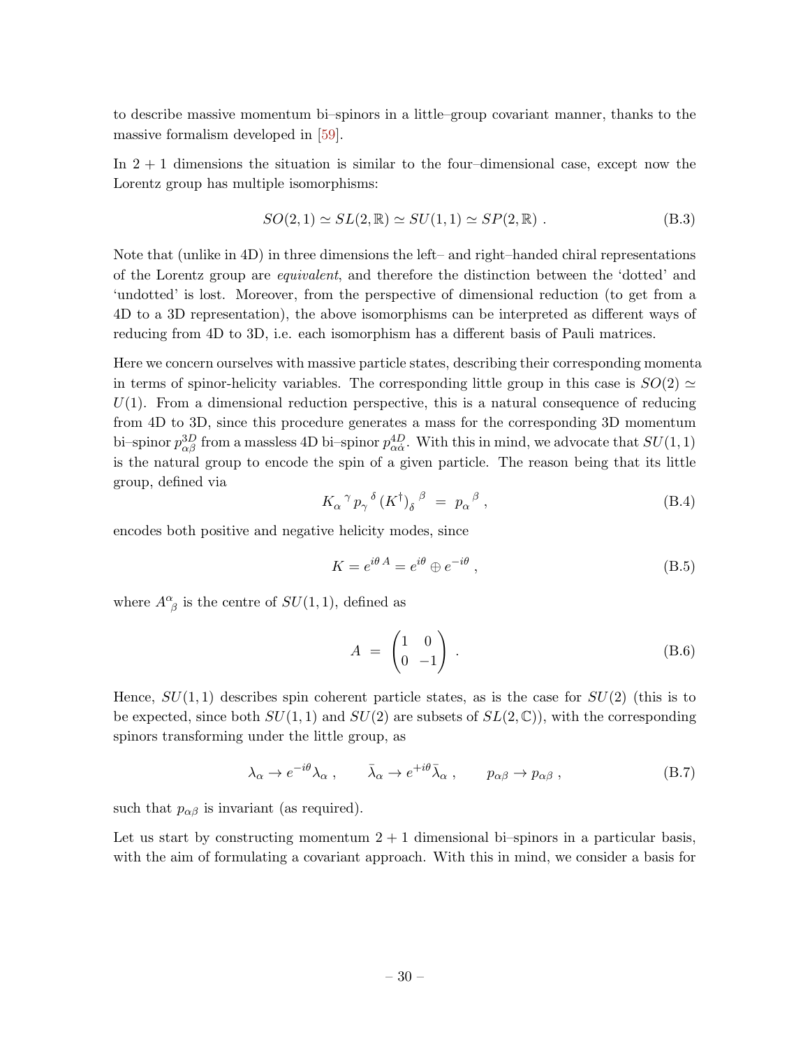to describe massive momentum bi–spinors in a little–group covariant manner, thanks to the massive formalism developed in [59].

In $2+1$ dimensions the situation is similar to the four–dimensional case, except now the Lorentz group has multiple isomorphisms:

$$SO(2,1) \simeq SL(2,\mathbb{R}) \simeq SU(1,1) \simeq SP(2,\mathbb{R}) \ . \tag{B.3}$$

Note that (unlike in 4D) in three dimensions the left– and right–handed chiral representations of the Lorentz group are *equivalent*, and therefore the distinction between the 'dotted' and 'undotted' is lost. Moreover, from the perspective of dimensional reduction (to get from a 4D to a 3D representation), the above isomorphisms can be interpreted as different ways of reducing from 4D to 3D, i.e. each isomorphism has a different basis of Pauli matrices.

Here we concern ourselves with massive particle states, describing their corresponding momenta in terms of spinor-helicity variables. The corresponding little group in this case is $SO(2) \simeq U(1)$. From a dimensional reduction perspective, this is a natural consequence of reducing from 4D to 3D, since this procedure generates a mass for the corresponding 3D momentum bi–spinor $p^{3D}_{\alpha\beta}$ from a massless 4D bi–spinor $p^{4D}_{\alpha\dot{\alpha}}$. With this in mind, we advocate that $SU(1,1)$ is the natural group to encode the spin of a given particle. The reason being that its little group, defined via

$$K_{\alpha}{}^{\gamma}\, p_{\gamma}{}^{\delta}\, (K^{\dagger})_{\delta}{}^{\beta} \ = \ p_{\alpha}{}^{\beta} \ , \tag{B.4}$$

encodes both positive and negative helicity modes, since

$$K = e^{i\theta\, A} = e^{i\theta} \oplus e^{-i\theta} \ , \tag{B.5}$$

where $A^{\alpha}{}_{\beta}$ is the centre of $SU(1,1)$, defined as

$$A \ = \ \begin{pmatrix} 1 & 0 \\ 0 & -1 \end{pmatrix} \ . \tag{B.6}$$

Hence, $SU(1,1)$ describes spin coherent particle states, as is the case for $SU(2)$ (this is to be expected, since both $SU(1,1)$ and $SU(2)$ are subsets of $SL(2,\mathbb{C})$), with the corresponding spinors transforming under the little group, as

$$\lambda_{\alpha} \to e^{-i\theta}\lambda_{\alpha} \ , \qquad \bar{\lambda}_{\alpha} \to e^{+i\theta}\bar{\lambda}_{\alpha} \ , \qquad p_{\alpha\beta} \to p_{\alpha\beta} \ , \tag{B.7}$$

such that $p_{\alpha\beta}$ is invariant (as required).

Let us start by constructing momentum $2+1$ dimensional bi–spinors in a particular basis, with the aim of formulating a covariant approach. With this in mind, we consider a basis for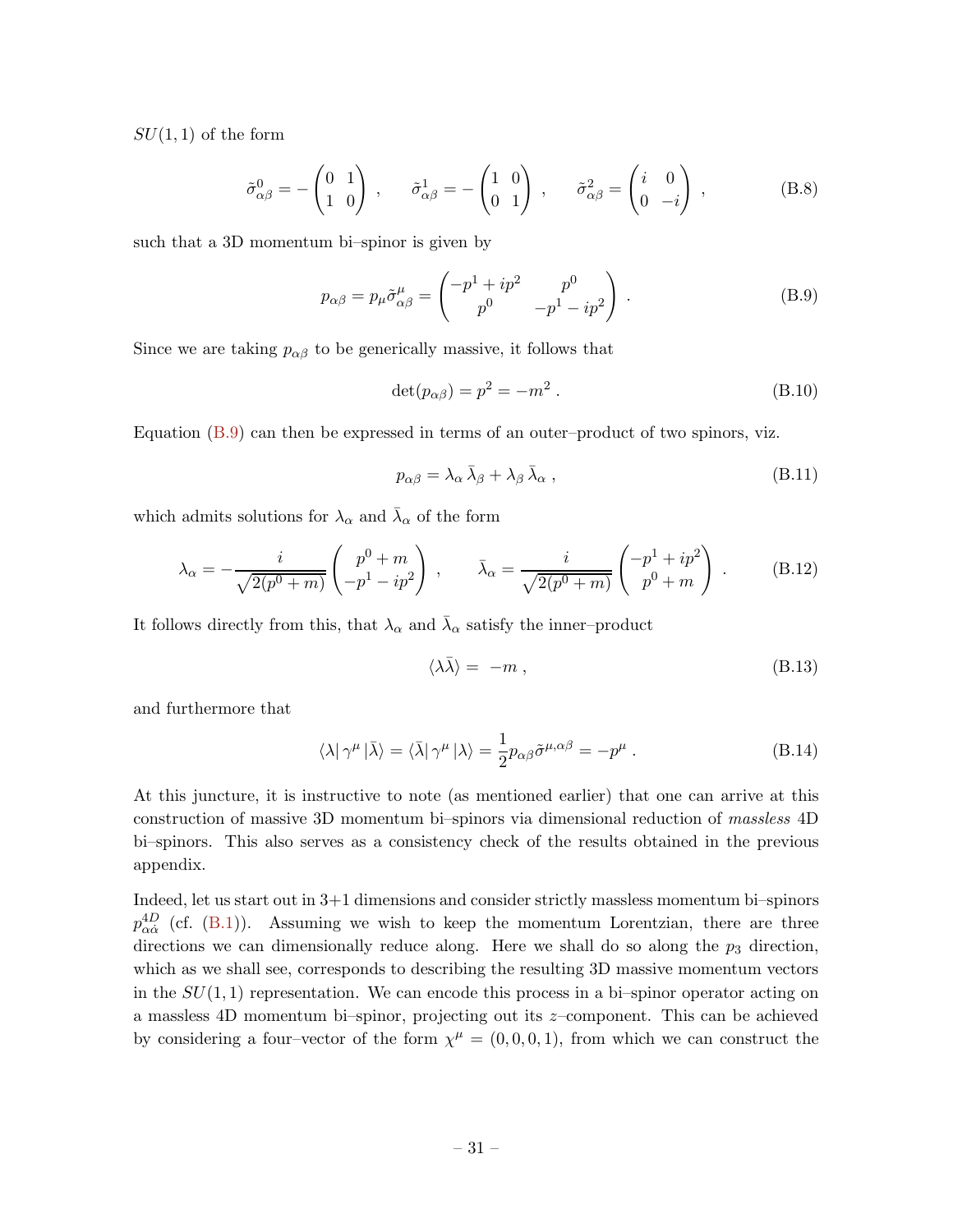$SU(1,1)$ of the form

$$\tilde{\sigma}^0_{\alpha\beta} = -\begin{pmatrix} 0 & 1 \\ 1 & 0 \end{pmatrix} , \qquad \tilde{\sigma}^1_{\alpha\beta} = -\begin{pmatrix} 1 & 0 \\ 0 & 1 \end{pmatrix} , \qquad \tilde{\sigma}^2_{\alpha\beta} = \begin{pmatrix} i & 0 \\ 0 & -i \end{pmatrix} , \tag{B.8}$$

such that a 3D momentum bi–spinor is given by

$$p_{\alpha\beta} = p_\mu \tilde{\sigma}^\mu_{\alpha\beta} = \begin{pmatrix} -p^1 + ip^2 & p^0 \\ p^0 & -p^1 - ip^2 \end{pmatrix} . \tag{B.9}$$

Since we are taking $p_{\alpha\beta}$ to be generically massive, it follows that

$$\det(p_{\alpha\beta}) = p^2 = -m^2 . \tag{B.10}$$

Equation (B.9) can then be expressed in terms of an outer–product of two spinors, viz.

$$p_{\alpha\beta} = \lambda_\alpha \, \bar{\lambda}_\beta + \lambda_\beta \, \bar{\lambda}_\alpha , \tag{B.11}$$

which admits solutions for $\lambda_\alpha$ and $\bar{\lambda}_\alpha$ of the form

$$\lambda_\alpha = -\frac{i}{\sqrt{2(p^0+m)}} \begin{pmatrix} p^0 + m \\ -p^1 - ip^2 \end{pmatrix} , \qquad \bar{\lambda}_\alpha = \frac{i}{\sqrt{2(p^0+m)}} \begin{pmatrix} -p^1 + ip^2 \\ p^0 + m \end{pmatrix} . \tag{B.12}$$

It follows directly from this, that $\lambda_\alpha$ and $\bar{\lambda}_\alpha$ satisfy the inner–product

$$\langle \lambda \bar{\lambda} \rangle = \, -m , \tag{B.13}$$

and furthermore that

$$\langle \lambda | \, \gamma^\mu \, | \bar{\lambda} \rangle = \langle \bar{\lambda} | \, \gamma^\mu \, | \lambda \rangle = \frac{1}{2} p_{\alpha\beta} \tilde{\sigma}^{\mu,\alpha\beta} = -p^\mu . \tag{B.14}$$

At this juncture, it is instructive to note (as mentioned earlier) that one can arrive at this construction of massive 3D momentum bi–spinors via dimensional reduction of *massless* 4D bi–spinors. This also serves as a consistency check of the results obtained in the previous appendix.

Indeed, let us start out in 3+1 dimensions and consider strictly massless momentum bi–spinors $p^{4D}_{\alpha\dot{\alpha}}$ (cf. (B.1)). Assuming we wish to keep the momentum Lorentzian, there are three directions we can dimensionally reduce along. Here we shall do so along the $p_3$ direction, which as we shall see, corresponds to describing the resulting 3D massive momentum vectors in the $SU(1,1)$ representation. We can encode this process in a bi–spinor operator acting on a massless 4D momentum bi–spinor, projecting out its $z$–component. This can be achieved by considering a four–vector of the form $\chi^\mu = (0,0,0,1)$, from which we can construct the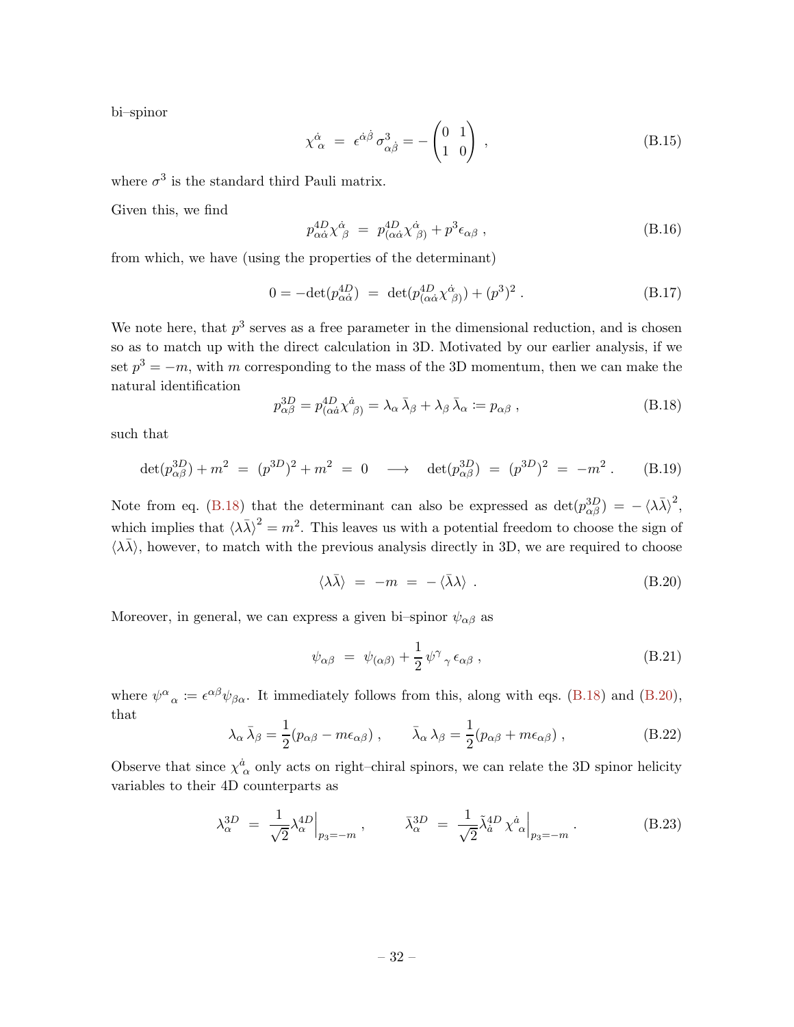bi–spinor

$$\chi^{\dot{\alpha}}{}_{\alpha} \; = \; \epsilon^{\dot{\alpha}\dot{\beta}}\,\sigma^{3}_{\alpha\dot{\beta}} = -\begin{pmatrix} 0 & 1 \\ 1 & 0 \end{pmatrix} \;, \tag{B.15}$$

where $\sigma^3$ is the standard third Pauli matrix.

Given this, we find

$$p^{4D}_{\alpha\dot{\alpha}}\chi^{\dot{\alpha}}{}_{\beta} \; = \; p^{4D}_{(\alpha\dot{\alpha}}\chi^{\dot{\alpha}}{}_{\beta)} + p^3\epsilon_{\alpha\beta} \;, \tag{B.16}$$

from which, we have (using the properties of the determinant)

$$0 = -\det(p^{4D}_{\alpha\dot{\alpha}}) \; = \; \det(p^{4D}_{(\alpha\dot{\alpha}}\chi^{\dot{\alpha}}{}_{\beta)}) + (p^3)^2 \;. \tag{B.17}$$

We note here, that $p^3$ serves as a free parameter in the dimensional reduction, and is chosen so as to match up with the direct calculation in 3D. Motivated by our earlier analysis, if we set $p^3 = -m$, with $m$ corresponding to the mass of the 3D momentum, then we can make the natural identification

$$p^{3D}_{\alpha\beta} = p^{4D}_{(\alpha\dot{a}}\chi^{\dot{a}}{}_{\beta)} = \lambda_\alpha\,\bar{\lambda}_\beta + \lambda_\beta\,\bar{\lambda}_\alpha \coloneqq p_{\alpha\beta} \;, \tag{B.18}$$

such that

$$\det(p^{3D}_{\alpha\beta}) + m^2 \; = \; (p^{3D})^2 + m^2 \; = \; 0 \quad \longrightarrow \quad \det(p^{3D}_{\alpha\beta}) \; = \; (p^{3D})^2 \; = \; -m^2 \,. \tag{B.19}$$

Note from eq. (B.18) that the determinant can also be expressed as $\det(p^{3D}_{\alpha\beta}) = -\left\langle\lambda\bar{\lambda}\right\rangle^2$, which implies that $\left\langle\lambda\bar{\lambda}\right\rangle^2 = m^2$. This leaves us with a potential freedom to choose the sign of $\langle\lambda\bar{\lambda}\rangle$, however, to match with the previous analysis directly in 3D, we are required to choose

$$\langle\lambda\bar{\lambda}\rangle \; = \; -m \; = \; -\langle\bar{\lambda}\lambda\rangle \;. \tag{B.20}$$

Moreover, in general, we can express a given bi–spinor $\psi_{\alpha\beta}$ as

$$\psi_{\alpha\beta} \; = \; \psi_{(\alpha\beta)} + \frac{1}{2}\,\psi^{\gamma}{}_{\gamma}\,\epsilon_{\alpha\beta} \;, \tag{B.21}$$

where $\psi^{\alpha}{}_{\alpha} \coloneqq \epsilon^{\alpha\beta}\psi_{\beta\alpha}$. It immediately follows from this, along with eqs. (B.18) and (B.20), that

$$\lambda_\alpha\,\bar{\lambda}_\beta = \frac{1}{2}(p_{\alpha\beta} - m\epsilon_{\alpha\beta}) \;, \qquad \bar{\lambda}_\alpha\,\lambda_\beta = \frac{1}{2}(p_{\alpha\beta} + m\epsilon_{\alpha\beta}) \;, \tag{B.22}$$

Observe that since $\chi^{\dot{a}}{}_{\alpha}$ only acts on right–chiral spinors, we can relate the 3D spinor helicity variables to their 4D counterparts as

$$\lambda^{3D}_{\alpha} \; = \; \frac{1}{\sqrt{2}}\lambda^{4D}_{\alpha}\Big|_{p_3=-m} \;, \qquad \bar{\lambda}^{3D}_{\alpha} \; = \; \frac{1}{\sqrt{2}}\tilde{\lambda}^{4D}_{\dot{a}}\,\chi^{\dot{a}}{}_{\alpha}\Big|_{p_3=-m} \,. \tag{B.23}$$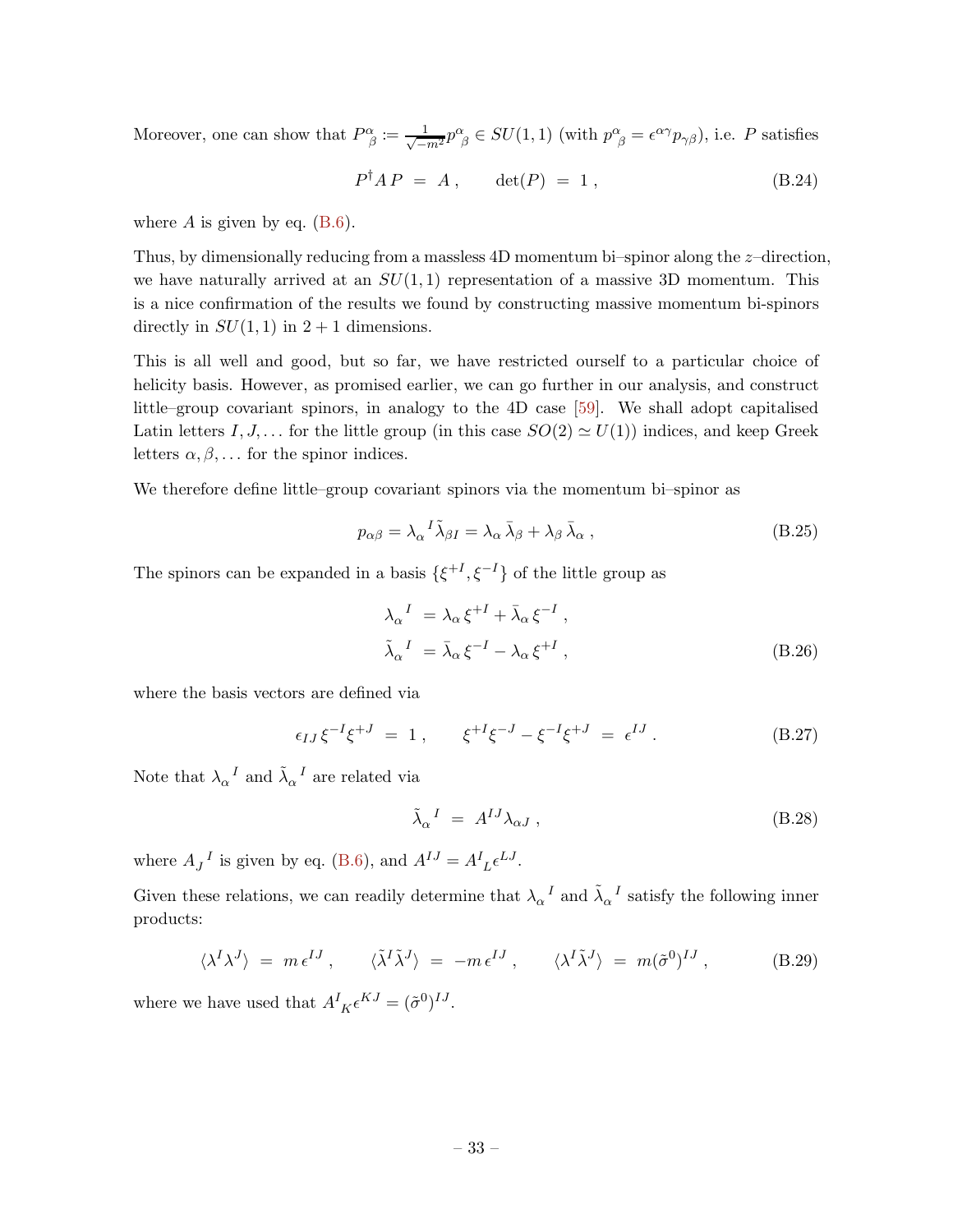Moreover, one can show that $P^{\alpha}{}_{\beta} := \frac{1}{\sqrt{-m^2}} p^{\alpha}{}_{\beta} \in SU(1,1)$ (with $p^{\alpha}{}_{\beta} = \epsilon^{\alpha\gamma} p_{\gamma\beta}$), i.e. $P$ satisfies

$$P^{\dagger} A \, P \; = \; A \, , \qquad \det(P) \; = \; 1 \, , \tag{B.24}$$

where $A$ is given by eq. (B.6).

Thus, by dimensionally reducing from a massless 4D momentum bi–spinor along the $z$–direction, we have naturally arrived at an $SU(1,1)$ representation of a massive 3D momentum. This is a nice confirmation of the results we found by constructing massive momentum bi-spinors directly in $SU(1,1)$ in $2+1$ dimensions.

This is all well and good, but so far, we have restricted ourself to a particular choice of helicity basis. However, as promised earlier, we can go further in our analysis, and construct little–group covariant spinors, in analogy to the 4D case [59]. We shall adopt capitalised Latin letters $I, J, \ldots$ for the little group (in this case $SO(2) \simeq U(1)$) indices, and keep Greek letters $\alpha, \beta, \ldots$ for the spinor indices.

We therefore define little–group covariant spinors via the momentum bi–spinor as

$$p_{\alpha\beta} = \lambda_{\alpha}{}^{I} \tilde{\lambda}_{\beta I} = \lambda_{\alpha} \, \bar{\lambda}_{\beta} + \lambda_{\beta} \, \bar{\lambda}_{\alpha} \, , \tag{B.25}$$

The spinors can be expanded in a basis $\{\xi^{+I}, \xi^{-I}\}$ of the little group as

$$\begin{aligned} \lambda_{\alpha}{}^{I} \; &= \lambda_{\alpha} \, \xi^{+I} + \bar{\lambda}_{\alpha} \, \xi^{-I} \, , \\ \tilde{\lambda}_{\alpha}{}^{I} \; &= \bar{\lambda}_{\alpha} \, \xi^{-I} - \lambda_{\alpha} \, \xi^{+I} \, , \end{aligned} \tag{B.26}$$

where the basis vectors are defined via

$$\epsilon_{IJ} \, \xi^{-I} \xi^{+J} \; = \; 1 \, , \qquad \xi^{+I} \xi^{-J} - \xi^{-I} \xi^{+J} \; = \; \epsilon^{IJ} \, . \tag{B.27}$$

Note that $\lambda_{\alpha}{}^{I}$ and $\tilde{\lambda}_{\alpha}{}^{I}$ are related via

$$\tilde{\lambda}_{\alpha}{}^{I} \; = \; A^{IJ} \lambda_{\alpha J} \, , \tag{B.28}$$

where $A_{J}{}^{I}$ is given by eq. (B.6), and $A^{IJ} = A^{I}{}_{L} \epsilon^{LJ}$.

Given these relations, we can readily determine that $\lambda_{\alpha}{}^{I}$ and $\tilde{\lambda}_{\alpha}{}^{I}$ satisfy the following inner products:

$$\langle \lambda^{I} \lambda^{J} \rangle \; = \; m \, \epsilon^{IJ} \, , \qquad \langle \tilde{\lambda}^{I} \tilde{\lambda}^{J} \rangle \; = \; -m \, \epsilon^{IJ} \, , \qquad \langle \lambda^{I} \tilde{\lambda}^{J} \rangle \; = \; m (\tilde{\sigma}^{0})^{IJ} \, , \tag{B.29}$$

where we have used that $A^{I}{}_{K} \epsilon^{KJ} = (\tilde{\sigma}^{0})^{IJ}$.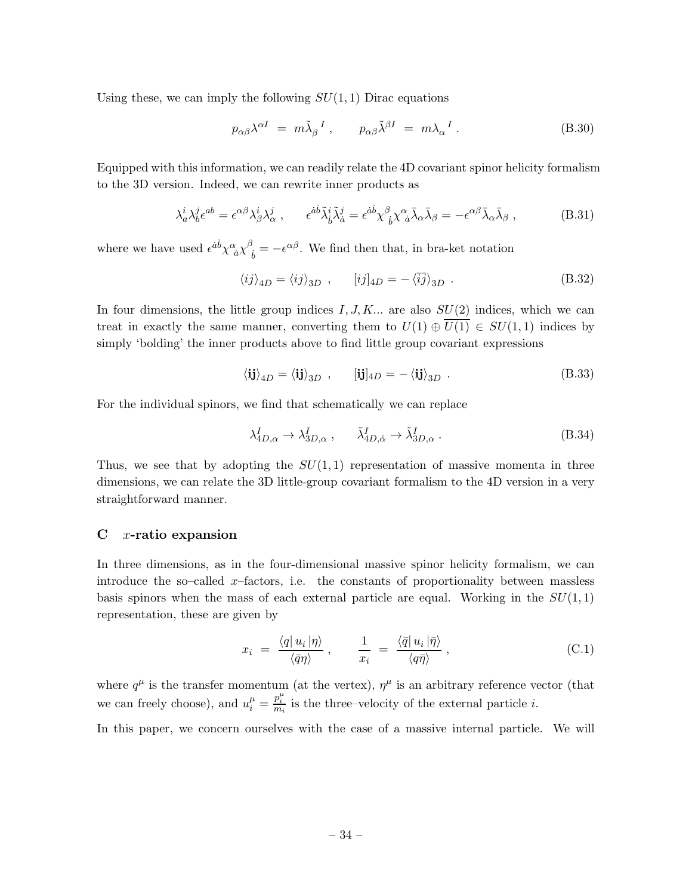Using these, we can imply the following $SU(1,1)$ Dirac equations

$$p_{\alpha\beta}\lambda^{\alpha I} = m\tilde{\lambda}_\beta{}^I , \qquad p_{\alpha\beta}\tilde{\lambda}^{\beta I} = m\lambda_\alpha{}^I . \tag{B.30}$$

Equipped with this information, we can readily relate the 4D covariant spinor helicity formalism to the 3D version. Indeed, we can rewrite inner products as

$$\lambda^i_a\lambda^j_b\epsilon^{ab} = \epsilon^{\alpha\beta}\lambda^i_\beta\lambda^j_\alpha , \qquad \epsilon^{\dot{a}\dot{b}}\tilde{\lambda}^i_{\dot{b}}\tilde{\lambda}^j_{\dot{a}} = \epsilon^{\dot{a}\dot{b}}\chi^\beta{}_{\dot{b}}\chi^\alpha{}_{\dot{a}}\bar{\lambda}_\alpha\bar{\lambda}_\beta = -\epsilon^{\alpha\beta}\bar{\lambda}_\alpha\bar{\lambda}_\beta , \tag{B.31}$$

where we have used $\epsilon^{\dot{a}\dot{b}}\chi^\alpha{}_{\dot{a}}\chi^\beta{}_{\dot{b}} = -\epsilon^{\alpha\beta}$. We find then that, in bra-ket notation

$$\langle ij\rangle_{4D} = \langle ij\rangle_{3D} , \qquad [ij]_{4D} = -\langle\bar{i}\bar{j}\rangle_{3D} . \tag{B.32}$$

In four dimensions, the little group indices $I, J, K...$ are also $SU(2)$ indices, which we can treat in exactly the same manner, converting them to $U(1) \oplus \overline{U(1)} \in SU(1,1)$ indices by simply 'bolding' the inner products above to find little group covariant expressions

$$\langle \mathbf{ij}\rangle_{4D} = \langle \mathbf{ij}\rangle_{3D} , \qquad [\mathbf{ij}]_{4D} = -\langle \mathbf{ij}\rangle_{3D} . \tag{B.33}$$

For the individual spinors, we find that schematically we can replace

$$\lambda^I_{4D,\alpha} \to \lambda^I_{3D,\alpha} , \qquad \tilde{\lambda}^I_{4D,\dot{\alpha}} \to \tilde{\lambda}^I_{3D,\alpha} . \tag{B.34}$$

Thus, we see that by adopting the $SU(1,1)$ representation of massive momenta in three dimensions, we can relate the 3D little-group covariant formalism to the 4D version in a very straightforward manner.

## C $x$-ratio expansion

In three dimensions, as in the four-dimensional massive spinor helicity formalism, we can introduce the so–called $x$–factors, i.e. the constants of proportionality between massless basis spinors when the mass of each external particle are equal. Working in the $SU(1,1)$ representation, these are given by

$$x_i = \frac{\langle q|\, u_i\, |\eta\rangle}{\langle\bar{q}\eta\rangle} , \qquad \frac{1}{x_i} = \frac{\langle\bar{q}|\, u_i\, |\bar{\eta}\rangle}{\langle q\bar{\eta}\rangle} , \tag{C.1}$$

where $q^\mu$ is the transfer momentum (at the vertex), $\eta^\mu$ is an arbitrary reference vector (that we can freely choose), and $u_i^\mu = \frac{p_i^\mu}{m_i}$ is the three–velocity of the external particle $i$.

In this paper, we concern ourselves with the case of a massive internal particle. We will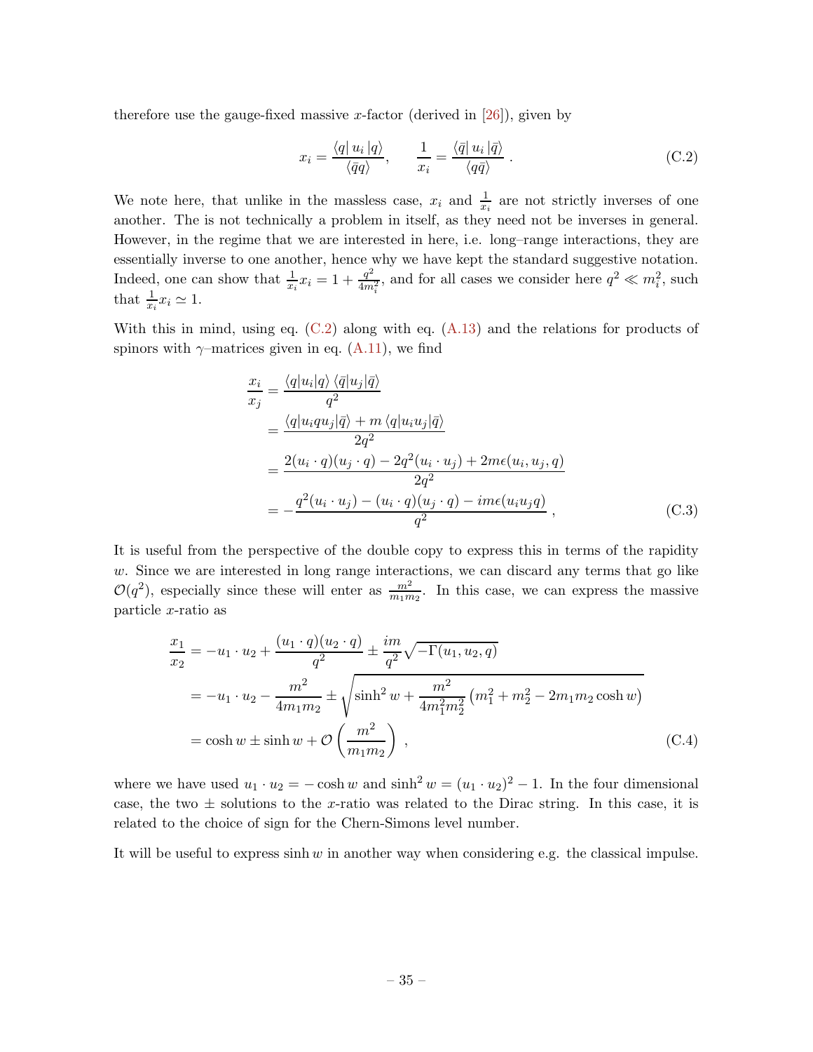therefore use the gauge-fixed massive $x$-factor (derived in [26]), given by

$$x_i = \frac{\langle q|\, u_i \,|q\rangle}{\langle \bar{q} q\rangle}, \qquad \frac{1}{x_i} = \frac{\langle \bar{q}|\, u_i \,|\bar{q}\rangle}{\langle q\bar{q}\rangle} \,. \tag{C.2}$$

We note here, that unlike in the massless case, $x_i$ and $\frac{1}{x_i}$ are not strictly inverses of one another. The is not technically a problem in itself, as they need not be inverses in general. However, in the regime that we are interested in here, i.e. long–range interactions, they are essentially inverse to one another, hence why we have kept the standard suggestive notation. Indeed, one can show that $\frac{1}{x_i}x_i = 1 + \frac{q^2}{4m_i^2}$, and for all cases we consider here $q^2 \ll m_i^2$, such that $\frac{1}{x_i}x_i \simeq 1$.

With this in mind, using eq. (C.2) along with eq. (A.13) and the relations for products of spinors with $\gamma$–matrices given in eq. (A.11), we find

$$\begin{aligned}
\frac{x_i}{x_j} &= \frac{\langle q|u_i|q\rangle \, \langle \bar{q}|u_j|\bar{q}\rangle}{q^2} \\
&= \frac{\langle q|u_i q u_j|\bar{q}\rangle + m \, \langle q|u_i u_j|\bar{q}\rangle}{2q^2} \\
&= \frac{2(u_i \cdot q)(u_j \cdot q) - 2q^2(u_i \cdot u_j) + 2m\epsilon(u_i, u_j, q)}{2q^2} \\
&= -\frac{q^2(u_i \cdot u_j) - (u_i \cdot q)(u_j \cdot q) - im\epsilon(u_i u_j q)}{q^2} \,,
\end{aligned} \tag{C.3}$$

It is useful from the perspective of the double copy to express this in terms of the rapidity $w$. Since we are interested in long range interactions, we can discard any terms that go like $\mathcal{O}(q^2)$, especially since these will enter as $\frac{m^2}{m_1 m_2}$. In this case, we can express the massive particle $x$-ratio as

$$\begin{aligned}
\frac{x_1}{x_2} &= -u_1 \cdot u_2 + \frac{(u_1 \cdot q)(u_2 \cdot q)}{q^2} \pm \frac{im}{q^2}\sqrt{-\Gamma(u_1, u_2, q)} \\
&= -u_1 \cdot u_2 - \frac{m^2}{4m_1 m_2} \pm \sqrt{\sinh^2 w + \frac{m^2}{4m_1^2 m_2^2}\left(m_1^2 + m_2^2 - 2m_1 m_2 \cosh w\right)} \\
&= \cosh w \pm \sinh w + \mathcal{O}\left(\frac{m^2}{m_1 m_2}\right) \,,
\end{aligned} \tag{C.4}$$

where we have used $u_1 \cdot u_2 = -\cosh w$ and $\sinh^2 w = (u_1 \cdot u_2)^2 - 1$. In the four dimensional case, the two $\pm$ solutions to the $x$-ratio was related to the Dirac string. In this case, it is related to the choice of sign for the Chern-Simons level number.

It will be useful to express $\sinh w$ in another way when considering e.g. the classical impulse.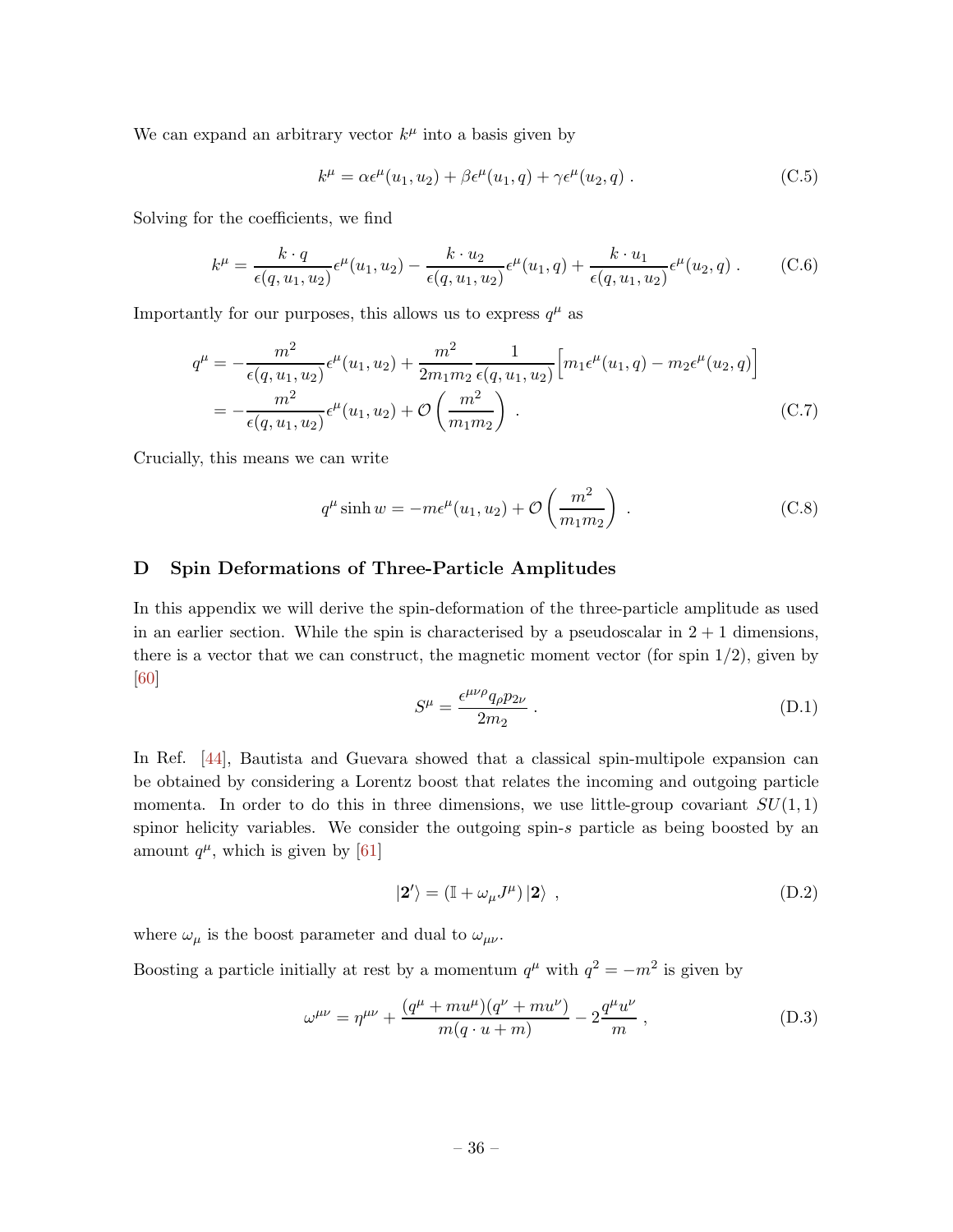We can expand an arbitrary vector $k^\mu$ into a basis given by

$$k^\mu = \alpha \epsilon^\mu(u_1, u_2) + \beta \epsilon^\mu(u_1, q) + \gamma \epsilon^\mu(u_2, q) \, . \tag{C.5}$$

Solving for the coefficients, we find

$$k^\mu = \frac{k \cdot q}{\epsilon(q, u_1, u_2)} \epsilon^\mu(u_1, u_2) - \frac{k \cdot u_2}{\epsilon(q, u_1, u_2)} \epsilon^\mu(u_1, q) + \frac{k \cdot u_1}{\epsilon(q, u_1, u_2)} \epsilon^\mu(u_2, q) \, . \tag{C.6}$$

Importantly for our purposes, this allows us to express $q^\mu$ as

$$\begin{aligned} q^\mu &= -\frac{m^2}{\epsilon(q, u_1, u_2)} \epsilon^\mu(u_1, u_2) + \frac{m^2}{2 m_1 m_2} \frac{1}{\epsilon(q, u_1, u_2)} \Big[ m_1 \epsilon^\mu(u_1, q) - m_2 \epsilon^\mu(u_2, q) \Big] \\ &= -\frac{m^2}{\epsilon(q, u_1, u_2)} \epsilon^\mu(u_1, u_2) + \mathcal{O}\left( \frac{m^2}{m_1 m_2} \right) \, . \end{aligned} \tag{C.7}$$

Crucially, this means we can write

$$q^\mu \sinh w = -m \epsilon^\mu(u_1, u_2) + \mathcal{O}\left( \frac{m^2}{m_1 m_2} \right) \, . \tag{C.8}$$

## D Spin Deformations of Three-Particle Amplitudes

In this appendix we will derive the spin-deformation of the three-particle amplitude as used in an earlier section. While the spin is characterised by a pseudoscalar in $2+1$ dimensions, there is a vector that we can construct, the magnetic moment vector (for spin 1/2), given by [60]

$$S^\mu = \frac{\epsilon^{\mu\nu\rho} q_\rho p_{2\nu}}{2 m_2} \, . \tag{D.1}$$

In Ref. [44], Bautista and Guevara showed that a classical spin-multipole expansion can be obtained by considering a Lorentz boost that relates the incoming and outgoing particle momenta. In order to do this in three dimensions, we use little-group covariant $SU(1,1)$ spinor helicity variables. We consider the outgoing spin-$s$ particle as being boosted by an amount $q^\mu$, which is given by [61]

$$|\mathbf{2'}\rangle = (\mathbb{I} + \omega_\mu J^\mu) \, |\mathbf{2}\rangle \, , \tag{D.2}$$

where $\omega_\mu$ is the boost parameter and dual to $\omega_{\mu\nu}$.

Boosting a particle initially at rest by a momentum $q^\mu$ with $q^2 = -m^2$ is given by

$$\omega^{\mu\nu} = \eta^{\mu\nu} + \frac{(q^\mu + m u^\mu)(q^\nu + m u^\nu)}{m(q \cdot u + m)} - 2 \frac{q^\mu u^\nu}{m} \, , \tag{D.3}$$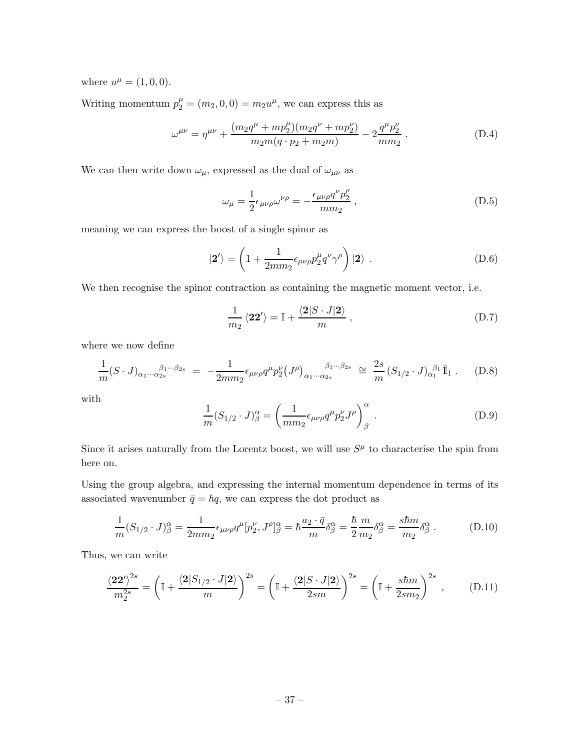where $u^\mu = (1, 0, 0)$.

Writing momentum $p_2^\mu = (m_2, 0, 0) = m_2 u^\mu$, we can express this as

$$\omega^{\mu\nu} = \eta^{\mu\nu} + \frac{(m_2 q^\mu + m p_2^\mu)(m_2 q^\nu + m p_2^\nu)}{m_2 m (q \cdot p_2 + m_2 m)} - 2\frac{q^\mu p_2^\nu}{m m_2} \, . \tag{D.4}$$

We can then write down $\omega_\mu$, expressed as the dual of $\omega_{\mu\nu}$ as

$$\omega_\mu = \frac{1}{2}\epsilon_{\mu\nu\rho}\omega^{\nu\rho} = -\frac{\epsilon_{\mu\nu\rho}q^\nu p_2^\rho}{m m_2} \, , \tag{D.5}$$

meaning we can express the boost of a single spinor as

$$|\mathbf{2'}\rangle = \left(1 + \frac{1}{2 m m_2}\epsilon_{\mu\nu\rho} p_2^\mu q^\nu \gamma^\rho\right)|\mathbf{2}\rangle \ . \tag{D.6}$$

We then recognise the spinor contraction as containing the magnetic moment vector, i.e.

$$\frac{1}{m_2}\langle \mathbf{2}\mathbf{2'}\rangle = \mathbb{I} + \frac{\langle \mathbf{2}|S \cdot J|\mathbf{2}\rangle}{m} \, , \tag{D.7}$$

where we now define

$$\frac{1}{m}(S \cdot J)_{\alpha_1 \cdots \alpha_{2s}}{}^{\beta_1 \cdots \beta_{2s}} \ = \ -\frac{1}{2 m m_2}\epsilon_{\mu\nu\rho} q^\mu p_2^\nu \big(J^\rho\big)_{\alpha_1 \cdots \alpha_{2s}}{}^{\beta_1 \cdots \beta_{2s}} \ \cong \ \frac{2s}{m}\left(S_{1/2} \cdot J\right)_{\alpha_1}^{\beta_1} \bar{\mathbb{I}}_1 \, . \tag{D.8}$$

with

$$\frac{1}{m}(S_{1/2} \cdot J)^\alpha_\beta = \left(\frac{1}{m m_2}\epsilon_{\mu\nu\rho} q^\mu p_2^\nu J^\rho\right)^\alpha_\beta \, . \tag{D.9}$$

Since it arises naturally from the Lorentz boost, we will use $S^\mu$ to characterise the spin from here on.

Using the group algebra, and expressing the internal momentum dependence in terms of its associated wavenumber $\bar{q} = \hbar q$, we can express the dot product as

$$\frac{1}{m}(S_{1/2} \cdot J)^\alpha_\beta = \frac{1}{2 m m_2}\epsilon_{\mu\nu\rho} q^\mu [p_2^\nu, J^\rho]^\alpha_\beta = \hbar \frac{a_2 \cdot \bar{q}}{m}\delta^\alpha_\beta = \frac{\hbar}{2}\frac{m}{m_2}\delta^\alpha_\beta = \frac{s\hbar m}{m_2}\delta^\alpha_\beta \, . \tag{D.10}$$

Thus, we can write

$$\frac{\langle \mathbf{2}\mathbf{2'}\rangle^{2s}}{m_2^{2s}} = \left(\mathbb{I} + \frac{\langle \mathbf{2}|S_{1/2} \cdot J|\mathbf{2}\rangle}{m}\right)^{2s} = \left(\mathbb{I} + \frac{\langle \mathbf{2}|S \cdot J|\mathbf{2}\rangle}{2sm}\right)^{2s} = \left(\mathbb{I} + \frac{s\hbar m}{2s m_2}\right)^{2s} \ , \tag{D.11}$$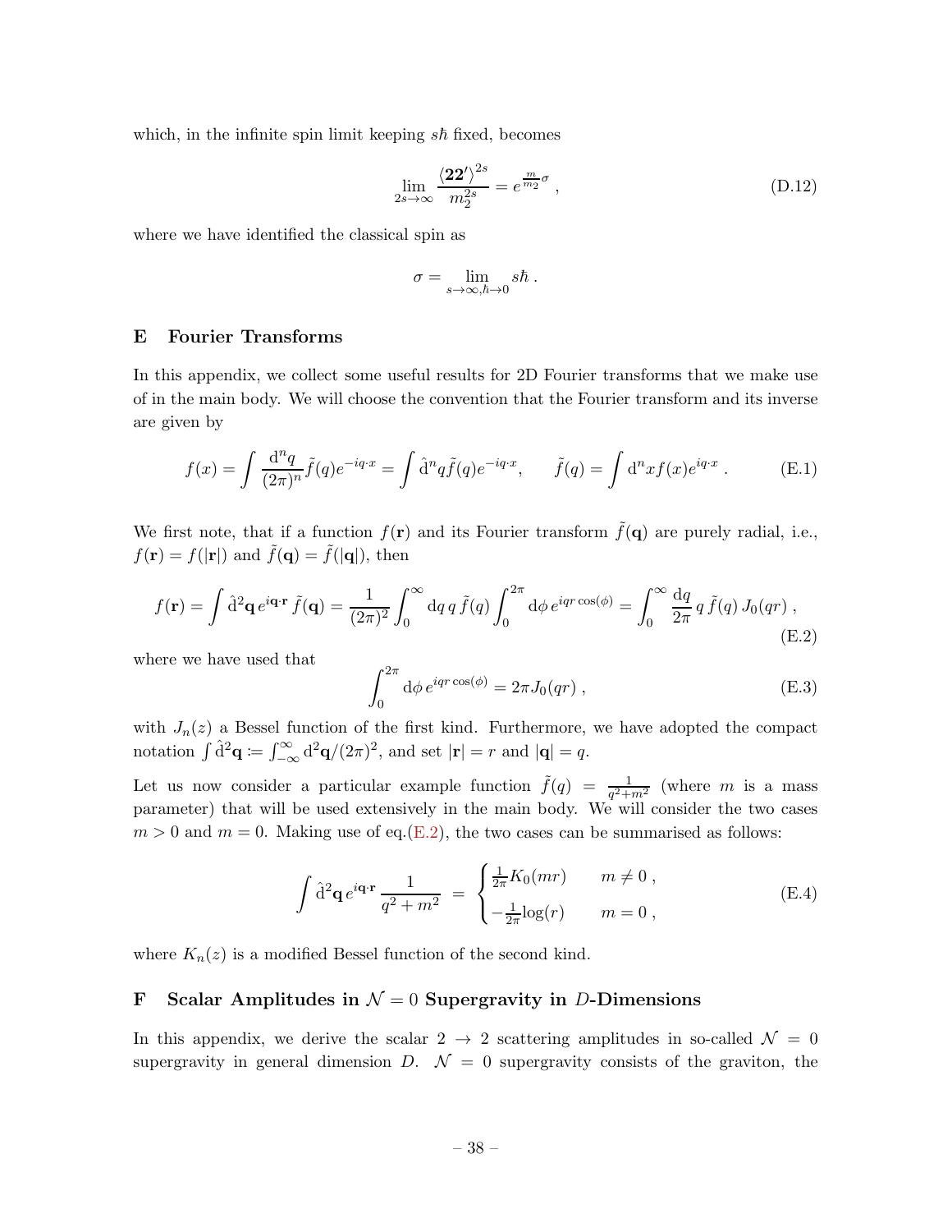which, in the infinite spin limit keeping $s\hbar$ fixed, becomes

$$\lim_{2s\to\infty} \frac{\langle \mathbf{2}\mathbf{2}'\rangle^{2s}}{m_2^{2s}} = e^{\frac{m}{m_2}\sigma} , \tag{D.12}$$

where we have identified the classical spin as

$$\sigma = \lim_{s\to\infty,\hbar\to 0} s\hbar .$$

## E Fourier Transforms

In this appendix, we collect some useful results for 2D Fourier transforms that we make use of in the main body. We will choose the convention that the Fourier transform and its inverse are given by

$$f(x) = \int \frac{\mathrm{d}^n q}{(2\pi)^n} \tilde{f}(q) e^{-iq\cdot x} = \int \hat{\mathrm{d}}^n q \tilde{f}(q) e^{-iq\cdot x}, \qquad \tilde{f}(q) = \int \mathrm{d}^n x f(x) e^{iq\cdot x} . \tag{E.1}$$

We first note, that if a function $f(\mathbf{r})$ and its Fourier transform $\tilde{f}(\mathbf{q})$ are purely radial, i.e., $f(\mathbf{r}) = f(|\mathbf{r}|)$ and $\tilde{f}(\mathbf{q}) = \tilde{f}(|\mathbf{q}|)$, then

$$f(\mathbf{r}) = \int \hat{\mathrm{d}}^2\mathbf{q}\, e^{i\mathbf{q}\cdot\mathbf{r}}\, \tilde{f}(\mathbf{q}) = \frac{1}{(2\pi)^2}\int_0^\infty \mathrm{d}q\, q\, \tilde{f}(q) \int_0^{2\pi} \mathrm{d}\phi\, e^{iqr\cos(\phi)} = \int_0^\infty \frac{\mathrm{d}q}{2\pi}\, q\, \tilde{f}(q)\, J_0(qr) , \tag{E.2}$$

where we have used that

$$\int_0^{2\pi} \mathrm{d}\phi\, e^{iqr\cos(\phi)} = 2\pi J_0(qr) , \tag{E.3}$$

with $J_n(z)$ a Bessel function of the first kind. Furthermore, we have adopted the compact notation $\int \hat{\mathrm{d}}^2\mathbf{q} \coloneqq \int_{-\infty}^{\infty} \mathrm{d}^2\mathbf{q}/(2\pi)^2$, and set $|\mathbf{r}| = r$ and $|\mathbf{q}| = q$.

Let us now consider a particular example function $\tilde{f}(q) = \frac{1}{q^2+m^2}$ (where $m$ is a mass parameter) that will be used extensively in the main body. We will consider the two cases $m > 0$ and $m = 0$. Making use of eq.(E.2), the two cases can be summarised as follows:

$$\int \hat{\mathrm{d}}^2\mathbf{q}\, e^{i\mathbf{q}\cdot\mathbf{r}}\, \frac{1}{q^2+m^2} \;=\; \begin{cases} \frac{1}{2\pi} K_0(mr) & m \neq 0 , \\ -\frac{1}{2\pi}\log(r) & m = 0 , \end{cases} \tag{E.4}$$

where $K_n(z)$ is a modified Bessel function of the second kind.

## F Scalar Amplitudes in $\mathcal{N} = 0$ Supergravity in $D$-Dimensions

In this appendix, we derive the scalar $2 \to 2$ scattering amplitudes in so-called $\mathcal{N} = 0$ supergravity in general dimension $D$. $\mathcal{N} = 0$ supergravity consists of the graviton, the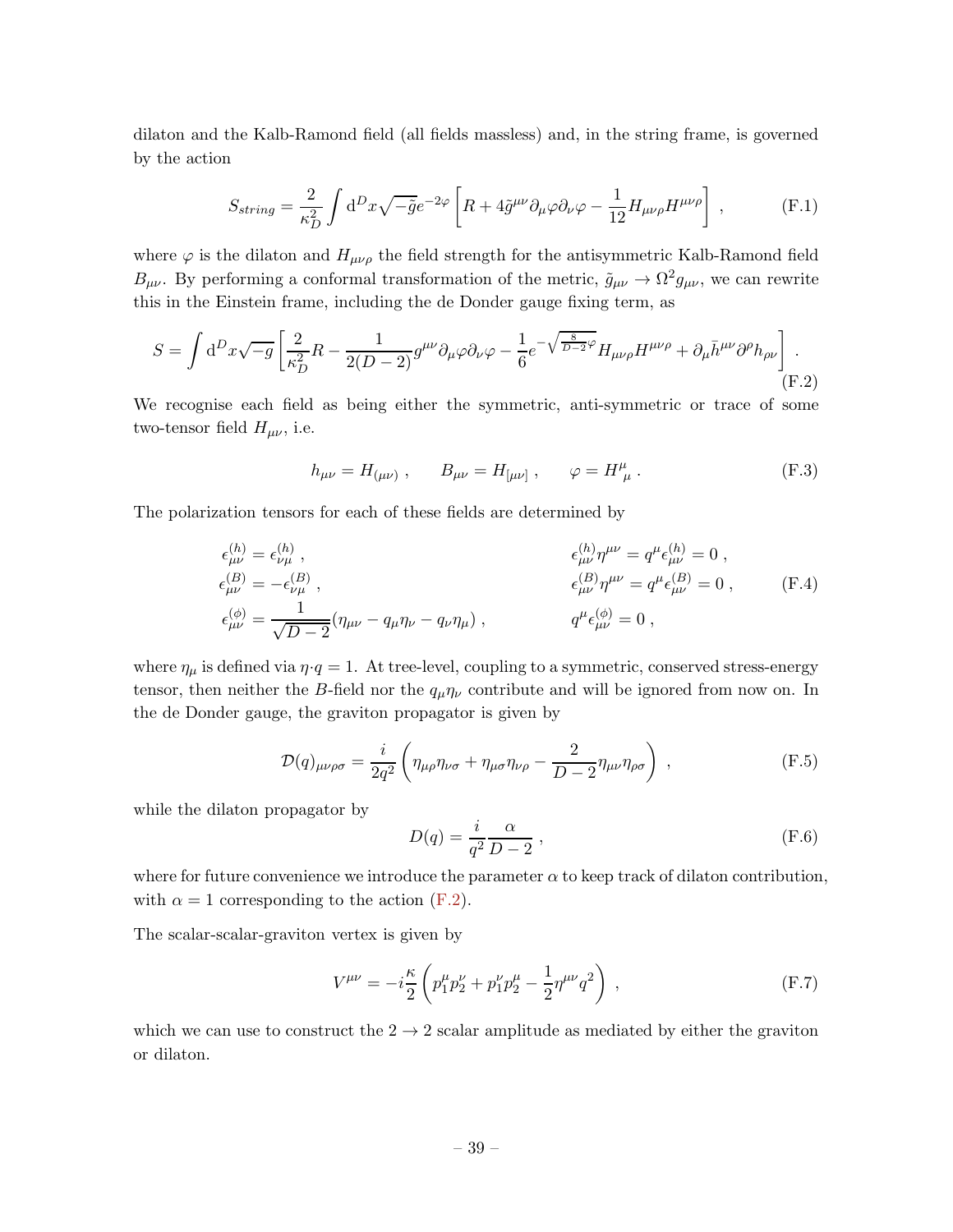dilaton and the Kalb-Ramond field (all fields massless) and, in the string frame, is governed by the action

$$S_{string} = \frac{2}{\kappa_D^2}\int \mathrm{d}^D x\sqrt{-\tilde{g}}e^{-2\varphi}\left[R + 4\tilde{g}^{\mu\nu}\partial_\mu\varphi\partial_\nu\varphi - \frac{1}{12}H_{\mu\nu\rho}H^{\mu\nu\rho}\right] , \tag{F.1}$$

where $\varphi$ is the dilaton and $H_{\mu\nu\rho}$ the field strength for the antisymmetric Kalb-Ramond field $B_{\mu\nu}$. By performing a conformal transformation of the metric, $\tilde{g}_{\mu\nu} \to \Omega^2 g_{\mu\nu}$, we can rewrite this in the Einstein frame, including the de Donder gauge fixing term, as

$$S = \int \mathrm{d}^D x\sqrt{-g}\left[\frac{2}{\kappa_D^2}R - \frac{1}{2(D-2)}g^{\mu\nu}\partial_\mu\varphi\partial_\nu\varphi - \frac{1}{6}e^{-\sqrt{\frac{8}{D-2}}\varphi}H_{\mu\nu\rho}H^{\mu\nu\rho} + \partial_\mu\bar{h}^{\mu\nu}\partial^\rho h_{\rho\nu}\right] . \tag{F.2}$$

We recognise each field as being either the symmetric, anti-symmetric or trace of some two-tensor field $H_{\mu\nu}$, i.e.

$$h_{\mu\nu} = H_{(\mu\nu)} , \qquad B_{\mu\nu} = H_{[\mu\nu]} , \qquad \varphi = H^\mu{}_\mu . \tag{F.3}$$

The polarization tensors for each of these fields are determined by

$$\begin{aligned}
&\epsilon^{(h)}_{\mu\nu} = \epsilon^{(h)}_{\nu\mu} , && \epsilon^{(h)}_{\mu\nu}\eta^{\mu\nu} = q^\mu\epsilon^{(h)}_{\mu\nu} = 0 , \\
&\epsilon^{(B)}_{\mu\nu} = -\epsilon^{(B)}_{\nu\mu} , && \epsilon^{(B)}_{\mu\nu}\eta^{\mu\nu} = q^\mu\epsilon^{(B)}_{\mu\nu} = 0 , \\
&\epsilon^{(\phi)}_{\mu\nu} = \frac{1}{\sqrt{D-2}}(\eta_{\mu\nu} - q_\mu\eta_\nu - q_\nu\eta_\mu) , && q^\mu\epsilon^{(\phi)}_{\mu\nu} = 0 ,
\end{aligned} \tag{F.4}$$

where $\eta_\mu$ is defined via $\eta{\cdot}q = 1$. At tree-level, coupling to a symmetric, conserved stress-energy tensor, then neither the $B$-field nor the $q_\mu\eta_\nu$ contribute and will be ignored from now on. In the de Donder gauge, the graviton propagator is given by

$$\mathcal{D}(q)_{\mu\nu\rho\sigma} = \frac{i}{2q^2}\left(\eta_{\mu\rho}\eta_{\nu\sigma} + \eta_{\mu\sigma}\eta_{\nu\rho} - \frac{2}{D-2}\eta_{\mu\nu}\eta_{\rho\sigma}\right) , \tag{F.5}$$

while the dilaton propagator by

$$D(q) = \frac{i}{q^2}\frac{\alpha}{D-2} , \tag{F.6}$$

where for future convenience we introduce the parameter $\alpha$ to keep track of dilaton contribution, with $\alpha = 1$ corresponding to the action (F.2).

The scalar-scalar-graviton vertex is given by

$$V^{\mu\nu} = -i\frac{\kappa}{2}\left(p_1^\mu p_2^\nu + p_1^\nu p_2^\mu - \frac{1}{2}\eta^{\mu\nu}q^2\right) , \tag{F.7}$$

which we can use to construct the $2 \to 2$ scalar amplitude as mediated by either the graviton or dilaton.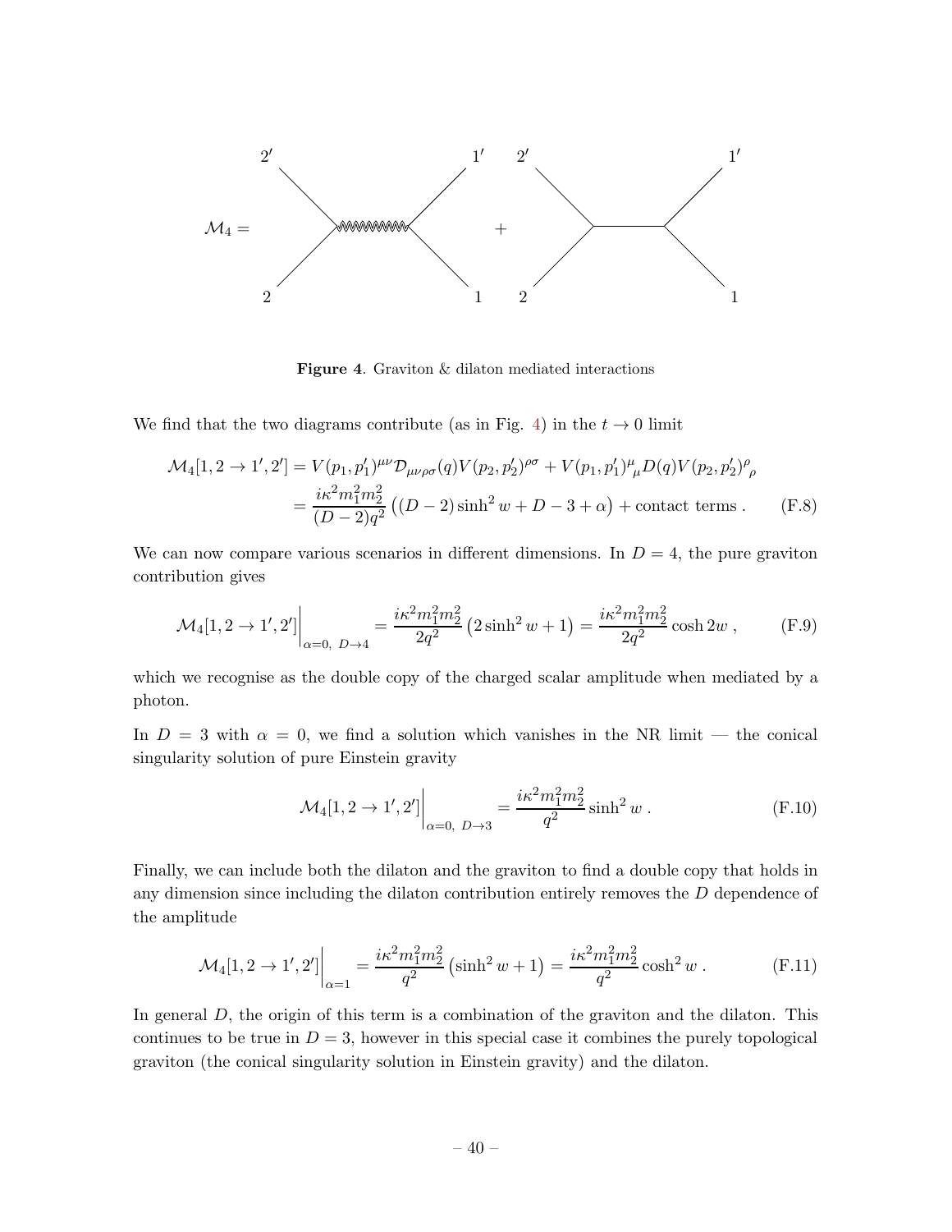$$\mathcal{M}_4 =$$

Figure 4. Graviton & dilaton mediated interactions

We find that the two diagrams contribute (as in Fig. 4) in the $t \to 0$ limit

$$\begin{aligned}\mathcal{M}_4[1, 2 \to 1', 2'] &= V(p_1, p_1')^{\mu\nu} \mathcal{D}_{\mu\nu\rho\sigma}(q) V(p_2, p_2')^{\rho\sigma} + V(p_1, p_1')^{\mu}{}_{\mu} D(q) V(p_2, p_2')^{\rho}{}_{\rho} \\ &= \frac{i\kappa^2 m_1^2 m_2^2}{(D-2)q^2} \left((D-2)\sinh^2 w + D - 3 + \alpha\right) + \text{contact terms} .\end{aligned} \tag{F.8}$$

We can now compare various scenarios in different dimensions. In $D = 4$, the pure graviton contribution gives

$$\mathcal{M}_4[1, 2 \to 1', 2']\bigg|_{\alpha=0,\ D\to 4} = \frac{i\kappa^2 m_1^2 m_2^2}{2q^2} \left(2\sinh^2 w + 1\right) = \frac{i\kappa^2 m_1^2 m_2^2}{2q^2} \cosh 2w , \tag{F.9}$$

which we recognise as the double copy of the charged scalar amplitude when mediated by a photon.

In $D = 3$ with $\alpha = 0$, we find a solution which vanishes in the NR limit — the conical singularity solution of pure Einstein gravity

$$\mathcal{M}_4[1, 2 \to 1', 2']\bigg|_{\alpha=0,\ D\to 3} = \frac{i\kappa^2 m_1^2 m_2^2}{q^2} \sinh^2 w . \tag{F.10}$$

Finally, we can include both the dilaton and the graviton to find a double copy that holds in any dimension since including the dilaton contribution entirely removes the $D$ dependence of the amplitude

$$\mathcal{M}_4[1, 2 \to 1', 2']\bigg|_{\alpha=1} = \frac{i\kappa^2 m_1^2 m_2^2}{q^2} \left(\sinh^2 w + 1\right) = \frac{i\kappa^2 m_1^2 m_2^2}{q^2} \cosh^2 w . \tag{F.11}$$

In general $D$, the origin of this term is a combination of the graviton and the dilaton. This continues to be true in $D = 3$, however in this special case it combines the purely topological graviton (the conical singularity solution in Einstein gravity) and the dilaton.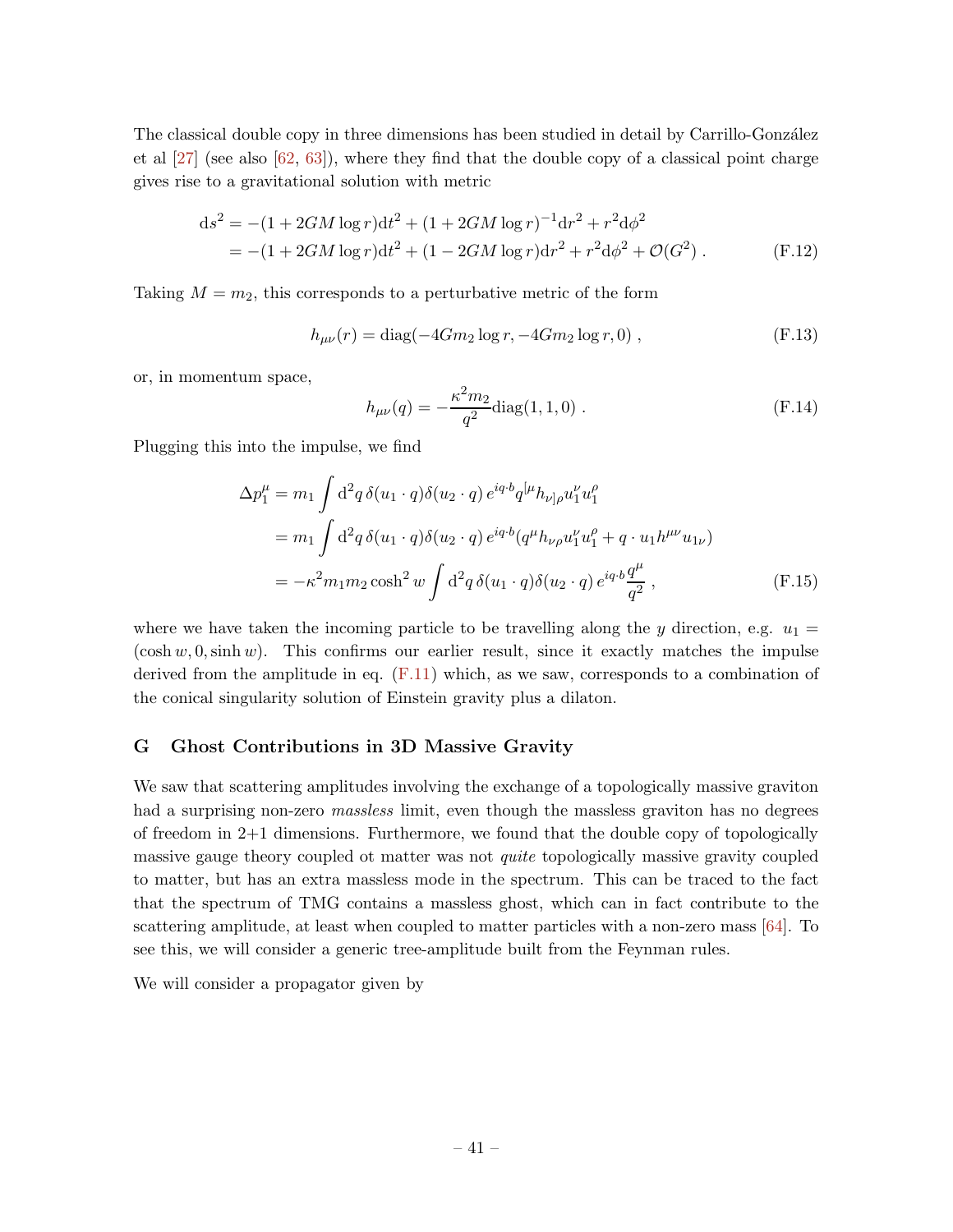The classical double copy in three dimensions has been studied in detail by Carrillo-González et al [27] (see also [62, 63]), where they find that the double copy of a classical point charge gives rise to a gravitational solution with metric

$$
\begin{aligned}
\mathrm{d}s^2 &= -(1 + 2GM \log r)\mathrm{d}t^2 + (1 + 2GM \log r)^{-1}\mathrm{d}r^2 + r^2\mathrm{d}\phi^2 \\
&= -(1 + 2GM \log r)\mathrm{d}t^2 + (1 - 2GM \log r)\mathrm{d}r^2 + r^2\mathrm{d}\phi^2 + \mathcal{O}(G^2) \ .
\end{aligned} \tag{F.12}
$$

Taking $M = m_2$, this corresponds to a perturbative metric of the form

$$
h_{\mu\nu}(r) = \mathrm{diag}(-4Gm_2 \log r, -4Gm_2 \log r, 0) \ , \tag{F.13}
$$

or, in momentum space,

$$
h_{\mu\nu}(q) = -\frac{\kappa^2 m_2}{q^2}\mathrm{diag}(1, 1, 0) \ . \tag{F.14}
$$

Plugging this into the impulse, we find

$$
\begin{aligned}
\Delta p_1^\mu &= m_1 \int \mathrm{d}^2 q \, \delta(u_1 \cdot q)\delta(u_2 \cdot q) \, e^{iq\cdot b} q^{[\mu} h_{\nu]\rho} u_1^\nu u_1^\rho \\
&= m_1 \int \mathrm{d}^2 q \, \delta(u_1 \cdot q)\delta(u_2 \cdot q) \, e^{iq\cdot b} (q^\mu h_{\nu\rho} u_1^\nu u_1^\rho + q \cdot u_1 h^{\mu\nu} u_{1\nu}) \\
&= -\kappa^2 m_1 m_2 \cosh^2 w \int \mathrm{d}^2 q \, \delta(u_1 \cdot q)\delta(u_2 \cdot q) \, e^{iq\cdot b} \frac{q^\mu}{q^2} \ ,
\end{aligned} \tag{F.15}
$$

where we have taken the incoming particle to be travelling along the $y$ direction, e.g. $u_1 = (\cosh w, 0, \sinh w)$. This confirms our earlier result, since it exactly matches the impulse derived from the amplitude in eq. (F.11) which, as we saw, corresponds to a combination of the conical singularity solution of Einstein gravity plus a dilaton.

## G Ghost Contributions in 3D Massive Gravity

We saw that scattering amplitudes involving the exchange of a topologically massive graviton had a surprising non-zero *massless* limit, even though the massless graviton has no degrees of freedom in 2+1 dimensions. Furthermore, we found that the double copy of topologically massive gauge theory coupled ot matter was not *quite* topologically massive gravity coupled to matter, but has an extra massless mode in the spectrum. This can be traced to the fact that the spectrum of TMG contains a massless ghost, which can in fact contribute to the scattering amplitude, at least when coupled to matter particles with a non-zero mass [64]. To see this, we will consider a generic tree-amplitude built from the Feynman rules.

We will consider a propagator given by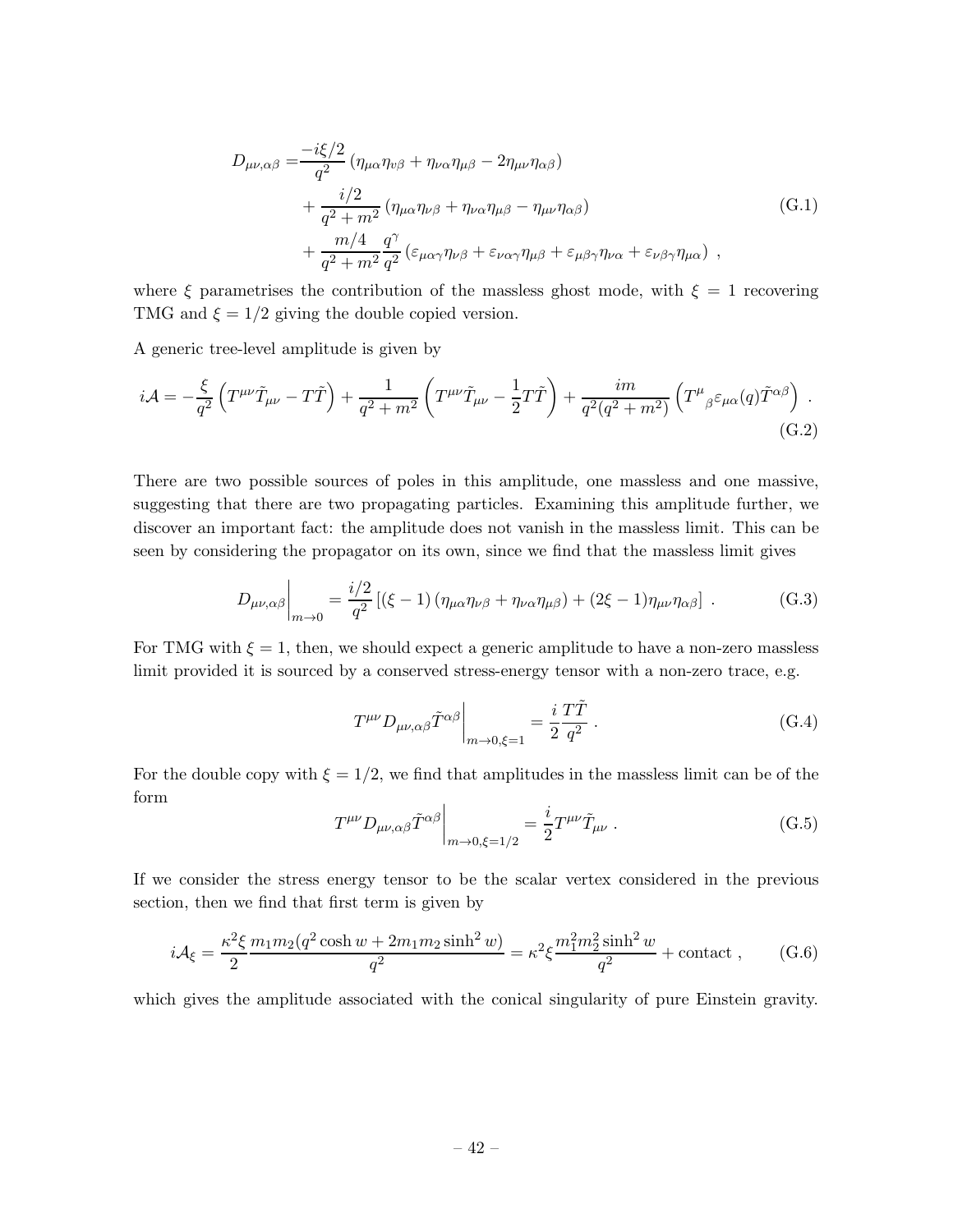$$
\begin{aligned}
D_{\mu\nu,\alpha\beta} =& \frac{-i\xi/2}{q^2}\left(\eta_{\mu\alpha}\eta_{v\beta}+\eta_{\nu\alpha}\eta_{\mu\beta}-2\eta_{\mu\nu}\eta_{\alpha\beta}\right) \\
&+\frac{i/2}{q^2+m^2}\left(\eta_{\mu\alpha}\eta_{\nu\beta}+\eta_{\nu\alpha}\eta_{\mu\beta}-\eta_{\mu\nu}\eta_{\alpha\beta}\right) \\
&+\frac{m/4}{q^2+m^2}\frac{q^\gamma}{q^2}\left(\varepsilon_{\mu\alpha\gamma}\eta_{\nu\beta}+\varepsilon_{\nu\alpha\gamma}\eta_{\mu\beta}+\varepsilon_{\mu\beta\gamma}\eta_{\nu\alpha}+\varepsilon_{\nu\beta\gamma}\eta_{\mu\alpha}\right) ,
\end{aligned}
\tag{G.1}
$$

where $\xi$ parametrises the contribution of the massless ghost mode, with $\xi = 1$ recovering TMG and $\xi = 1/2$ giving the double copied version.

A generic tree-level amplitude is given by

$$
i\mathcal{A} = -\frac{\xi}{q^2}\left(T^{\mu\nu}\tilde{T}_{\mu\nu} - T\tilde{T}\right) + \frac{1}{q^2+m^2}\left(T^{\mu\nu}\tilde{T}_{\mu\nu} - \frac{1}{2}T\tilde{T}\right) + \frac{im}{q^2(q^2+m^2)}\left(T^{\mu}{}_{\beta}\varepsilon_{\mu\alpha}(q)\tilde{T}^{\alpha\beta}\right) .
\tag{G.2}
$$

There are two possible sources of poles in this amplitude, one massless and one massive, suggesting that there are two propagating particles. Examining this amplitude further, we discover an important fact: the amplitude does not vanish in the massless limit. This can be seen by considering the propagator on its own, since we find that the massless limit gives

$$
D_{\mu\nu,\alpha\beta}\bigg|_{m\to 0} = \frac{i/2}{q^2}\left[(\xi-1)\left(\eta_{\mu\alpha}\eta_{\nu\beta}+\eta_{\nu\alpha}\eta_{\mu\beta}\right)+(2\xi-1)\eta_{\mu\nu}\eta_{\alpha\beta}\right] .
\tag{G.3}
$$

For TMG with $\xi = 1$, then, we should expect a generic amplitude to have a non-zero massless limit provided it is sourced by a conserved stress-energy tensor with a non-zero trace, e.g.

$$
T^{\mu\nu}D_{\mu\nu,\alpha\beta}\tilde{T}^{\alpha\beta}\bigg|_{m\to 0,\xi=1} = \frac{i}{2}\frac{T\tilde{T}}{q^2} .
\tag{G.4}
$$

For the double copy with $\xi = 1/2$, we find that amplitudes in the massless limit can be of the form

$$
T^{\mu\nu}D_{\mu\nu,\alpha\beta}\tilde{T}^{\alpha\beta}\bigg|_{m\to 0,\xi=1/2} = \frac{i}{2}T^{\mu\nu}\tilde{T}_{\mu\nu} .
\tag{G.5}
$$

If we consider the stress energy tensor to be the scalar vertex considered in the previous section, then we find that first term is given by

$$
i\mathcal{A}_\xi = \frac{\kappa^2\xi}{2}\frac{m_1m_2(q^2\cosh w + 2m_1m_2\sinh^2 w)}{q^2} = \kappa^2\xi\frac{m_1^2m_2^2\sinh^2 w}{q^2} + \text{contact} ,
\tag{G.6}
$$

which gives the amplitude associated with the conical singularity of pure Einstein gravity.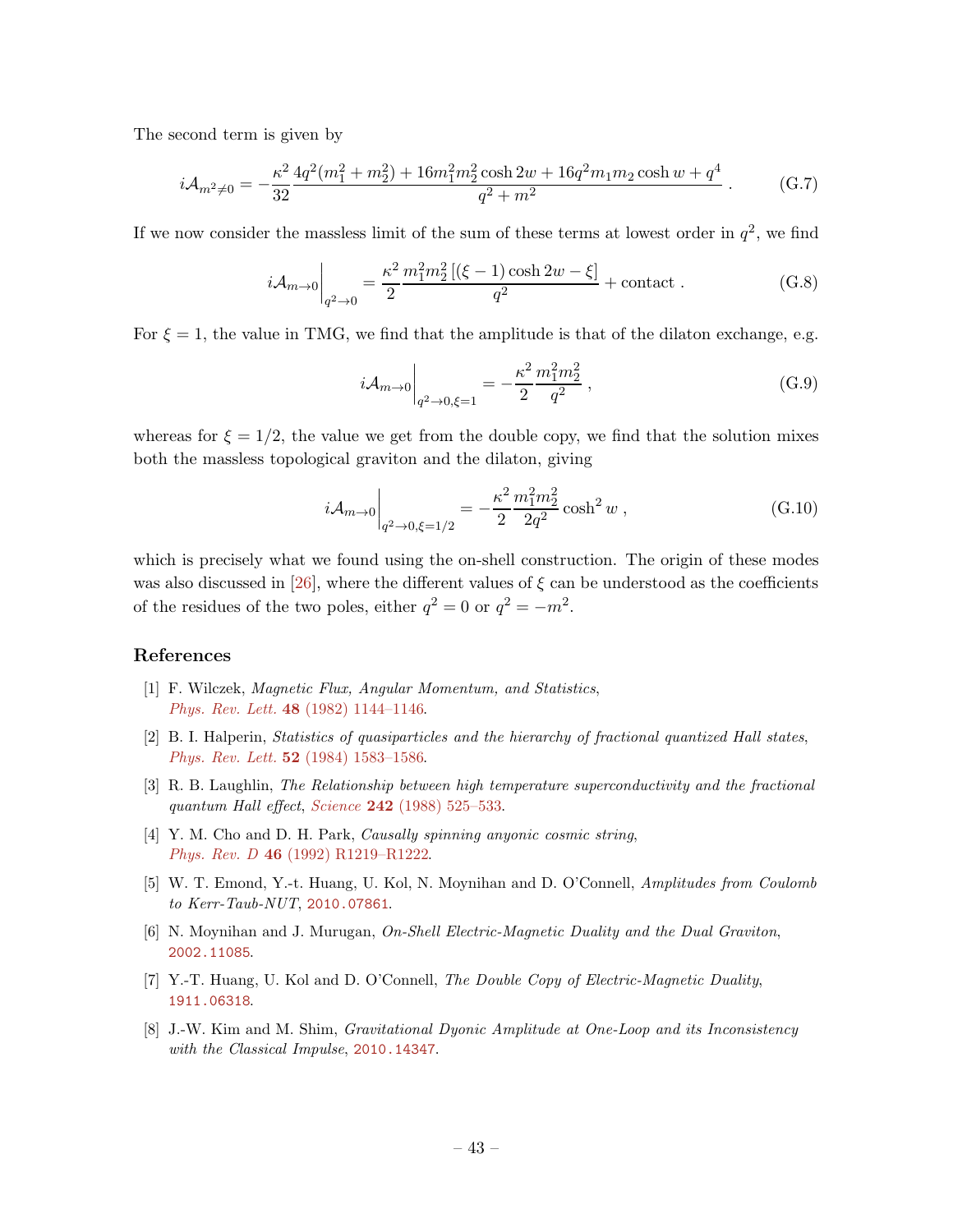The second term is given by

$$i\mathcal{A}_{m^2\neq 0} = -\frac{\kappa^2}{32}\frac{4q^2(m_1^2+m_2^2)+16m_1^2m_2^2\cosh 2w+16q^2m_1m_2\cosh w+q^4}{q^2+m^2}\,. \tag{G.7}$$

If we now consider the massless limit of the sum of these terms at lowest order in $q^2$, we find

$$i\mathcal{A}_{m\to 0}\bigg|_{q^2\to 0} = \frac{\kappa^2}{2}\frac{m_1^2m_2^2\left[(\xi-1)\cosh 2w-\xi\right]}{q^2} + \text{contact}\,. \tag{G.8}$$

For $\xi = 1$, the value in TMG, we find that the amplitude is that of the dilaton exchange, e.g.

$$i\mathcal{A}_{m\to 0}\bigg|_{q^2\to 0,\xi=1} = -\frac{\kappa^2}{2}\frac{m_1^2m_2^2}{q^2}\,, \tag{G.9}$$

whereas for $\xi = 1/2$, the value we get from the double copy, we find that the solution mixes both the massless topological graviton and the dilaton, giving

$$i\mathcal{A}_{m\to 0}\bigg|_{q^2\to 0,\xi=1/2} = -\frac{\kappa^2}{2}\frac{m_1^2m_2^2}{2q^2}\cosh^2 w\,, \tag{G.10}$$

which is precisely what we found using the on-shell construction. The origin of these modes was also discussed in [26], where the different values of $\xi$ can be understood as the coefficients of the residues of the two poles, either $q^2 = 0$ or $q^2 = -m^2$.

## References

[1] F. Wilczek, *Magnetic Flux, Angular Momentum, and Statistics*, *Phys. Rev. Lett.* **48** (1982) 1144–1146.

[2] B. I. Halperin, *Statistics of quasiparticles and the hierarchy of fractional quantized Hall states*, *Phys. Rev. Lett.* **52** (1984) 1583–1586.

[3] R. B. Laughlin, *The Relationship between high temperature superconductivity and the fractional quantum Hall effect*, *Science* **242** (1988) 525–533.

[4] Y. M. Cho and D. H. Park, *Causally spinning anyonic cosmic string*, *Phys. Rev. D* **46** (1992) R1219–R1222.

[5] W. T. Emond, Y.-t. Huang, U. Kol, N. Moynihan and D. O'Connell, *Amplitudes from Coulomb to Kerr-Taub-NUT*, 2010.07861.

[6] N. Moynihan and J. Murugan, *On-Shell Electric-Magnetic Duality and the Dual Graviton*, 2002.11085.

[7] Y.-T. Huang, U. Kol and D. O'Connell, *The Double Copy of Electric-Magnetic Duality*, 1911.06318.

[8] J.-W. Kim and M. Shim, *Gravitational Dyonic Amplitude at One-Loop and its Inconsistency with the Classical Impulse*, 2010.14347.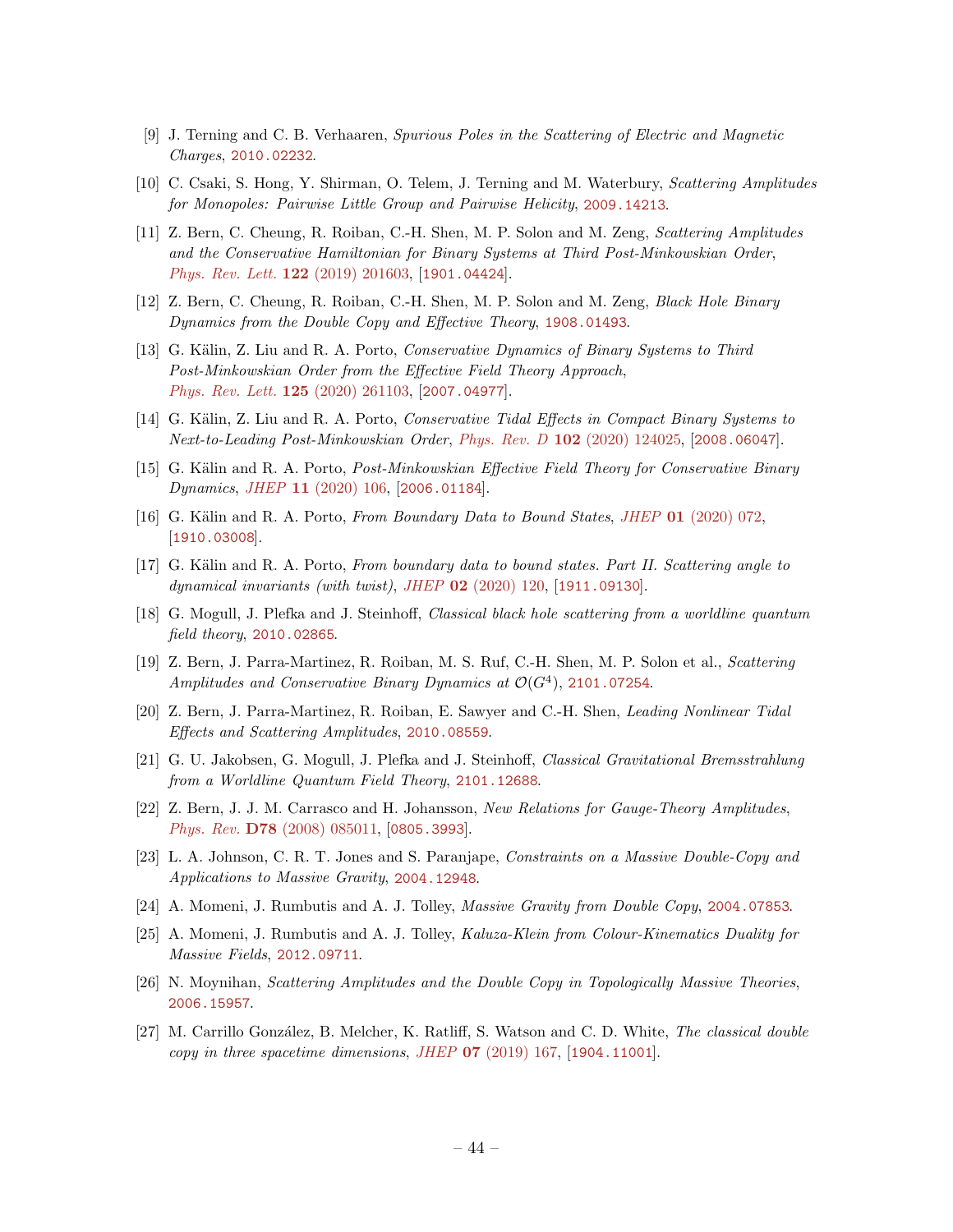[9] J. Terning and C. B. Verhaaren, *Spurious Poles in the Scattering of Electric and Magnetic Charges*, 2010.02232.

[10] C. Csaki, S. Hong, Y. Shirman, O. Telem, J. Terning and M. Waterbury, *Scattering Amplitudes for Monopoles: Pairwise Little Group and Pairwise Helicity*, 2009.14213.

[11] Z. Bern, C. Cheung, R. Roiban, C.-H. Shen, M. P. Solon and M. Zeng, *Scattering Amplitudes and the Conservative Hamiltonian for Binary Systems at Third Post-Minkowskian Order*, *Phys. Rev. Lett.* **122** (2019) 201603, [1901.04424].

[12] Z. Bern, C. Cheung, R. Roiban, C.-H. Shen, M. P. Solon and M. Zeng, *Black Hole Binary Dynamics from the Double Copy and Effective Theory*, 1908.01493.

[13] G. Kälin, Z. Liu and R. A. Porto, *Conservative Dynamics of Binary Systems to Third Post-Minkowskian Order from the Effective Field Theory Approach*, *Phys. Rev. Lett.* **125** (2020) 261103, [2007.04977].

[14] G. Kälin, Z. Liu and R. A. Porto, *Conservative Tidal Effects in Compact Binary Systems to Next-to-Leading Post-Minkowskian Order*, *Phys. Rev. D* **102** (2020) 124025, [2008.06047].

[15] G. Kälin and R. A. Porto, *Post-Minkowskian Effective Field Theory for Conservative Binary Dynamics*, *JHEP* **11** (2020) 106, [2006.01184].

[16] G. Kälin and R. A. Porto, *From Boundary Data to Bound States*, *JHEP* **01** (2020) 072, [1910.03008].

[17] G. Kälin and R. A. Porto, *From boundary data to bound states. Part II. Scattering angle to dynamical invariants (with twist)*, *JHEP* **02** (2020) 120, [1911.09130].

[18] G. Mogull, J. Plefka and J. Steinhoff, *Classical black hole scattering from a worldline quantum field theory*, 2010.02865.

[19] Z. Bern, J. Parra-Martinez, R. Roiban, M. S. Ruf, C.-H. Shen, M. P. Solon et al., *Scattering Amplitudes and Conservative Binary Dynamics at $\mathcal{O}(G^4)$*, 2101.07254.

[20] Z. Bern, J. Parra-Martinez, R. Roiban, E. Sawyer and C.-H. Shen, *Leading Nonlinear Tidal Effects and Scattering Amplitudes*, 2010.08559.

[21] G. U. Jakobsen, G. Mogull, J. Plefka and J. Steinhoff, *Classical Gravitational Bremsstrahlung from a Worldline Quantum Field Theory*, 2101.12688.

[22] Z. Bern, J. J. M. Carrasco and H. Johansson, *New Relations for Gauge-Theory Amplitudes*, *Phys. Rev.* **D78** (2008) 085011, [0805.3993].

[23] L. A. Johnson, C. R. T. Jones and S. Paranjape, *Constraints on a Massive Double-Copy and Applications to Massive Gravity*, 2004.12948.

[24] A. Momeni, J. Rumbutis and A. J. Tolley, *Massive Gravity from Double Copy*, 2004.07853.

[25] A. Momeni, J. Rumbutis and A. J. Tolley, *Kaluza-Klein from Colour-Kinematics Duality for Massive Fields*, 2012.09711.

[26] N. Moynihan, *Scattering Amplitudes and the Double Copy in Topologically Massive Theories*, 2006.15957.

[27] M. Carrillo González, B. Melcher, K. Ratliff, S. Watson and C. D. White, *The classical double copy in three spacetime dimensions*, *JHEP* **07** (2019) 167, [1904.11001].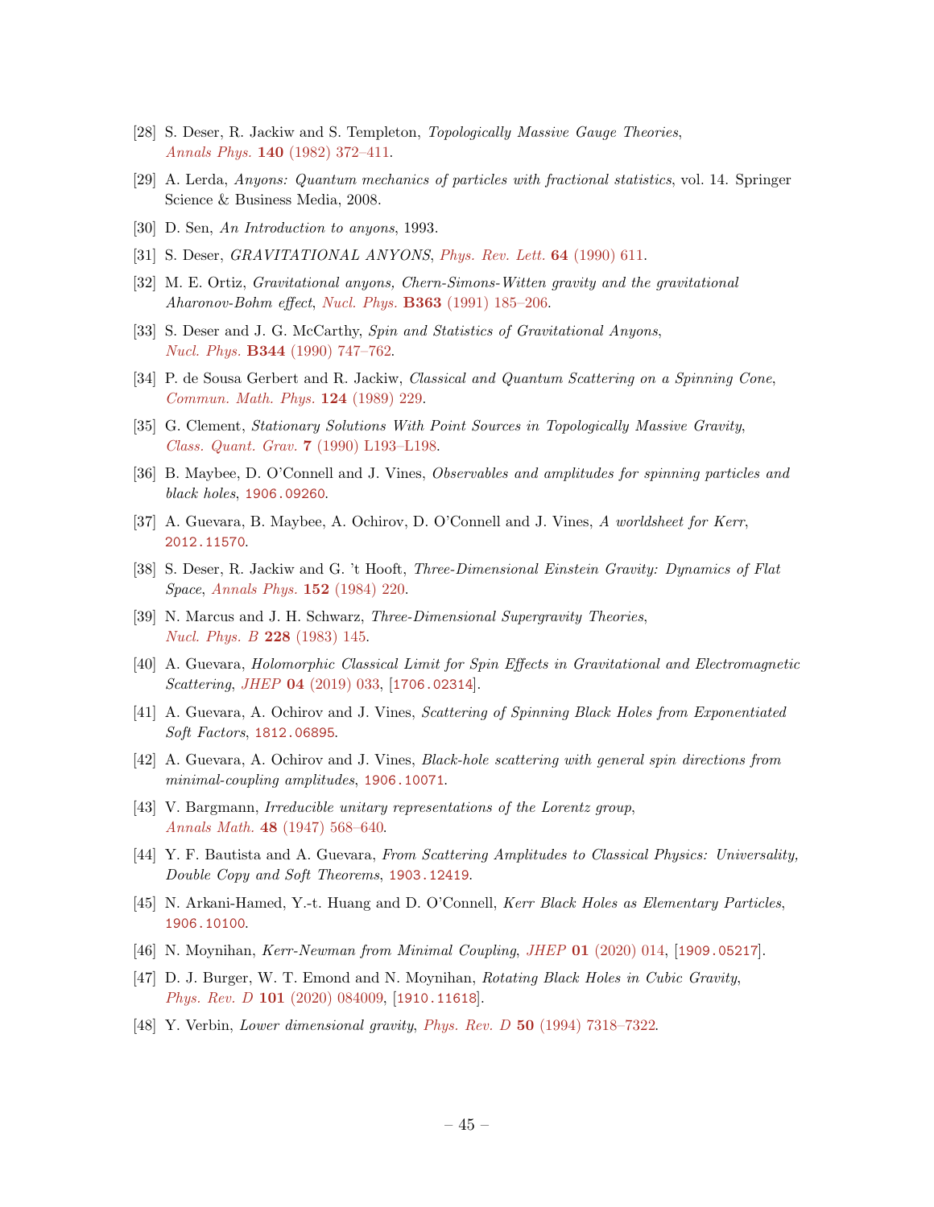[28] S. Deser, R. Jackiw and S. Templeton, *Topologically Massive Gauge Theories*, Annals Phys. **140** (1982) 372–411.

[29] A. Lerda, *Anyons: Quantum mechanics of particles with fractional statistics*, vol. 14. Springer Science & Business Media, 2008.

[30] D. Sen, *An Introduction to anyons*, 1993.

[31] S. Deser, *GRAVITATIONAL ANYONS*, Phys. Rev. Lett. **64** (1990) 611.

[32] M. E. Ortiz, *Gravitational anyons, Chern-Simons-Witten gravity and the gravitational Aharonov-Bohm effect*, Nucl. Phys. **B363** (1991) 185–206.

[33] S. Deser and J. G. McCarthy, *Spin and Statistics of Gravitational Anyons*, Nucl. Phys. **B344** (1990) 747–762.

[34] P. de Sousa Gerbert and R. Jackiw, *Classical and Quantum Scattering on a Spinning Cone*, Commun. Math. Phys. **124** (1989) 229.

[35] G. Clement, *Stationary Solutions With Point Sources in Topologically Massive Gravity*, Class. Quant. Grav. **7** (1990) L193–L198.

[36] B. Maybee, D. O'Connell and J. Vines, *Observables and amplitudes for spinning particles and black holes*, 1906.09260.

[37] A. Guevara, B. Maybee, A. Ochirov, D. O'Connell and J. Vines, *A worldsheet for Kerr*, 2012.11570.

[38] S. Deser, R. Jackiw and G. 't Hooft, *Three-Dimensional Einstein Gravity: Dynamics of Flat Space*, Annals Phys. **152** (1984) 220.

[39] N. Marcus and J. H. Schwarz, *Three-Dimensional Supergravity Theories*, Nucl. Phys. B **228** (1983) 145.

[40] A. Guevara, *Holomorphic Classical Limit for Spin Effects in Gravitational and Electromagnetic Scattering*, JHEP **04** (2019) 033, [1706.02314].

[41] A. Guevara, A. Ochirov and J. Vines, *Scattering of Spinning Black Holes from Exponentiated Soft Factors*, 1812.06895.

[42] A. Guevara, A. Ochirov and J. Vines, *Black-hole scattering with general spin directions from minimal-coupling amplitudes*, 1906.10071.

[43] V. Bargmann, *Irreducible unitary representations of the Lorentz group*, Annals Math. **48** (1947) 568–640.

[44] Y. F. Bautista and A. Guevara, *From Scattering Amplitudes to Classical Physics: Universality, Double Copy and Soft Theorems*, 1903.12419.

[45] N. Arkani-Hamed, Y.-t. Huang and D. O'Connell, *Kerr Black Holes as Elementary Particles*, 1906.10100.

[46] N. Moynihan, *Kerr-Newman from Minimal Coupling*, JHEP **01** (2020) 014, [1909.05217].

[47] D. J. Burger, W. T. Emond and N. Moynihan, *Rotating Black Holes in Cubic Gravity*, Phys. Rev. D **101** (2020) 084009, [1910.11618].

[48] Y. Verbin, *Lower dimensional gravity*, Phys. Rev. D **50** (1994) 7318–7322.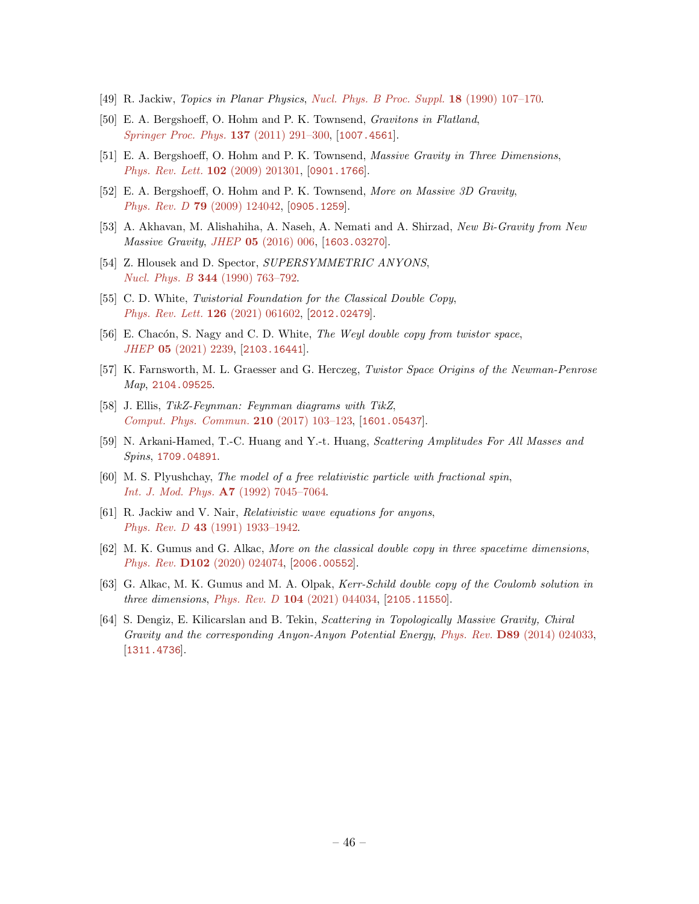[49] R. Jackiw, *Topics in Planar Physics*, *Nucl. Phys. B Proc. Suppl.* **18** (1990) 107–170.

[50] E. A. Bergshoeff, O. Hohm and P. K. Townsend, *Gravitons in Flatland*, *Springer Proc. Phys.* **137** (2011) 291–300, [1007.4561].

[51] E. A. Bergshoeff, O. Hohm and P. K. Townsend, *Massive Gravity in Three Dimensions*, *Phys. Rev. Lett.* **102** (2009) 201301, [0901.1766].

[52] E. A. Bergshoeff, O. Hohm and P. K. Townsend, *More on Massive 3D Gravity*, *Phys. Rev. D* **79** (2009) 124042, [0905.1259].

[53] A. Akhavan, M. Alishahiha, A. Naseh, A. Nemati and A. Shirzad, *New Bi-Gravity from New Massive Gravity*, *JHEP* **05** (2016) 006, [1603.03270].

[54] Z. Hlousek and D. Spector, *SUPERSYMMETRIC ANYONS*, *Nucl. Phys. B* **344** (1990) 763–792.

[55] C. D. White, *Twistorial Foundation for the Classical Double Copy*, *Phys. Rev. Lett.* **126** (2021) 061602, [2012.02479].

[56] E. Chacón, S. Nagy and C. D. White, *The Weyl double copy from twistor space*, *JHEP* **05** (2021) 2239, [2103.16441].

[57] K. Farnsworth, M. L. Graesser and G. Herczeg, *Twistor Space Origins of the Newman-Penrose Map*, 2104.09525.

[58] J. Ellis, *TikZ-Feynman: Feynman diagrams with TikZ*, *Comput. Phys. Commun.* **210** (2017) 103–123, [1601.05437].

[59] N. Arkani-Hamed, T.-C. Huang and Y.-t. Huang, *Scattering Amplitudes For All Masses and Spins*, 1709.04891.

[60] M. S. Plyushchay, *The model of a free relativistic particle with fractional spin*, *Int. J. Mod. Phys.* **A7** (1992) 7045–7064.

[61] R. Jackiw and V. Nair, *Relativistic wave equations for anyons*, *Phys. Rev. D* **43** (1991) 1933–1942.

[62] M. K. Gumus and G. Alkac, *More on the classical double copy in three spacetime dimensions*, *Phys. Rev.* **D102** (2020) 024074, [2006.00552].

[63] G. Alkac, M. K. Gumus and M. A. Olpak, *Kerr-Schild double copy of the Coulomb solution in three dimensions*, *Phys. Rev. D* **104** (2021) 044034, [2105.11550].

[64] S. Dengiz, E. Kilicarslan and B. Tekin, *Scattering in Topologically Massive Gravity, Chiral Gravity and the corresponding Anyon-Anyon Potential Energy*, *Phys. Rev.* **D89** (2014) 024033, [1311.4736].